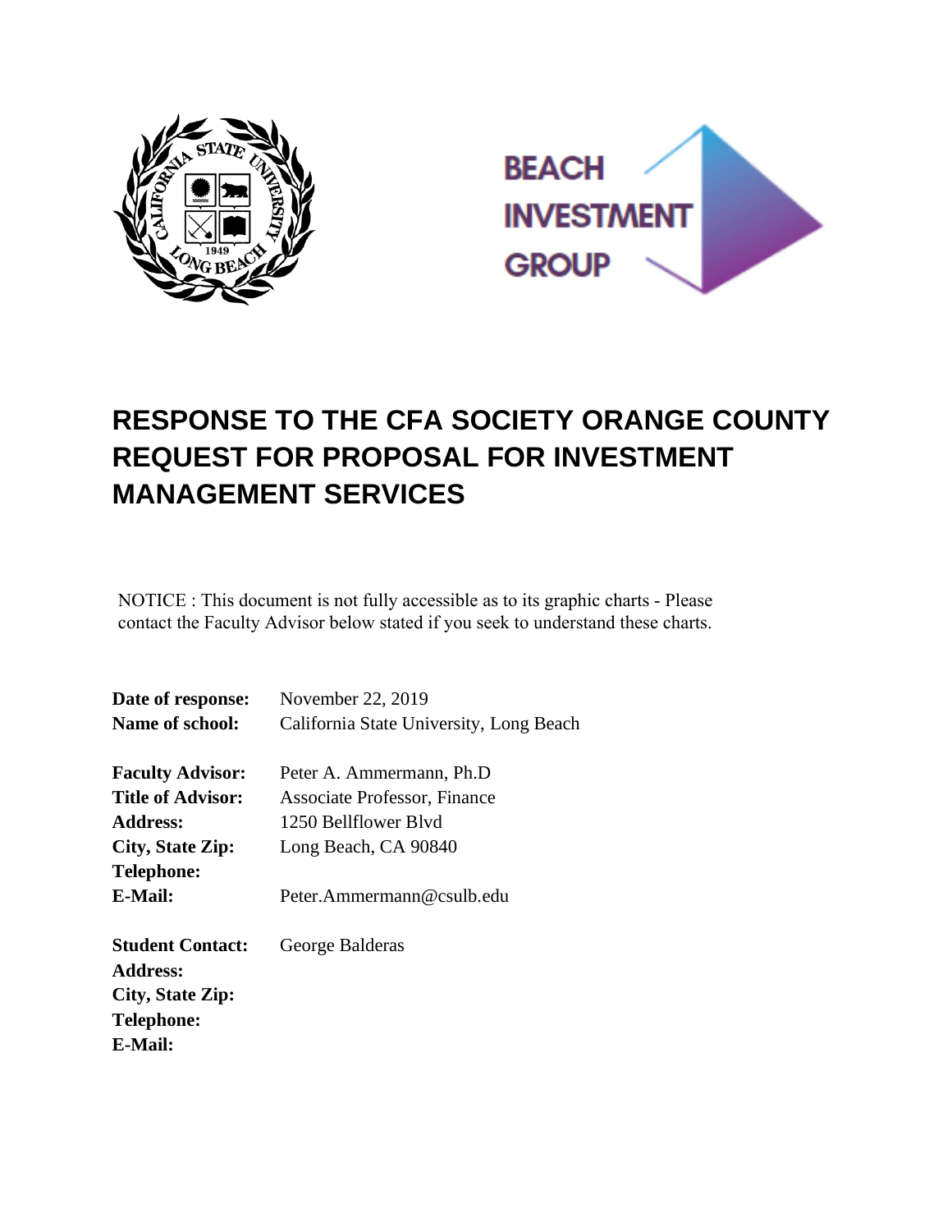# RESPONSE TO THE CFA SOCIETY ORANGE COUNTY REQUEST FOR PROPOSAL FOR INVESTMENT MANAGEMENT SERVICES

NOTICE : This document is not fully accessible as to its graphic charts - Please contact the Faculty Advisor below stated if you seek to understand these charts.

**Date of response:** November 22, 2019
**Name of school:** California State University, Long Beach

**Faculty Advisor:** Peter A. Ammermann, Ph.D
**Title of Advisor:** Associate Professor, Finance
**Address:** 1250 Bellflower Blvd
**City, State Zip:** Long Beach, CA 90840
**Telephone:**
**E-Mail:** Peter.Ammermann@csulb.edu

**Student Contact:** George Balderas
**Address:**
**City, State Zip:**
**Telephone:**
**E-Mail:**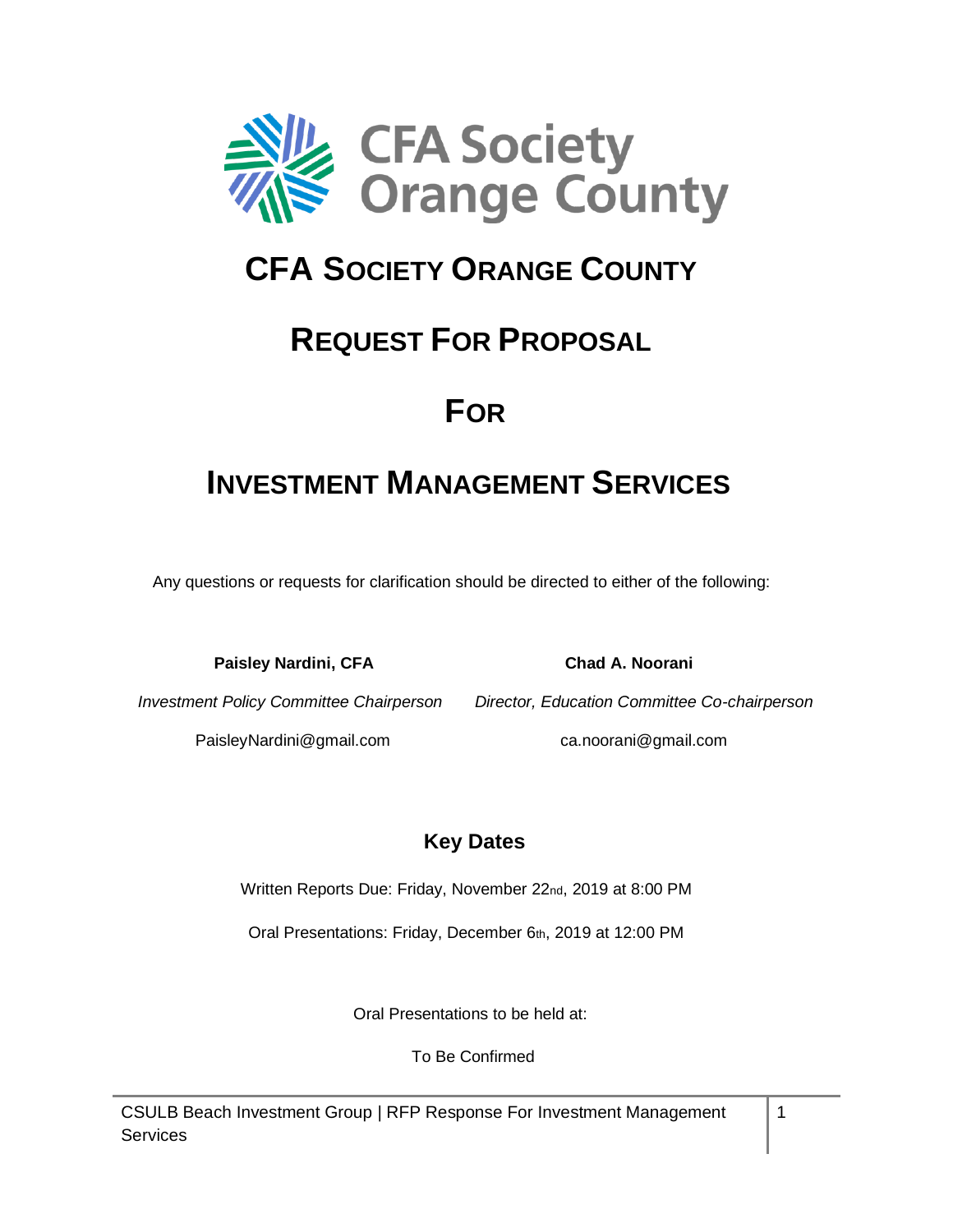# CFA SOCIETY ORANGE COUNTY

# REQUEST FOR PROPOSAL

# FOR

# INVESTMENT MANAGEMENT SERVICES

Any questions or requests for clarification should be directed to either of the following:

| **Paisley Nardini, CFA** | **Chad A. Noorani** |
|---|---|
| *Investment Policy Committee Chairperson* | *Director, Education Committee Co-chairperson* |
| PaisleyNardini@gmail.com | ca.noorani@gmail.com |

## Key Dates

Written Reports Due: Friday, November 22nd, 2019 at 8:00 PM

Oral Presentations: Friday, December 6th, 2019 at 12:00 PM

Oral Presentations to be held at:

To Be Confirmed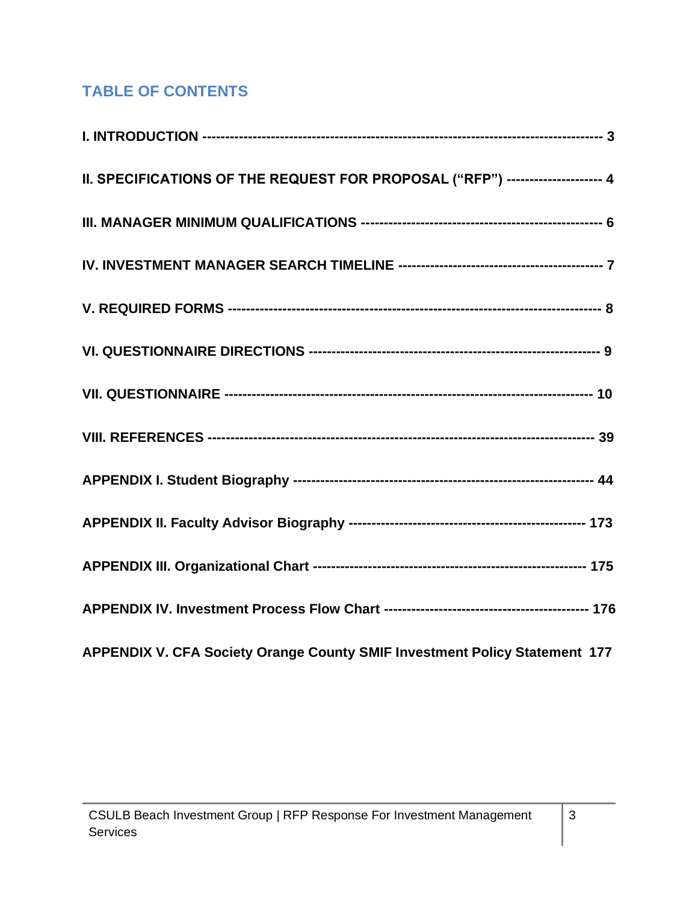## TABLE OF CONTENTS

**I. INTRODUCTION ---------------------------------------------------------------------------------------- 3**

**II. SPECIFICATIONS OF THE REQUEST FOR PROPOSAL ("RFP") -------------------- 4**

**III. MANAGER MINIMUM QUALIFICATIONS --------------------------------------------------- 6**

**IV. INVESTMENT MANAGER SEARCH TIMELINE ------------------------------------------- 7**

**V. REQUIRED FORMS --------------------------------------------------------------------------------- 8**

**VI. QUESTIONNAIRE DIRECTIONS --------------------------------------------------------------- 9**

**VII. QUESTIONNAIRE ---------------------------------------------------------------------------------- 10**

**VIII. REFERENCES ------------------------------------------------------------------------------------ 39**

**APPENDIX I. Student Biography ---------------------------------------------------------------- 44**

**APPENDIX II. Faculty Advisor Biography -------------------------------------------------- 173**

**APPENDIX III. Organizational Chart ---------------------------------------------------------- 175**

**APPENDIX IV. Investment Process Flow Chart ------------------------------------------- 176**

**APPENDIX V. CFA Society Orange County SMIF Investment Policy Statement 177**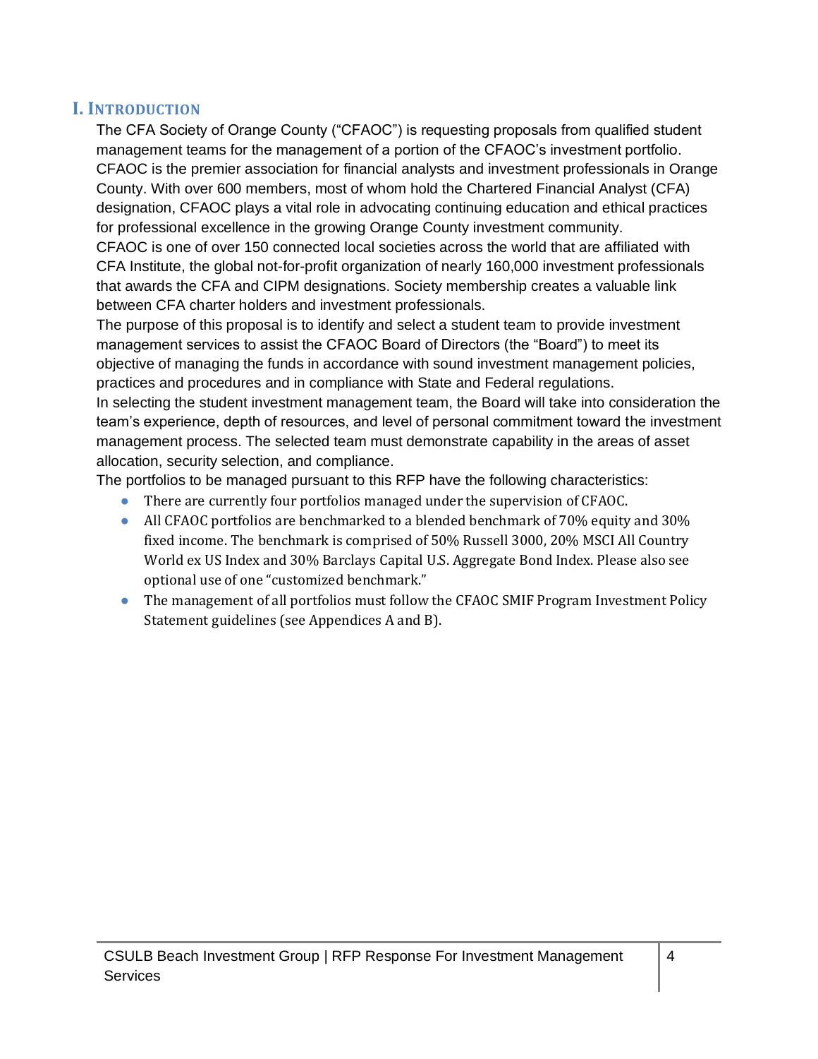## I. Introduction

The CFA Society of Orange County ("CFAOC") is requesting proposals from qualified student management teams for the management of a portion of the CFAOC's investment portfolio. CFAOC is the premier association for financial analysts and investment professionals in Orange County. With over 600 members, most of whom hold the Chartered Financial Analyst (CFA) designation, CFAOC plays a vital role in advocating continuing education and ethical practices for professional excellence in the growing Orange County investment community.

CFAOC is one of over 150 connected local societies across the world that are affiliated with CFA Institute, the global not-for-profit organization of nearly 160,000 investment professionals that awards the CFA and CIPM designations. Society membership creates a valuable link between CFA charter holders and investment professionals.

The purpose of this proposal is to identify and select a student team to provide investment management services to assist the CFAOC Board of Directors (the "Board") to meet its objective of managing the funds in accordance with sound investment management policies, practices and procedures and in compliance with State and Federal regulations.

In selecting the student investment management team, the Board will take into consideration the team's experience, depth of resources, and level of personal commitment toward the investment management process. The selected team must demonstrate capability in the areas of asset allocation, security selection, and compliance.

The portfolios to be managed pursuant to this RFP have the following characteristics:

- There are currently four portfolios managed under the supervision of CFAOC.
- All CFAOC portfolios are benchmarked to a blended benchmark of 70% equity and 30% fixed income. The benchmark is comprised of 50% Russell 3000, 20% MSCI All Country World ex US Index and 30% Barclays Capital U.S. Aggregate Bond Index. Please also see optional use of one "customized benchmark."
- The management of all portfolios must follow the CFAOC SMIF Program Investment Policy Statement guidelines (see Appendices A and B).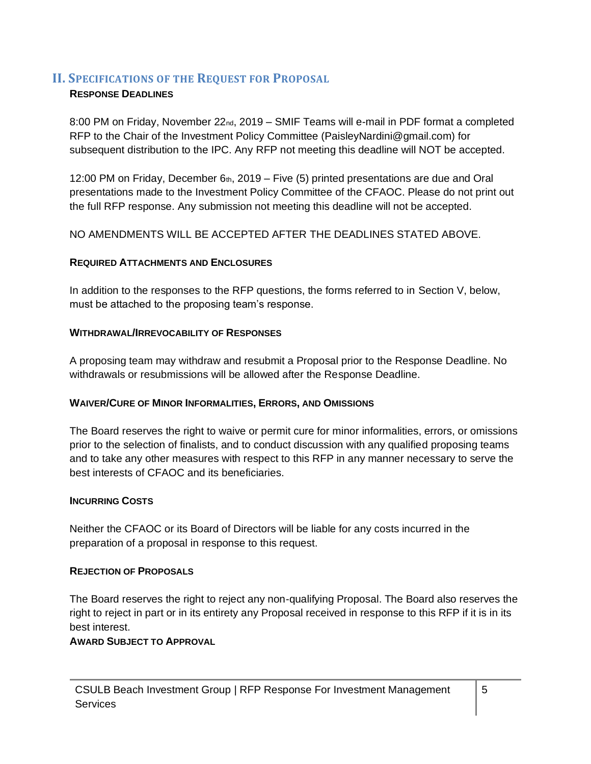## II. Specifications of the Request for Proposal

**RESPONSE DEADLINES**

8:00 PM on Friday, November 22nd, 2019 – SMIF Teams will e-mail in PDF format a completed RFP to the Chair of the Investment Policy Committee (PaisleyNardini@gmail.com) for subsequent distribution to the IPC. Any RFP not meeting this deadline will NOT be accepted.

12:00 PM on Friday, December 6th, 2019 – Five (5) printed presentations are due and Oral presentations made to the Investment Policy Committee of the CFAOC. Please do not print out the full RFP response. Any submission not meeting this deadline will not be accepted.

NO AMENDMENTS WILL BE ACCEPTED AFTER THE DEADLINES STATED ABOVE.

**REQUIRED ATTACHMENTS AND ENCLOSURES**

In addition to the responses to the RFP questions, the forms referred to in Section V, below, must be attached to the proposing team's response.

**WITHDRAWAL/IRREVOCABILITY OF RESPONSES**

A proposing team may withdraw and resubmit a Proposal prior to the Response Deadline. No withdrawals or resubmissions will be allowed after the Response Deadline.

**WAIVER/CURE OF MINOR INFORMALITIES, ERRORS, AND OMISSIONS**

The Board reserves the right to waive or permit cure for minor informalities, errors, or omissions prior to the selection of finalists, and to conduct discussion with any qualified proposing teams and to take any other measures with respect to this RFP in any manner necessary to serve the best interests of CFAOC and its beneficiaries.

**INCURRING COSTS**

Neither the CFAOC or its Board of Directors will be liable for any costs incurred in the preparation of a proposal in response to this request.

**REJECTION OF PROPOSALS**

The Board reserves the right to reject any non-qualifying Proposal. The Board also reserves the right to reject in part or in its entirety any Proposal received in response to this RFP if it is in its best interest.

**AWARD SUBJECT TO APPROVAL**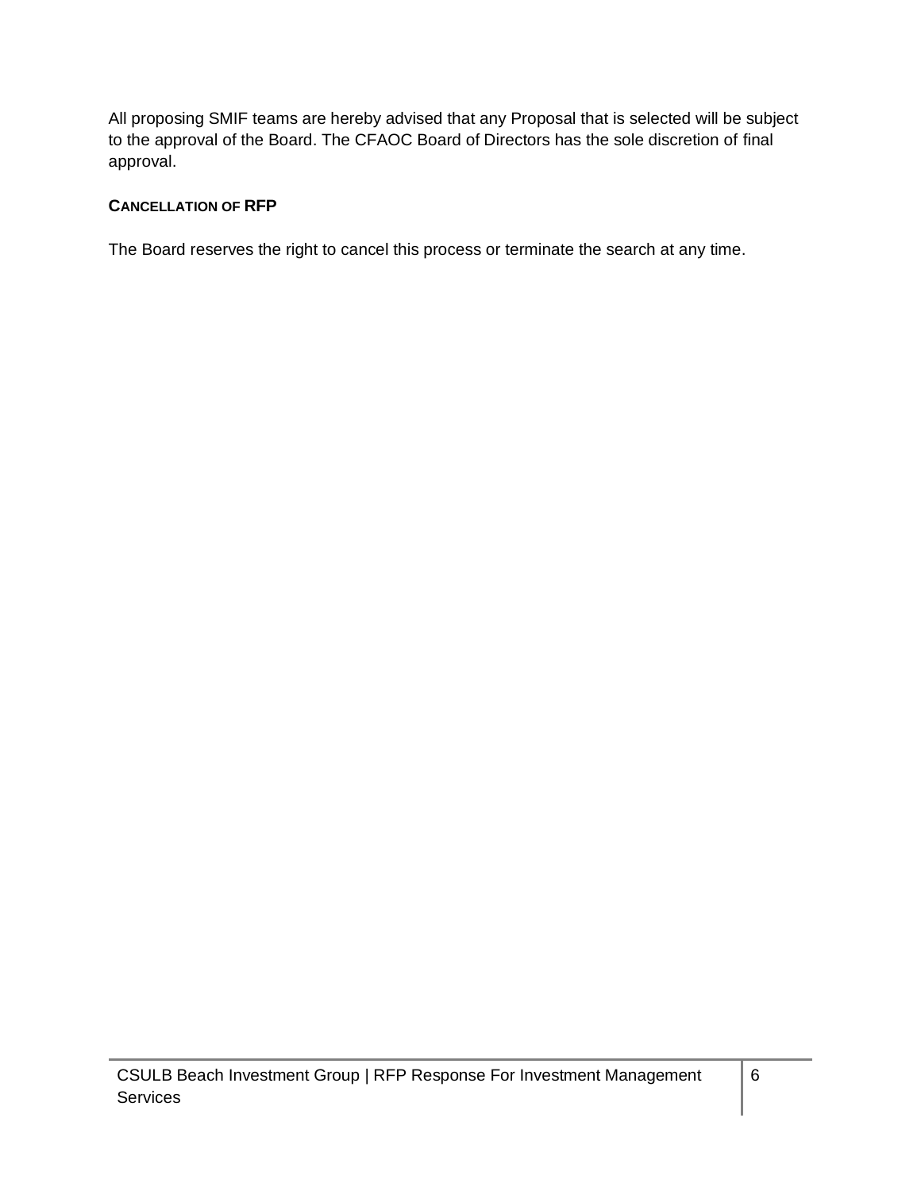All proposing SMIF teams are hereby advised that any Proposal that is selected will be subject to the approval of the Board. The CFAOC Board of Directors has the sole discretion of final approval.

### CANCELLATION OF RFP

The Board reserves the right to cancel this process or terminate the search at any time.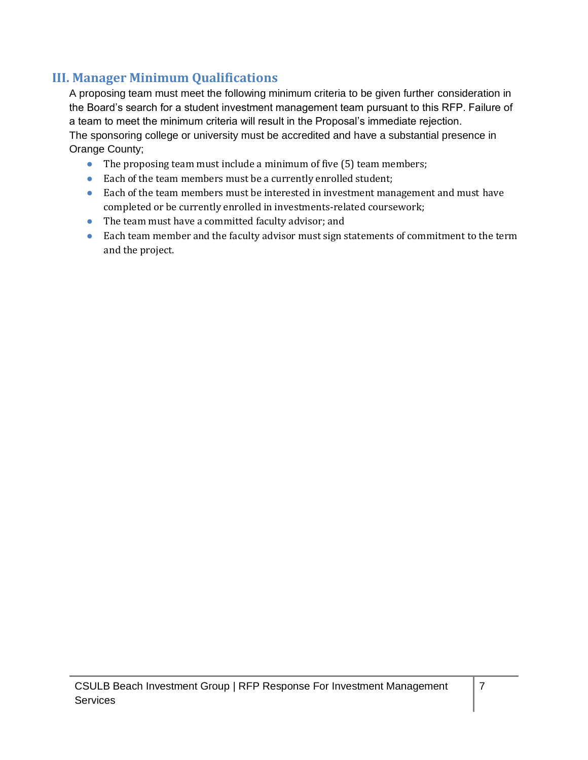## III. Manager Minimum Qualifications

A proposing team must meet the following minimum criteria to be given further consideration in the Board's search for a student investment management team pursuant to this RFP. Failure of a team to meet the minimum criteria will result in the Proposal's immediate rejection. The sponsoring college or university must be accredited and have a substantial presence in Orange County;

- The proposing team must include a minimum of five (5) team members;
- Each of the team members must be a currently enrolled student;
- Each of the team members must be interested in investment management and must have completed or be currently enrolled in investments-related coursework;
- The team must have a committed faculty advisor; and
- Each team member and the faculty advisor must sign statements of commitment to the term and the project.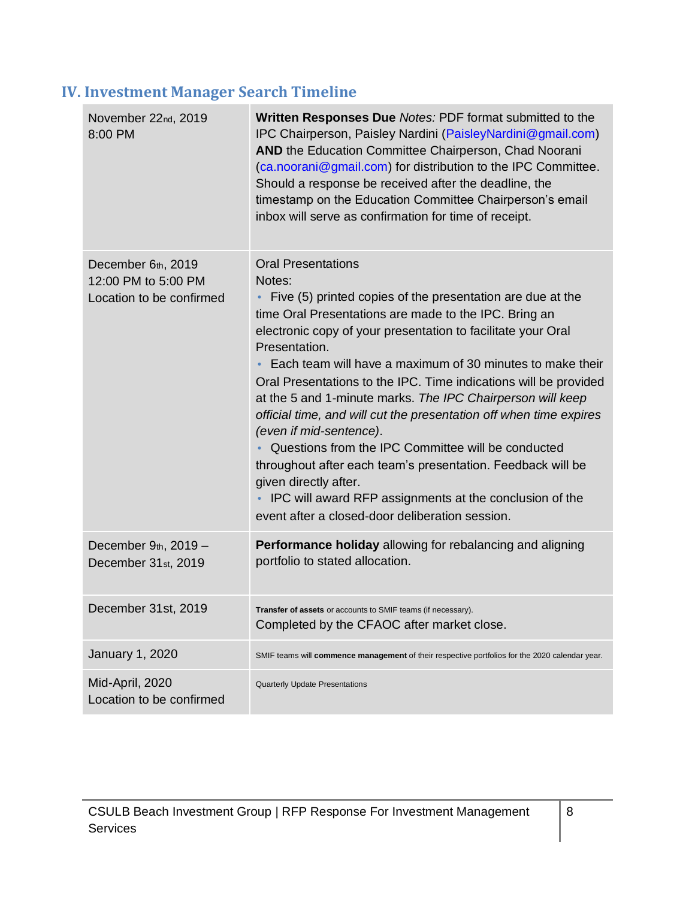## IV. Investment Manager Search Timeline

| Date | Details |
|---|---|
| November 22nd, 2019<br>8:00 PM | **Written Responses Due** *Notes:* PDF format submitted to the IPC Chairperson, Paisley Nardini (PaisleyNardini@gmail.com) **AND** the Education Committee Chairperson, Chad Noorani (ca.noorani@gmail.com) for distribution to the IPC Committee. Should a response be received after the deadline, the timestamp on the Education Committee Chairperson's email inbox will serve as confirmation for time of receipt. |
| December 6th, 2019<br>12:00 PM to 5:00 PM<br>Location to be confirmed | Oral Presentations<br>Notes:<br>• Five (5) printed copies of the presentation are due at the time Oral Presentations are made to the IPC. Bring an electronic copy of your presentation to facilitate your Oral Presentation.<br>• Each team will have a maximum of 30 minutes to make their Oral Presentations to the IPC. Time indications will be provided at the 5 and 1-minute marks. *The IPC Chairperson will keep official time, and will cut the presentation off when time expires (even if mid-sentence)*.<br>• Questions from the IPC Committee will be conducted throughout after each team's presentation. Feedback will be given directly after.<br>• IPC will award RFP assignments at the conclusion of the event after a closed-door deliberation session. |
| December 9th, 2019 – December 31st, 2019 | **Performance holiday** allowing for rebalancing and aligning portfolio to stated allocation. |
| December 31st, 2019 | **Transfer of assets** or accounts to SMIF teams (if necessary).<br>Completed by the CFAOC after market close. |
| January 1, 2020 | SMIF teams will **commence management** of their respective portfolios for the 2020 calendar year. |
| Mid-April, 2020<br>Location to be confirmed | Quarterly Update Presentations |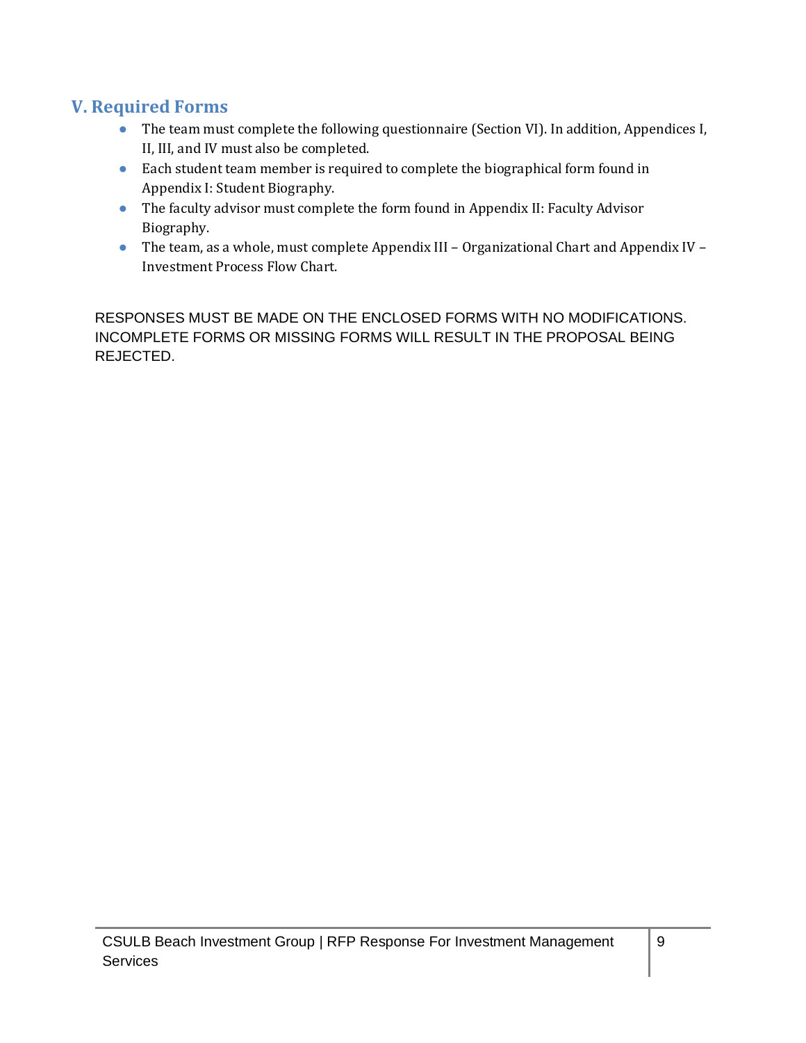## V. Required Forms

- The team must complete the following questionnaire (Section VI). In addition, Appendices I, II, III, and IV must also be completed.
- Each student team member is required to complete the biographical form found in Appendix I: Student Biography.
- The faculty advisor must complete the form found in Appendix II: Faculty Advisor Biography.
- The team, as a whole, must complete Appendix III – Organizational Chart and Appendix IV – Investment Process Flow Chart.

RESPONSES MUST BE MADE ON THE ENCLOSED FORMS WITH NO MODIFICATIONS. INCOMPLETE FORMS OR MISSING FORMS WILL RESULT IN THE PROPOSAL BEING REJECTED.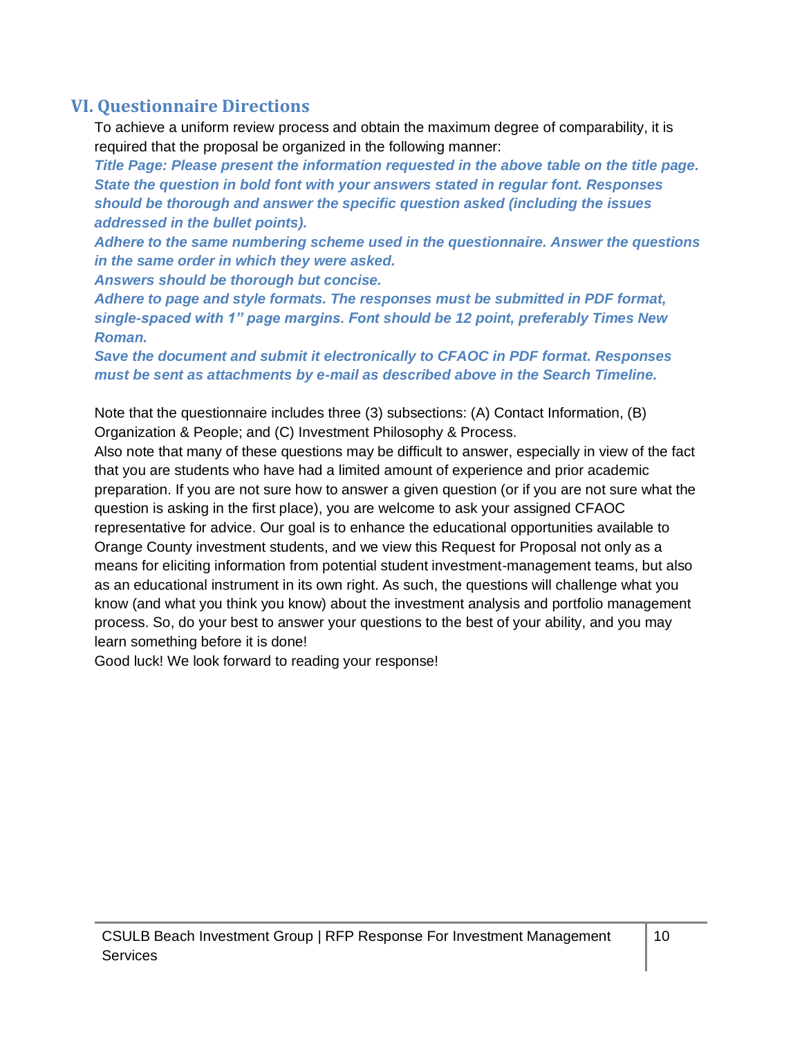## VI. Questionnaire Directions

To achieve a uniform review process and obtain the maximum degree of comparability, it is required that the proposal be organized in the following manner:

***Title Page: Please present the information requested in the above table on the title page. State the question in bold font with your answers stated in regular font. Responses should be thorough and answer the specific question asked (including the issues addressed in the bullet points).***

***Adhere to the same numbering scheme used in the questionnaire. Answer the questions in the same order in which they were asked.***

***Answers should be thorough but concise.***

***Adhere to page and style formats. The responses must be submitted in PDF format, single-spaced with 1" page margins. Font should be 12 point, preferably Times New Roman.***

***Save the document and submit it electronically to CFAOC in PDF format. Responses must be sent as attachments by e-mail as described above in the Search Timeline.***

Note that the questionnaire includes three (3) subsections: (A) Contact Information, (B) Organization & People; and (C) Investment Philosophy & Process.

Also note that many of these questions may be difficult to answer, especially in view of the fact that you are students who have had a limited amount of experience and prior academic preparation. If you are not sure how to answer a given question (or if you are not sure what the question is asking in the first place), you are welcome to ask your assigned CFAOC representative for advice. Our goal is to enhance the educational opportunities available to Orange County investment students, and we view this Request for Proposal not only as a means for eliciting information from potential student investment-management teams, but also as an educational instrument in its own right. As such, the questions will challenge what you know (and what you think you know) about the investment analysis and portfolio management process. So, do your best to answer your questions to the best of your ability, and you may learn something before it is done!

Good luck! We look forward to reading your response!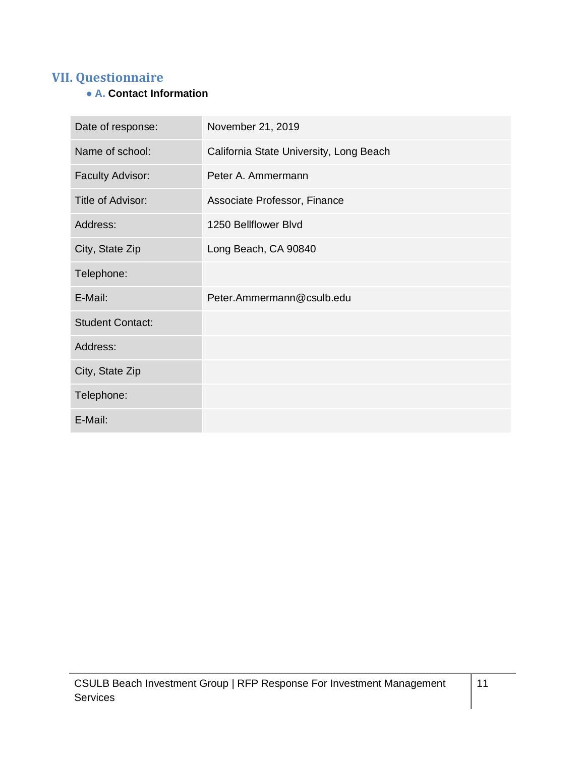## VII. Questionnaire

- **A. Contact Information**

| | |
|---|---|
| Date of response: | November 21, 2019 |
| Name of school: | California State University, Long Beach |
| Faculty Advisor: | Peter A. Ammermann |
| Title of Advisor: | Associate Professor, Finance |
| Address: | 1250 Bellflower Blvd |
| City, State Zip | Long Beach, CA 90840 |
| Telephone: | |
| E-Mail: | Peter.Ammermann@csulb.edu |
| Student Contact: | |
| Address: | |
| City, State Zip | |
| Telephone: | |
| E-Mail: | |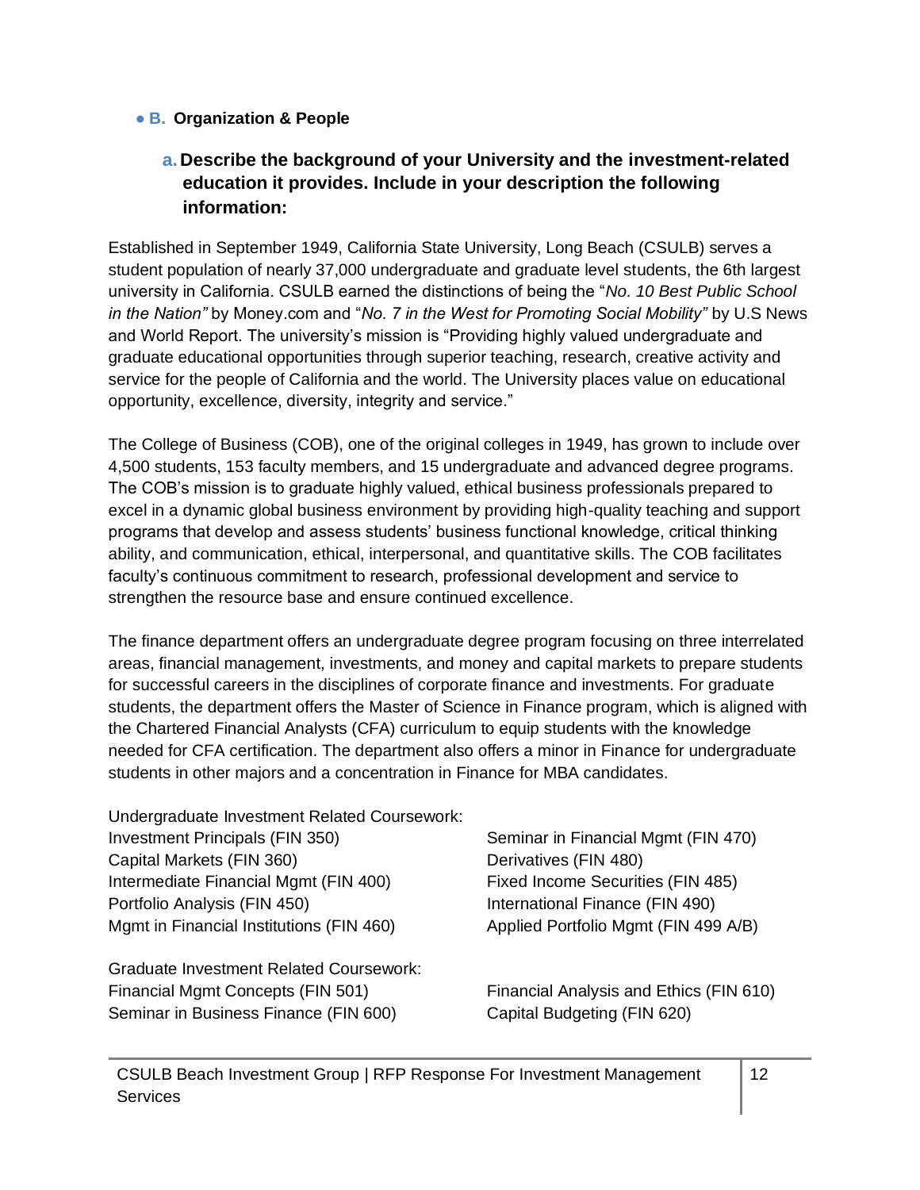- **B. Organization & People**

### a. Describe the background of your University and the investment-related education it provides. Include in your description the following information:

Established in September 1949, California State University, Long Beach (CSULB) serves a student population of nearly 37,000 undergraduate and graduate level students, the 6th largest university in California. CSULB earned the distinctions of being the "*No. 10 Best Public School in the Nation"* by Money.com and "*No. 7 in the West for Promoting Social Mobility"* by U.S News and World Report. The university's mission is "Providing highly valued undergraduate and graduate educational opportunities through superior teaching, research, creative activity and service for the people of California and the world. The University places value on educational opportunity, excellence, diversity, integrity and service."

The College of Business (COB), one of the original colleges in 1949, has grown to include over 4,500 students, 153 faculty members, and 15 undergraduate and advanced degree programs. The COB's mission is to graduate highly valued, ethical business professionals prepared to excel in a dynamic global business environment by providing high-quality teaching and support programs that develop and assess students' business functional knowledge, critical thinking ability, and communication, ethical, interpersonal, and quantitative skills. The COB facilitates faculty's continuous commitment to research, professional development and service to strengthen the resource base and ensure continued excellence.

The finance department offers an undergraduate degree program focusing on three interrelated areas, financial management, investments, and money and capital markets to prepare students for successful careers in the disciplines of corporate finance and investments. For graduate students, the department offers the Master of Science in Finance program, which is aligned with the Chartered Financial Analysts (CFA) curriculum to equip students with the knowledge needed for CFA certification. The department also offers a minor in Finance for undergraduate students in other majors and a concentration in Finance for MBA candidates.

Undergraduate Investment Related Coursework:

- Investment Principals (FIN 350)
- Capital Markets (FIN 360)
- Intermediate Financial Mgmt (FIN 400)
- Portfolio Analysis (FIN 450)
- Mgmt in Financial Institutions (FIN 460)
- Seminar in Financial Mgmt (FIN 470)
- Derivatives (FIN 480)
- Fixed Income Securities (FIN 485)
- International Finance (FIN 490)
- Applied Portfolio Mgmt (FIN 499 A/B)

Graduate Investment Related Coursework:

- Financial Mgmt Concepts (FIN 501)
- Seminar in Business Finance (FIN 600)
- Financial Analysis and Ethics (FIN 610)
- Capital Budgeting (FIN 620)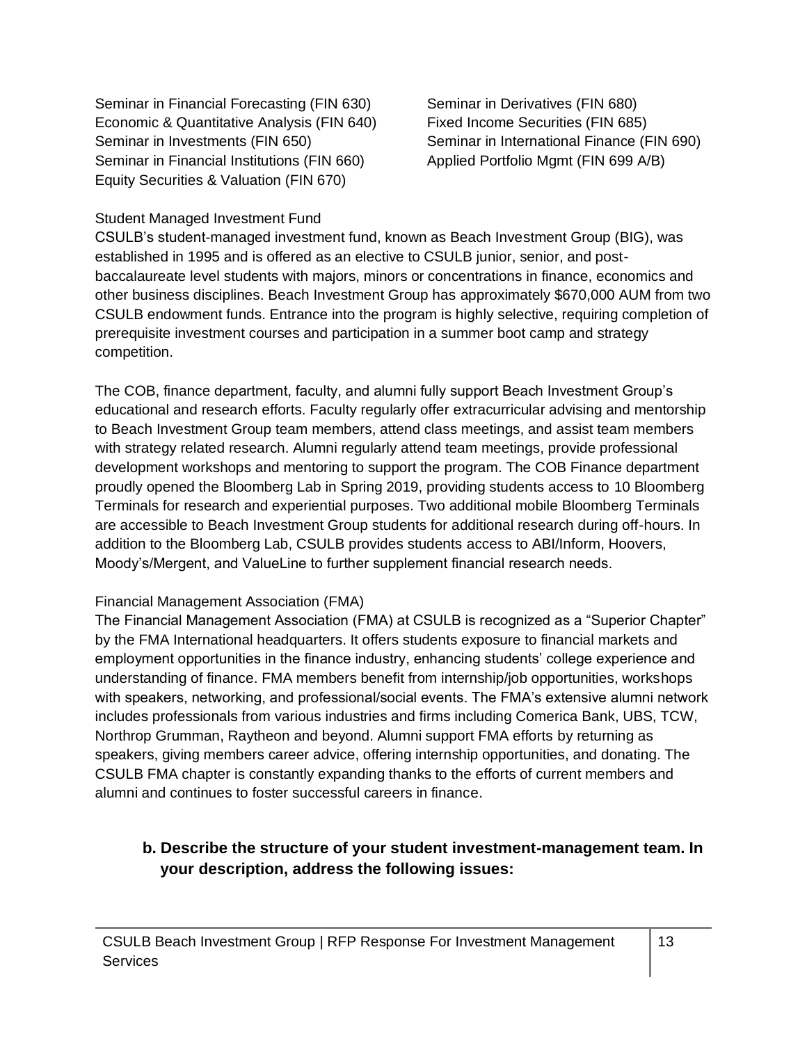Seminar in Financial Forecasting (FIN 630)
Economic & Quantitative Analysis (FIN 640)
Seminar in Investments (FIN 650)
Seminar in Financial Institutions (FIN 660)
Equity Securities & Valuation (FIN 670)
Seminar in Derivatives (FIN 680)
Fixed Income Securities (FIN 685)
Seminar in International Finance (FIN 690)
Applied Portfolio Mgmt (FIN 699 A/B)

Student Managed Investment Fund

CSULB's student-managed investment fund, known as Beach Investment Group (BIG), was established in 1995 and is offered as an elective to CSULB junior, senior, and post-baccalaureate level students with majors, minors or concentrations in finance, economics and other business disciplines. Beach Investment Group has approximately $670,000 AUM from two CSULB endowment funds. Entrance into the program is highly selective, requiring completion of prerequisite investment courses and participation in a summer boot camp and strategy competition.

The COB, finance department, faculty, and alumni fully support Beach Investment Group's educational and research efforts. Faculty regularly offer extracurricular advising and mentorship to Beach Investment Group team members, attend class meetings, and assist team members with strategy related research. Alumni regularly attend team meetings, provide professional development workshops and mentoring to support the program. The COB Finance department proudly opened the Bloomberg Lab in Spring 2019, providing students access to 10 Bloomberg Terminals for research and experiential purposes. Two additional mobile Bloomberg Terminals are accessible to Beach Investment Group students for additional research during off-hours. In addition to the Bloomberg Lab, CSULB provides students access to ABI/Inform, Hoovers, Moody's/Mergent, and ValueLine to further supplement financial research needs.

Financial Management Association (FMA)

The Financial Management Association (FMA) at CSULB is recognized as a "Superior Chapter" by the FMA International headquarters. It offers students exposure to financial markets and employment opportunities in the finance industry, enhancing students' college experience and understanding of finance. FMA members benefit from internship/job opportunities, workshops with speakers, networking, and professional/social events. The FMA's extensive alumni network includes professionals from various industries and firms including Comerica Bank, UBS, TCW, Northrop Grumman, Raytheon and beyond. Alumni support FMA efforts by returning as speakers, giving members career advice, offering internship opportunities, and donating. The CSULB FMA chapter is constantly expanding thanks to the efforts of current members and alumni and continues to foster successful careers in finance.

**b. Describe the structure of your student investment-management team. In your description, address the following issues:**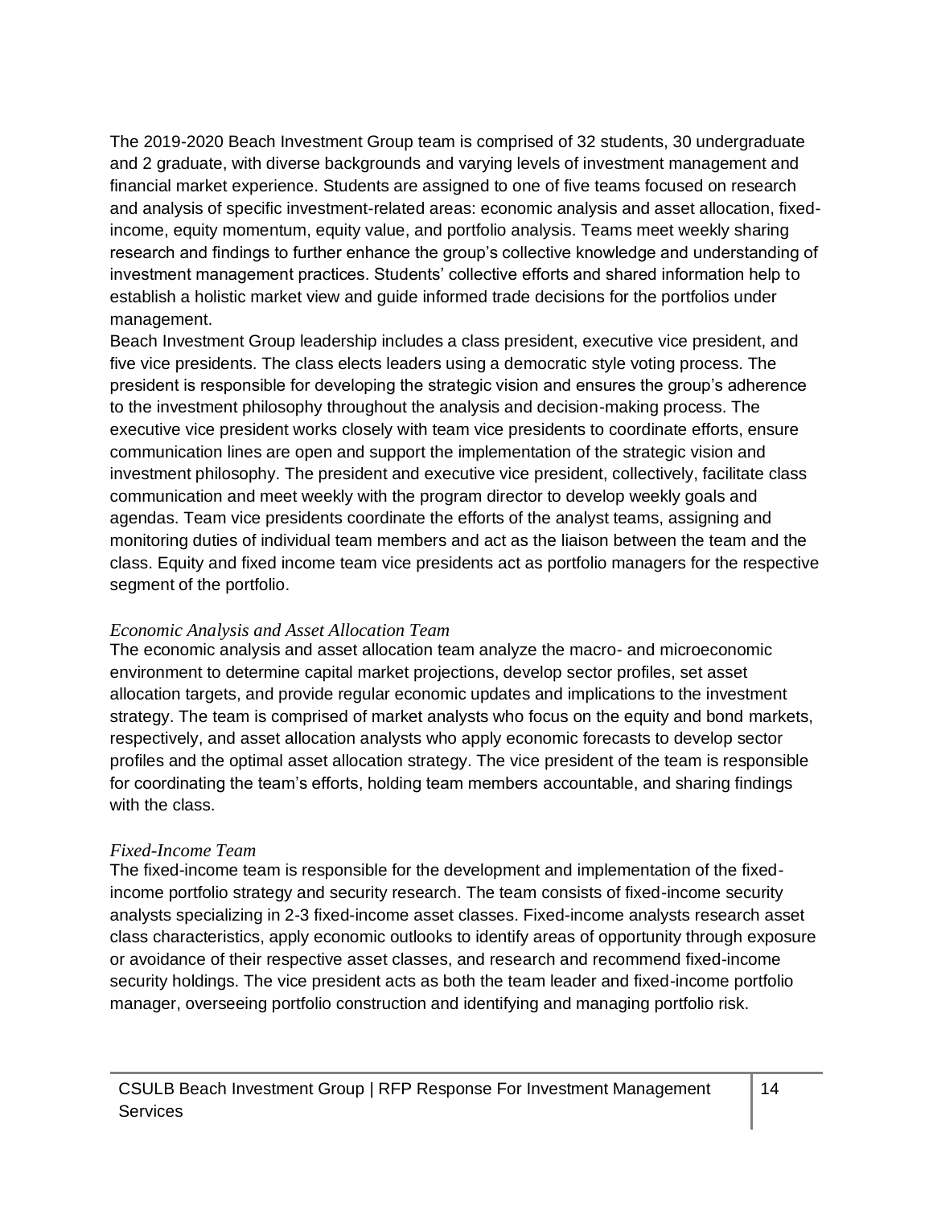The 2019-2020 Beach Investment Group team is comprised of 32 students, 30 undergraduate and 2 graduate, with diverse backgrounds and varying levels of investment management and financial market experience. Students are assigned to one of five teams focused on research and analysis of specific investment-related areas: economic analysis and asset allocation, fixed-income, equity momentum, equity value, and portfolio analysis. Teams meet weekly sharing research and findings to further enhance the group's collective knowledge and understanding of investment management practices. Students' collective efforts and shared information help to establish a holistic market view and guide informed trade decisions for the portfolios under management.

Beach Investment Group leadership includes a class president, executive vice president, and five vice presidents. The class elects leaders using a democratic style voting process. The president is responsible for developing the strategic vision and ensures the group's adherence to the investment philosophy throughout the analysis and decision-making process. The executive vice president works closely with team vice presidents to coordinate efforts, ensure communication lines are open and support the implementation of the strategic vision and investment philosophy. The president and executive vice president, collectively, facilitate class communication and meet weekly with the program director to develop weekly goals and agendas. Team vice presidents coordinate the efforts of the analyst teams, assigning and monitoring duties of individual team members and act as the liaison between the team and the class. Equity and fixed income team vice presidents act as portfolio managers for the respective segment of the portfolio.

*Economic Analysis and Asset Allocation Team*

The economic analysis and asset allocation team analyze the macro- and microeconomic environment to determine capital market projections, develop sector profiles, set asset allocation targets, and provide regular economic updates and implications to the investment strategy. The team is comprised of market analysts who focus on the equity and bond markets, respectively, and asset allocation analysts who apply economic forecasts to develop sector profiles and the optimal asset allocation strategy. The vice president of the team is responsible for coordinating the team's efforts, holding team members accountable, and sharing findings with the class.

*Fixed-Income Team*

The fixed-income team is responsible for the development and implementation of the fixed-income portfolio strategy and security research. The team consists of fixed-income security analysts specializing in 2-3 fixed-income asset classes. Fixed-income analysts research asset class characteristics, apply economic outlooks to identify areas of opportunity through exposure or avoidance of their respective asset classes, and research and recommend fixed-income security holdings. The vice president acts as both the team leader and fixed-income portfolio manager, overseeing portfolio construction and identifying and managing portfolio risk.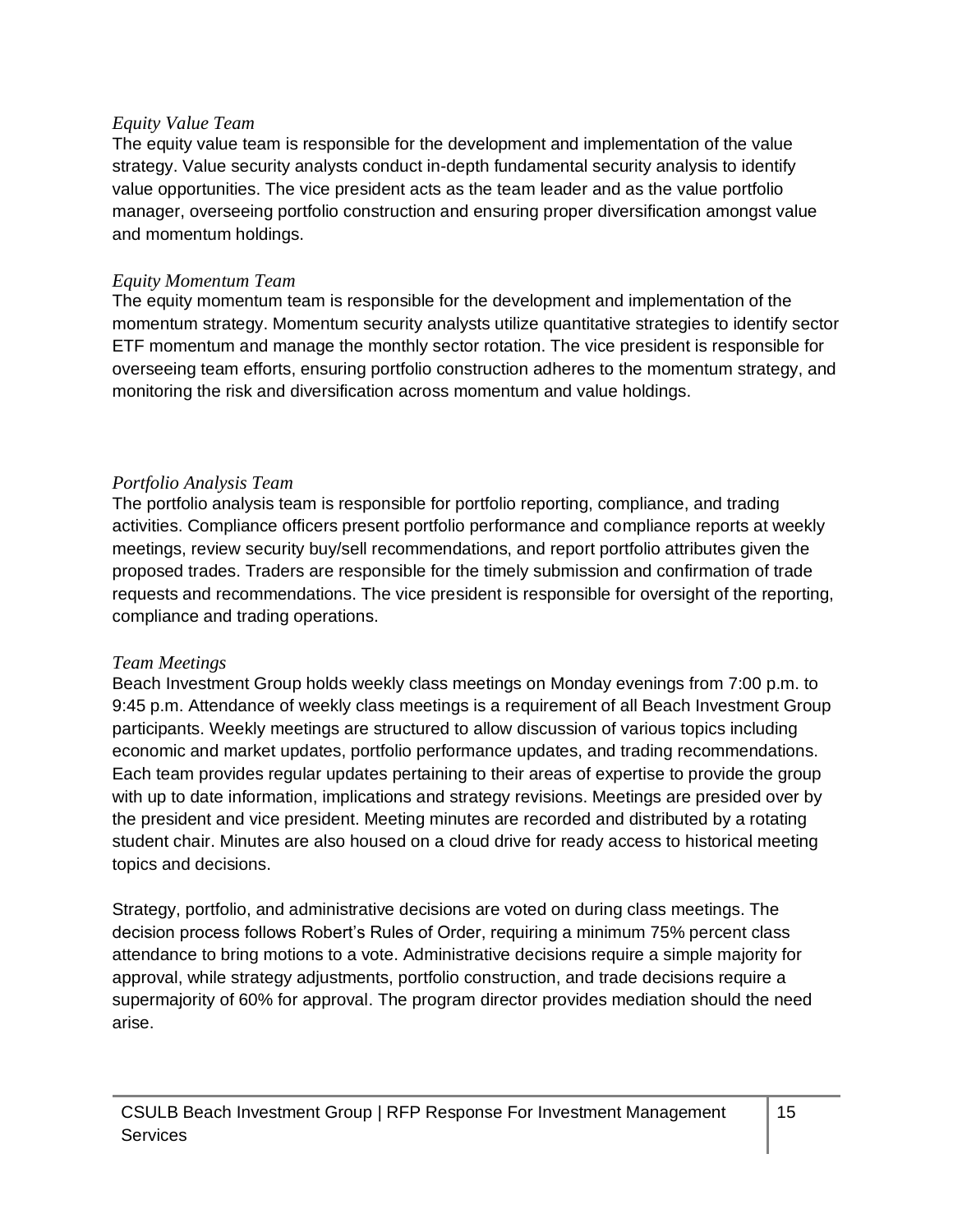*Equity Value Team*

The equity value team is responsible for the development and implementation of the value strategy. Value security analysts conduct in-depth fundamental security analysis to identify value opportunities. The vice president acts as the team leader and as the value portfolio manager, overseeing portfolio construction and ensuring proper diversification amongst value and momentum holdings.

*Equity Momentum Team*

The equity momentum team is responsible for the development and implementation of the momentum strategy. Momentum security analysts utilize quantitative strategies to identify sector ETF momentum and manage the monthly sector rotation. The vice president is responsible for overseeing team efforts, ensuring portfolio construction adheres to the momentum strategy, and monitoring the risk and diversification across momentum and value holdings.

*Portfolio Analysis Team*

The portfolio analysis team is responsible for portfolio reporting, compliance, and trading activities. Compliance officers present portfolio performance and compliance reports at weekly meetings, review security buy/sell recommendations, and report portfolio attributes given the proposed trades. Traders are responsible for the timely submission and confirmation of trade requests and recommendations. The vice president is responsible for oversight of the reporting, compliance and trading operations.

*Team Meetings*

Beach Investment Group holds weekly class meetings on Monday evenings from 7:00 p.m. to 9:45 p.m. Attendance of weekly class meetings is a requirement of all Beach Investment Group participants. Weekly meetings are structured to allow discussion of various topics including economic and market updates, portfolio performance updates, and trading recommendations. Each team provides regular updates pertaining to their areas of expertise to provide the group with up to date information, implications and strategy revisions. Meetings are presided over by the president and vice president. Meeting minutes are recorded and distributed by a rotating student chair. Minutes are also housed on a cloud drive for ready access to historical meeting topics and decisions.

Strategy, portfolio, and administrative decisions are voted on during class meetings. The decision process follows Robert's Rules of Order, requiring a minimum 75% percent class attendance to bring motions to a vote. Administrative decisions require a simple majority for approval, while strategy adjustments, portfolio construction, and trade decisions require a supermajority of 60% for approval. The program director provides mediation should the need arise.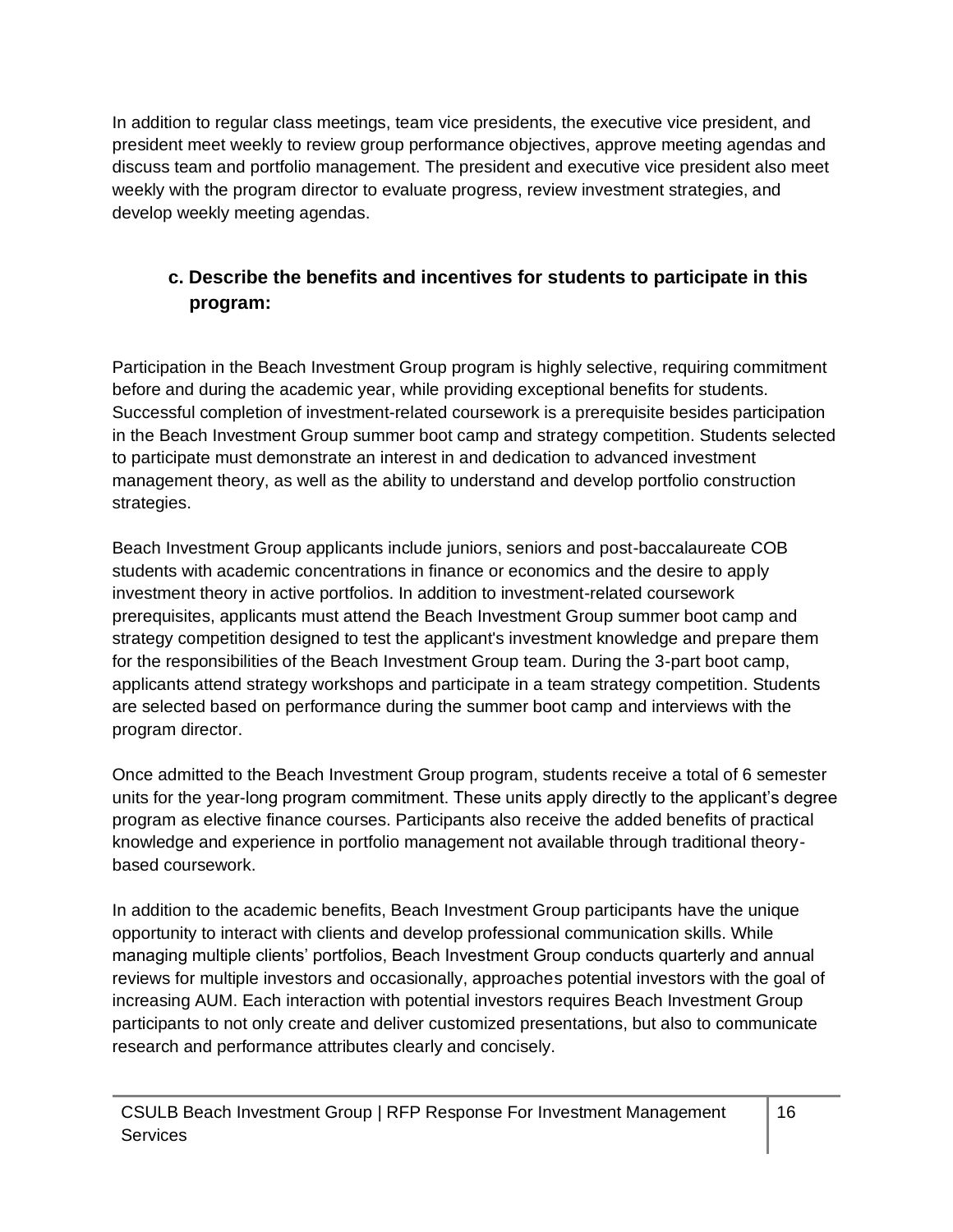In addition to regular class meetings, team vice presidents, the executive vice president, and president meet weekly to review group performance objectives, approve meeting agendas and discuss team and portfolio management. The president and executive vice president also meet weekly with the program director to evaluate progress, review investment strategies, and develop weekly meeting agendas.

### c. Describe the benefits and incentives for students to participate in this program:

Participation in the Beach Investment Group program is highly selective, requiring commitment before and during the academic year, while providing exceptional benefits for students. Successful completion of investment-related coursework is a prerequisite besides participation in the Beach Investment Group summer boot camp and strategy competition. Students selected to participate must demonstrate an interest in and dedication to advanced investment management theory, as well as the ability to understand and develop portfolio construction strategies.

Beach Investment Group applicants include juniors, seniors and post-baccalaureate COB students with academic concentrations in finance or economics and the desire to apply investment theory in active portfolios. In addition to investment-related coursework prerequisites, applicants must attend the Beach Investment Group summer boot camp and strategy competition designed to test the applicant's investment knowledge and prepare them for the responsibilities of the Beach Investment Group team. During the 3-part boot camp, applicants attend strategy workshops and participate in a team strategy competition. Students are selected based on performance during the summer boot camp and interviews with the program director.

Once admitted to the Beach Investment Group program, students receive a total of 6 semester units for the year-long program commitment. These units apply directly to the applicant's degree program as elective finance courses. Participants also receive the added benefits of practical knowledge and experience in portfolio management not available through traditional theory-based coursework.

In addition to the academic benefits, Beach Investment Group participants have the unique opportunity to interact with clients and develop professional communication skills. While managing multiple clients' portfolios, Beach Investment Group conducts quarterly and annual reviews for multiple investors and occasionally, approaches potential investors with the goal of increasing AUM. Each interaction with potential investors requires Beach Investment Group participants to not only create and deliver customized presentations, but also to communicate research and performance attributes clearly and concisely.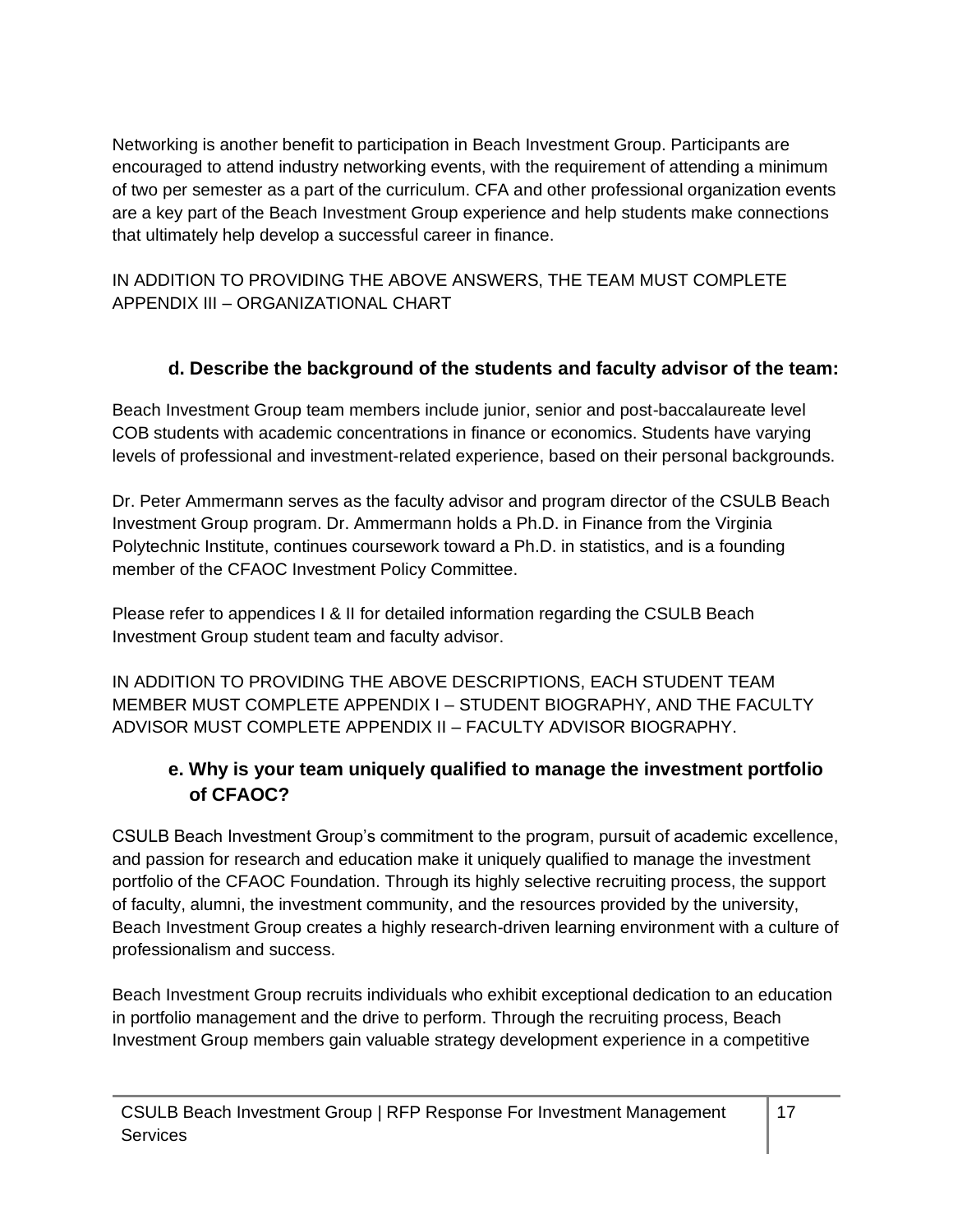Networking is another benefit to participation in Beach Investment Group. Participants are encouraged to attend industry networking events, with the requirement of attending a minimum of two per semester as a part of the curriculum. CFA and other professional organization events are a key part of the Beach Investment Group experience and help students make connections that ultimately help develop a successful career in finance.

IN ADDITION TO PROVIDING THE ABOVE ANSWERS, THE TEAM MUST COMPLETE APPENDIX III – ORGANIZATIONAL CHART

### d. Describe the background of the students and faculty advisor of the team:

Beach Investment Group team members include junior, senior and post-baccalaureate level COB students with academic concentrations in finance or economics. Students have varying levels of professional and investment-related experience, based on their personal backgrounds.

Dr. Peter Ammermann serves as the faculty advisor and program director of the CSULB Beach Investment Group program. Dr. Ammermann holds a Ph.D. in Finance from the Virginia Polytechnic Institute, continues coursework toward a Ph.D. in statistics, and is a founding member of the CFAOC Investment Policy Committee.

Please refer to appendices I & II for detailed information regarding the CSULB Beach Investment Group student team and faculty advisor.

IN ADDITION TO PROVIDING THE ABOVE DESCRIPTIONS, EACH STUDENT TEAM MEMBER MUST COMPLETE APPENDIX I – STUDENT BIOGRAPHY, AND THE FACULTY ADVISOR MUST COMPLETE APPENDIX II – FACULTY ADVISOR BIOGRAPHY.

### e. Why is your team uniquely qualified to manage the investment portfolio of CFAOC?

CSULB Beach Investment Group's commitment to the program, pursuit of academic excellence, and passion for research and education make it uniquely qualified to manage the investment portfolio of the CFAOC Foundation. Through its highly selective recruiting process, the support of faculty, alumni, the investment community, and the resources provided by the university, Beach Investment Group creates a highly research-driven learning environment with a culture of professionalism and success.

Beach Investment Group recruits individuals who exhibit exceptional dedication to an education in portfolio management and the drive to perform. Through the recruiting process, Beach Investment Group members gain valuable strategy development experience in a competitive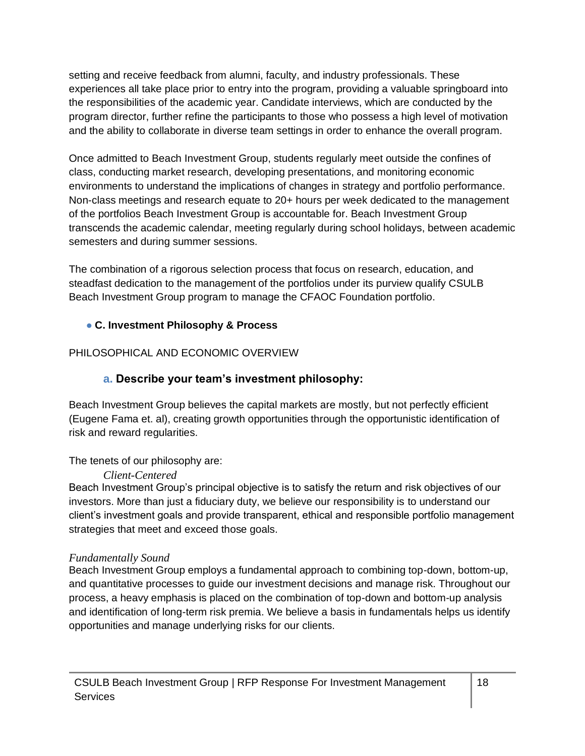setting and receive feedback from alumni, faculty, and industry professionals. These experiences all take place prior to entry into the program, providing a valuable springboard into the responsibilities of the academic year. Candidate interviews, which are conducted by the program director, further refine the participants to those who possess a high level of motivation and the ability to collaborate in diverse team settings in order to enhance the overall program.

Once admitted to Beach Investment Group, students regularly meet outside the confines of class, conducting market research, developing presentations, and monitoring economic environments to understand the implications of changes in strategy and portfolio performance. Non-class meetings and research equate to 20+ hours per week dedicated to the management of the portfolios Beach Investment Group is accountable for. Beach Investment Group transcends the academic calendar, meeting regularly during school holidays, between academic semesters and during summer sessions.

The combination of a rigorous selection process that focus on research, education, and steadfast dedication to the management of the portfolios under its purview qualify CSULB Beach Investment Group program to manage the CFAOC Foundation portfolio.

- **C. Investment Philosophy & Process**

PHILOSOPHICAL AND ECONOMIC OVERVIEW

### a. Describe your team's investment philosophy:

Beach Investment Group believes the capital markets are mostly, but not perfectly efficient (Eugene Fama et. al), creating growth opportunities through the opportunistic identification of risk and reward regularities.

The tenets of our philosophy are:

*Client-Centered*

Beach Investment Group's principal objective is to satisfy the return and risk objectives of our investors. More than just a fiduciary duty, we believe our responsibility is to understand our client's investment goals and provide transparent, ethical and responsible portfolio management strategies that meet and exceed those goals.

*Fundamentally Sound*

Beach Investment Group employs a fundamental approach to combining top-down, bottom-up, and quantitative processes to guide our investment decisions and manage risk. Throughout our process, a heavy emphasis is placed on the combination of top-down and bottom-up analysis and identification of long-term risk premia. We believe a basis in fundamentals helps us identify opportunities and manage underlying risks for our clients.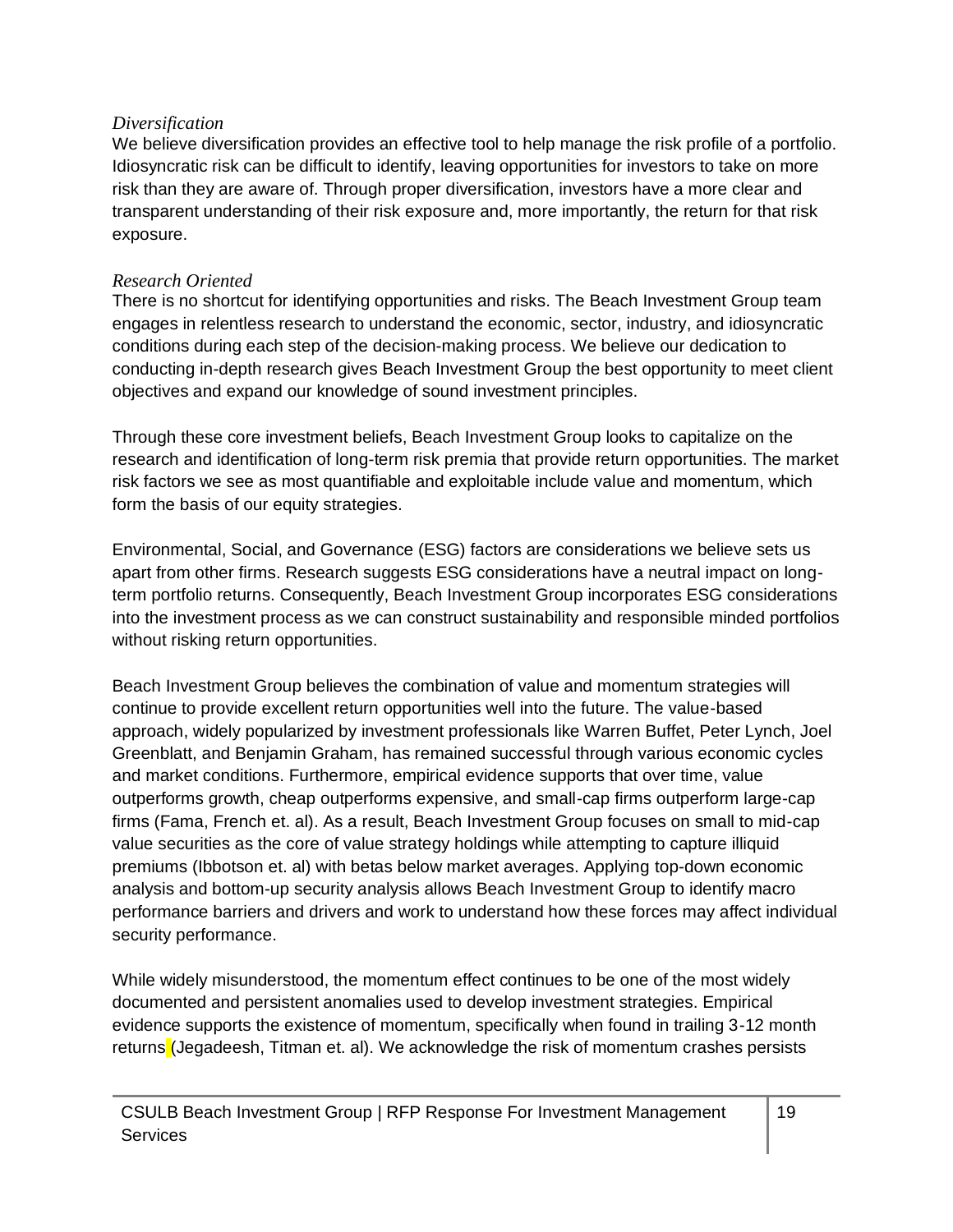*Diversification*

We believe diversification provides an effective tool to help manage the risk profile of a portfolio. Idiosyncratic risk can be difficult to identify, leaving opportunities for investors to take on more risk than they are aware of. Through proper diversification, investors have a more clear and transparent understanding of their risk exposure and, more importantly, the return for that risk exposure.

*Research Oriented*

There is no shortcut for identifying opportunities and risks. The Beach Investment Group team engages in relentless research to understand the economic, sector, industry, and idiosyncratic conditions during each step of the decision-making process. We believe our dedication to conducting in-depth research gives Beach Investment Group the best opportunity to meet client objectives and expand our knowledge of sound investment principles.

Through these core investment beliefs, Beach Investment Group looks to capitalize on the research and identification of long-term risk premia that provide return opportunities. The market risk factors we see as most quantifiable and exploitable include value and momentum, which form the basis of our equity strategies.

Environmental, Social, and Governance (ESG) factors are considerations we believe sets us apart from other firms. Research suggests ESG considerations have a neutral impact on long-term portfolio returns. Consequently, Beach Investment Group incorporates ESG considerations into the investment process as we can construct sustainability and responsible minded portfolios without risking return opportunities.

Beach Investment Group believes the combination of value and momentum strategies will continue to provide excellent return opportunities well into the future. The value-based approach, widely popularized by investment professionals like Warren Buffet, Peter Lynch, Joel Greenblatt, and Benjamin Graham, has remained successful through various economic cycles and market conditions. Furthermore, empirical evidence supports that over time, value outperforms growth, cheap outperforms expensive, and small-cap firms outperform large-cap firms (Fama, French et. al). As a result, Beach Investment Group focuses on small to mid-cap value securities as the core of value strategy holdings while attempting to capture illiquid premiums (Ibbotson et. al) with betas below market averages. Applying top-down economic analysis and bottom-up security analysis allows Beach Investment Group to identify macro performance barriers and drivers and work to understand how these forces may affect individual security performance.

While widely misunderstood, the momentum effect continues to be one of the most widely documented and persistent anomalies used to develop investment strategies. Empirical evidence supports the existence of momentum, specifically when found in trailing 3-12 month returns (Jegadeesh, Titman et. al). We acknowledge the risk of momentum crashes persists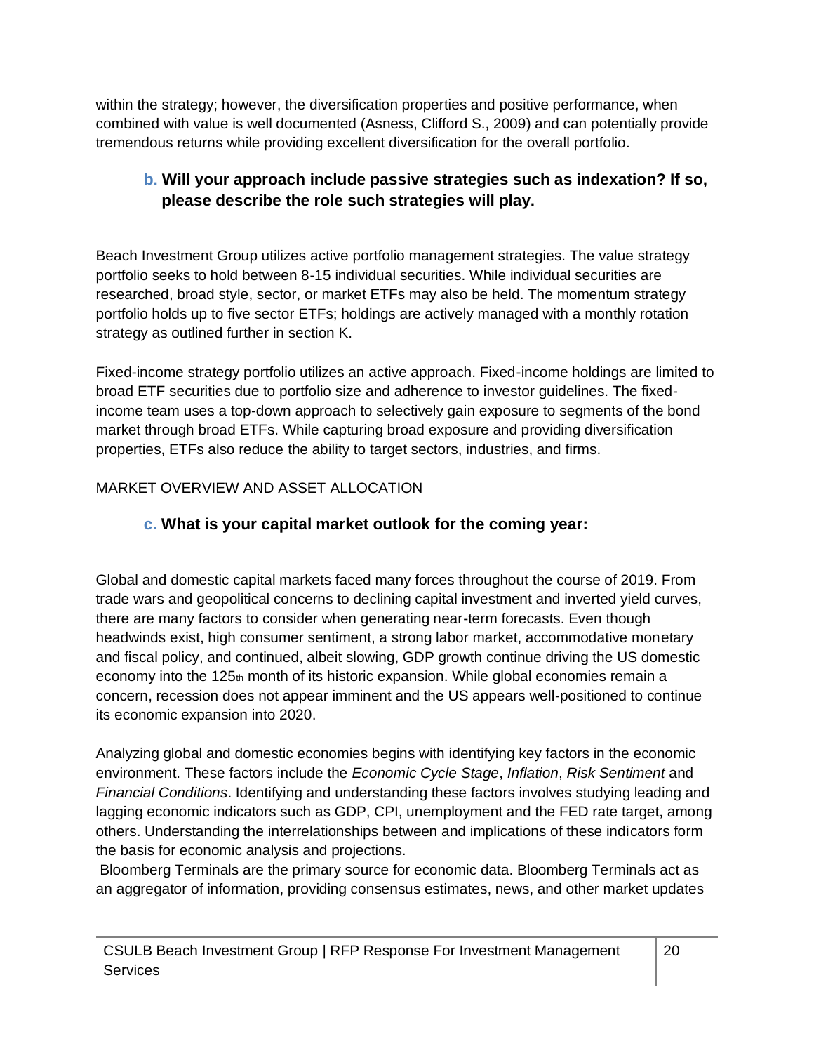within the strategy; however, the diversification properties and positive performance, when combined with value is well documented (Asness, Clifford S., 2009) and can potentially provide tremendous returns while providing excellent diversification for the overall portfolio.

### b. Will your approach include passive strategies such as indexation? If so, please describe the role such strategies will play.

Beach Investment Group utilizes active portfolio management strategies. The value strategy portfolio seeks to hold between 8-15 individual securities. While individual securities are researched, broad style, sector, or market ETFs may also be held. The momentum strategy portfolio holds up to five sector ETFs; holdings are actively managed with a monthly rotation strategy as outlined further in section K.

Fixed-income strategy portfolio utilizes an active approach. Fixed-income holdings are limited to broad ETF securities due to portfolio size and adherence to investor guidelines. The fixed-income team uses a top-down approach to selectively gain exposure to segments of the bond market through broad ETFs. While capturing broad exposure and providing diversification properties, ETFs also reduce the ability to target sectors, industries, and firms.

## MARKET OVERVIEW AND ASSET ALLOCATION

### c. What is your capital market outlook for the coming year:

Global and domestic capital markets faced many forces throughout the course of 2019. From trade wars and geopolitical concerns to declining capital investment and inverted yield curves, there are many factors to consider when generating near-term forecasts. Even though headwinds exist, high consumer sentiment, a strong labor market, accommodative monetary and fiscal policy, and continued, albeit slowing, GDP growth continue driving the US domestic economy into the 125th month of its historic expansion. While global economies remain a concern, recession does not appear imminent and the US appears well-positioned to continue its economic expansion into 2020.

Analyzing global and domestic economies begins with identifying key factors in the economic environment. These factors include the *Economic Cycle Stage*, *Inflation*, *Risk Sentiment* and *Financial Conditions*. Identifying and understanding these factors involves studying leading and lagging economic indicators such as GDP, CPI, unemployment and the FED rate target, among others. Understanding the interrelationships between and implications of these indicators form the basis for economic analysis and projections.

Bloomberg Terminals are the primary source for economic data. Bloomberg Terminals act as an aggregator of information, providing consensus estimates, news, and other market updates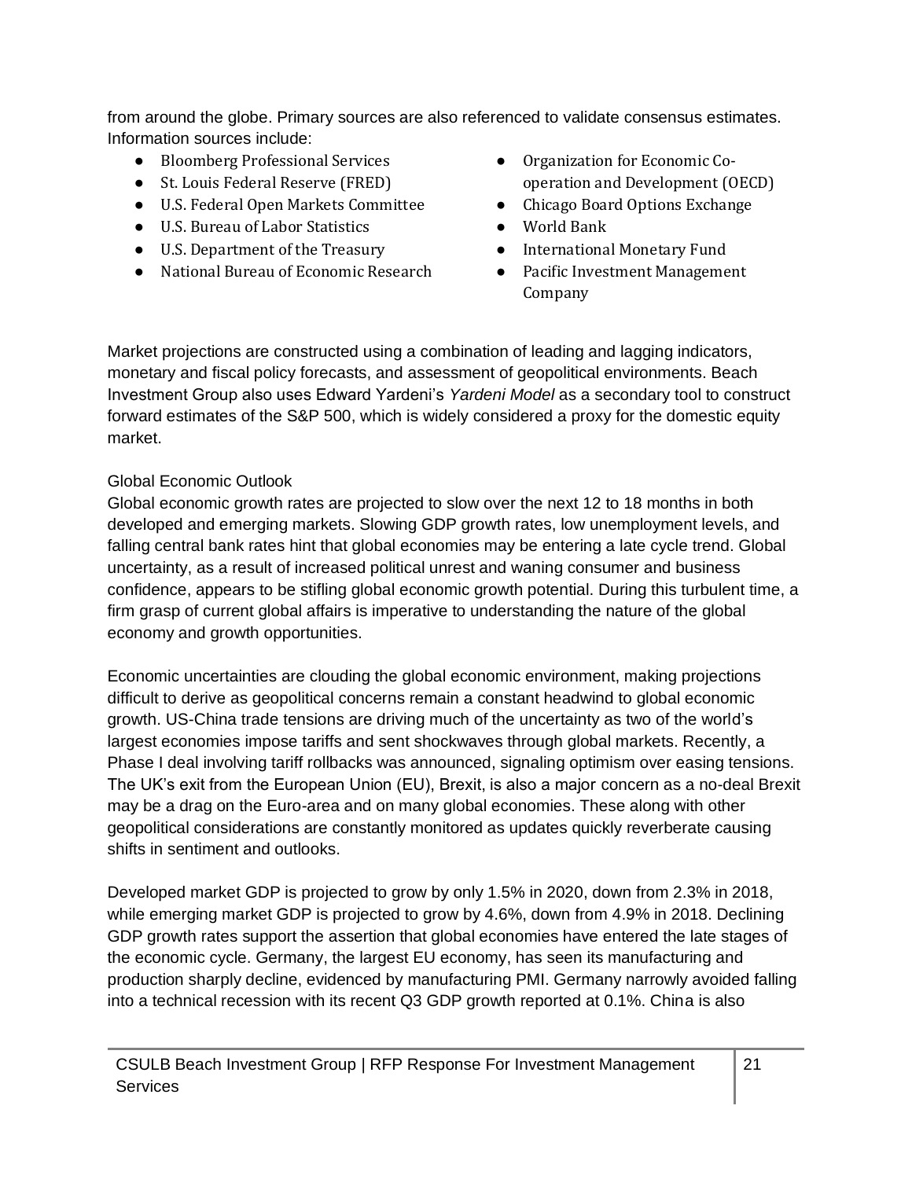from around the globe. Primary sources are also referenced to validate consensus estimates. Information sources include:

- Bloomberg Professional Services
- St. Louis Federal Reserve (FRED)
- U.S. Federal Open Markets Committee
- U.S. Bureau of Labor Statistics
- U.S. Department of the Treasury
- National Bureau of Economic Research
- Organization for Economic Co-operation and Development (OECD)
- Chicago Board Options Exchange
- World Bank
- International Monetary Fund
- Pacific Investment Management Company

Market projections are constructed using a combination of leading and lagging indicators, monetary and fiscal policy forecasts, and assessment of geopolitical environments. Beach Investment Group also uses Edward Yardeni's *Yardeni Model* as a secondary tool to construct forward estimates of the S&P 500, which is widely considered a proxy for the domestic equity market.

## Global Economic Outlook

Global economic growth rates are projected to slow over the next 12 to 18 months in both developed and emerging markets. Slowing GDP growth rates, low unemployment levels, and falling central bank rates hint that global economies may be entering a late cycle trend. Global uncertainty, as a result of increased political unrest and waning consumer and business confidence, appears to be stifling global economic growth potential. During this turbulent time, a firm grasp of current global affairs is imperative to understanding the nature of the global economy and growth opportunities.

Economic uncertainties are clouding the global economic environment, making projections difficult to derive as geopolitical concerns remain a constant headwind to global economic growth. US-China trade tensions are driving much of the uncertainty as two of the world's largest economies impose tariffs and sent shockwaves through global markets. Recently, a Phase I deal involving tariff rollbacks was announced, signaling optimism over easing tensions. The UK's exit from the European Union (EU), Brexit, is also a major concern as a no-deal Brexit may be a drag on the Euro-area and on many global economies. These along with other geopolitical considerations are constantly monitored as updates quickly reverberate causing shifts in sentiment and outlooks.

Developed market GDP is projected to grow by only 1.5% in 2020, down from 2.3% in 2018, while emerging market GDP is projected to grow by 4.6%, down from 4.9% in 2018. Declining GDP growth rates support the assertion that global economies have entered the late stages of the economic cycle. Germany, the largest EU economy, has seen its manufacturing and production sharply decline, evidenced by manufacturing PMI. Germany narrowly avoided falling into a technical recession with its recent Q3 GDP growth reported at 0.1%. China is also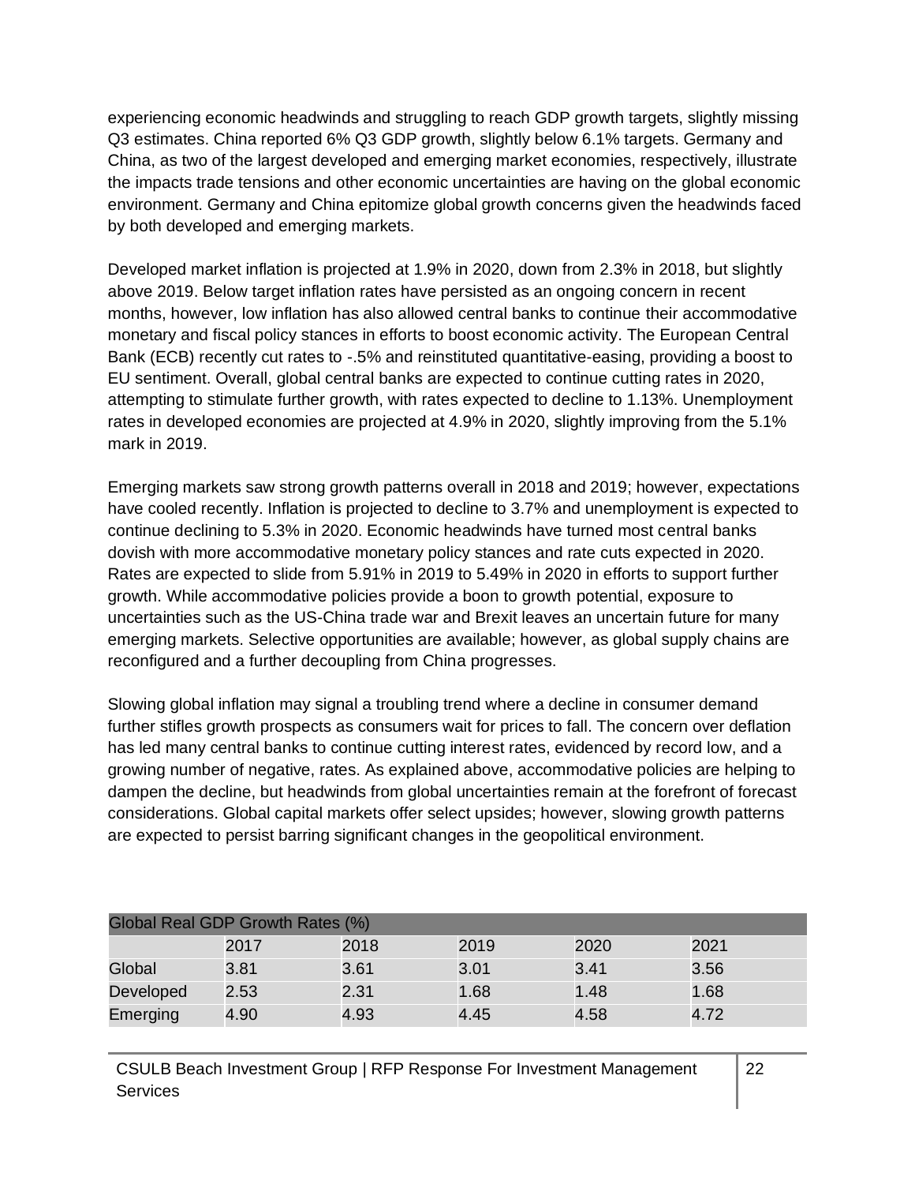experiencing economic headwinds and struggling to reach GDP growth targets, slightly missing Q3 estimates. China reported 6% Q3 GDP growth, slightly below 6.1% targets. Germany and China, as two of the largest developed and emerging market economies, respectively, illustrate the impacts trade tensions and other economic uncertainties are having on the global economic environment. Germany and China epitomize global growth concerns given the headwinds faced by both developed and emerging markets.

Developed market inflation is projected at 1.9% in 2020, down from 2.3% in 2018, but slightly above 2019. Below target inflation rates have persisted as an ongoing concern in recent months, however, low inflation has also allowed central banks to continue their accommodative monetary and fiscal policy stances in efforts to boost economic activity. The European Central Bank (ECB) recently cut rates to -.5% and reinstituted quantitative-easing, providing a boost to EU sentiment. Overall, global central banks are expected to continue cutting rates in 2020, attempting to stimulate further growth, with rates expected to decline to 1.13%. Unemployment rates in developed economies are projected at 4.9% in 2020, slightly improving from the 5.1% mark in 2019.

Emerging markets saw strong growth patterns overall in 2018 and 2019; however, expectations have cooled recently. Inflation is projected to decline to 3.7% and unemployment is expected to continue declining to 5.3% in 2020. Economic headwinds have turned most central banks dovish with more accommodative monetary policy stances and rate cuts expected in 2020. Rates are expected to slide from 5.91% in 2019 to 5.49% in 2020 in efforts to support further growth. While accommodative policies provide a boon to growth potential, exposure to uncertainties such as the US-China trade war and Brexit leaves an uncertain future for many emerging markets. Selective opportunities are available; however, as global supply chains are reconfigured and a further decoupling from China progresses.

Slowing global inflation may signal a troubling trend where a decline in consumer demand further stifles growth prospects as consumers wait for prices to fall. The concern over deflation has led many central banks to continue cutting interest rates, evidenced by record low, and a growing number of negative, rates. As explained above, accommodative policies are helping to dampen the decline, but headwinds from global uncertainties remain at the forefront of forecast considerations. Global capital markets offer select upsides; however, slowing growth patterns are expected to persist barring significant changes in the geopolitical environment.

| Global Real GDP Growth Rates (%) | | | | | |
|---|---|---|---|---|---|
| | 2017 | 2018 | 2019 | 2020 | 2021 |
| Global | 3.81 | 3.61 | 3.01 | 3.41 | 3.56 |
| Developed | 2.53 | 2.31 | 1.68 | 1.48 | 1.68 |
| Emerging | 4.90 | 4.93 | 4.45 | 4.58 | 4.72 |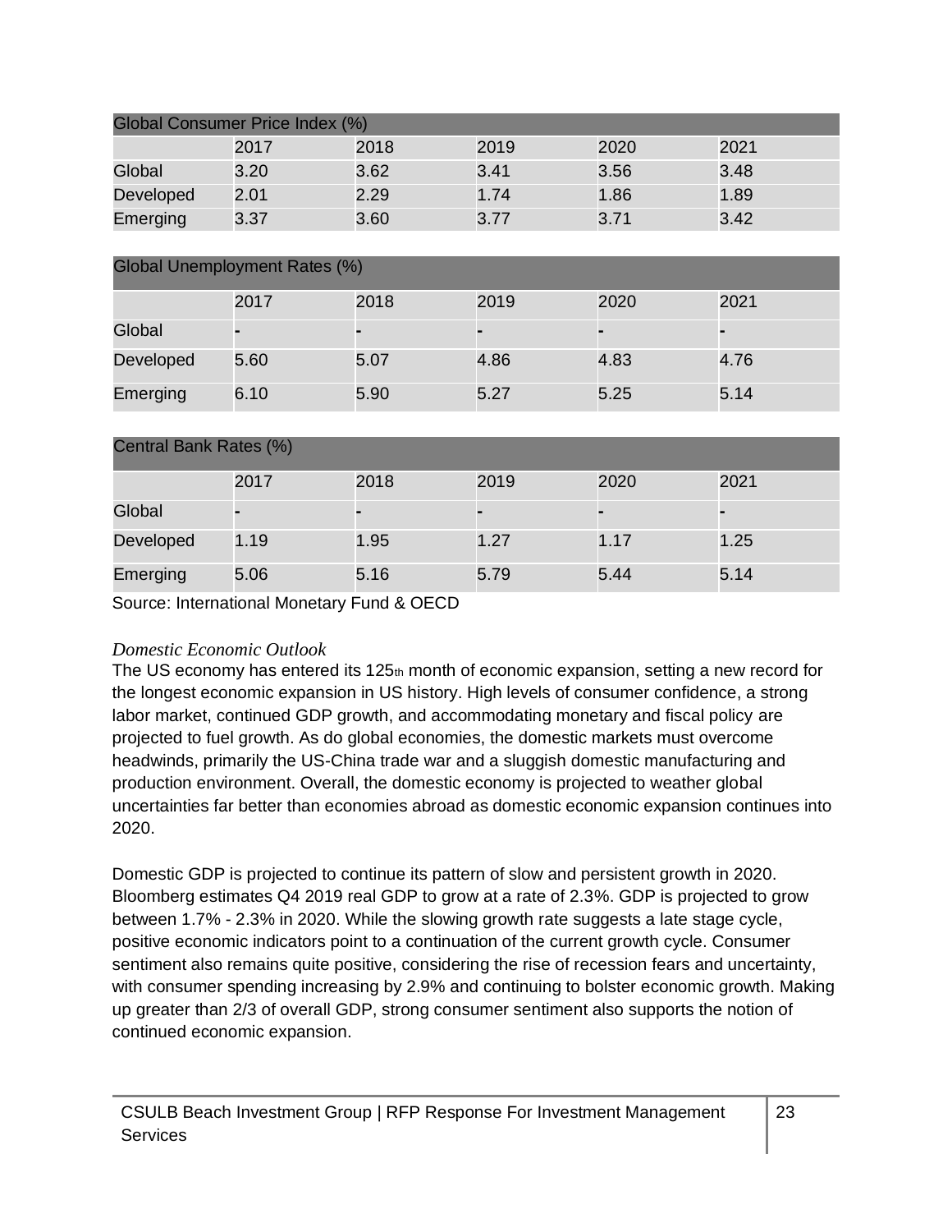| Global Consumer Price Index (%) | | | | | |
|---|---|---|---|---|---|
| | 2017 | 2018 | 2019 | 2020 | 2021 |
| Global | 3.20 | 3.62 | 3.41 | 3.56 | 3.48 |
| Developed | 2.01 | 2.29 | 1.74 | 1.86 | 1.89 |
| Emerging | 3.37 | 3.60 | 3.77 | 3.71 | 3.42 |

| Global Unemployment Rates (%) | | | | | |
|---|---|---|---|---|---|
| | 2017 | 2018 | 2019 | 2020 | 2021 |
| Global | - | - | - | - | - |
| Developed | 5.60 | 5.07 | 4.86 | 4.83 | 4.76 |
| Emerging | 6.10 | 5.90 | 5.27 | 5.25 | 5.14 |

| Central Bank Rates (%) | | | | | |
|---|---|---|---|---|---|
| | 2017 | 2018 | 2019 | 2020 | 2021 |
| Global | - | - | - | - | - |
| Developed | 1.19 | 1.95 | 1.27 | 1.17 | 1.25 |
| Emerging | 5.06 | 5.16 | 5.79 | 5.44 | 5.14 |

Source: International Monetary Fund & OECD

*Domestic Economic Outlook*

The US economy has entered its 125th month of economic expansion, setting a new record for the longest economic expansion in US history. High levels of consumer confidence, a strong labor market, continued GDP growth, and accommodating monetary and fiscal policy are projected to fuel growth. As do global economies, the domestic markets must overcome headwinds, primarily the US-China trade war and a sluggish domestic manufacturing and production environment. Overall, the domestic economy is projected to weather global uncertainties far better than economies abroad as domestic economic expansion continues into 2020.

Domestic GDP is projected to continue its pattern of slow and persistent growth in 2020. Bloomberg estimates Q4 2019 real GDP to grow at a rate of 2.3%. GDP is projected to grow between 1.7% - 2.3% in 2020. While the slowing growth rate suggests a late stage cycle, positive economic indicators point to a continuation of the current growth cycle. Consumer sentiment also remains quite positive, considering the rise of recession fears and uncertainty, with consumer spending increasing by 2.9% and continuing to bolster economic growth. Making up greater than 2/3 of overall GDP, strong consumer sentiment also supports the notion of continued economic expansion.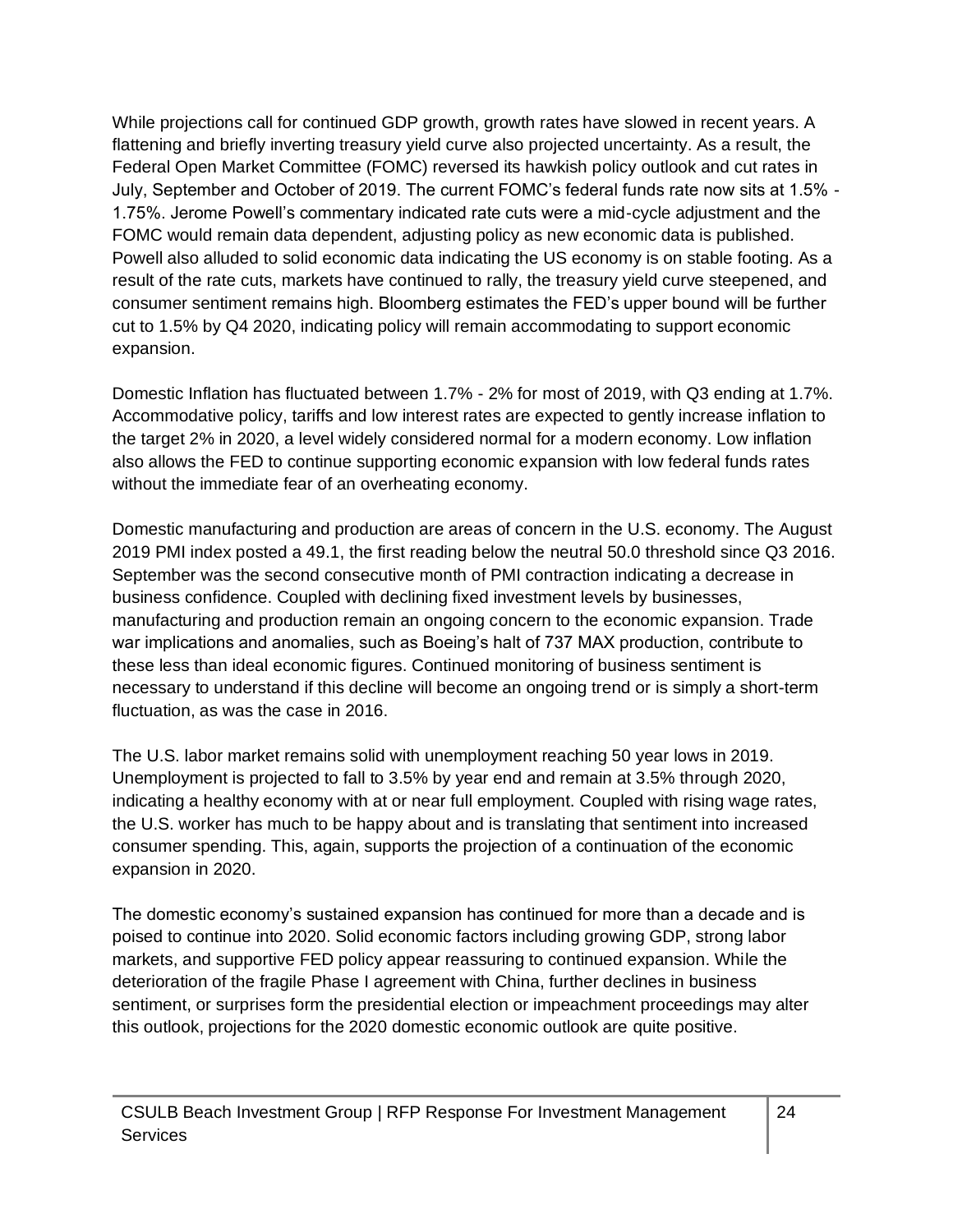While projections call for continued GDP growth, growth rates have slowed in recent years. A flattening and briefly inverting treasury yield curve also projected uncertainty. As a result, the Federal Open Market Committee (FOMC) reversed its hawkish policy outlook and cut rates in July, September and October of 2019. The current FOMC's federal funds rate now sits at 1.5% - 1.75%. Jerome Powell's commentary indicated rate cuts were a mid-cycle adjustment and the FOMC would remain data dependent, adjusting policy as new economic data is published. Powell also alluded to solid economic data indicating the US economy is on stable footing. As a result of the rate cuts, markets have continued to rally, the treasury yield curve steepened, and consumer sentiment remains high. Bloomberg estimates the FED's upper bound will be further cut to 1.5% by Q4 2020, indicating policy will remain accommodating to support economic expansion.

Domestic Inflation has fluctuated between 1.7% - 2% for most of 2019, with Q3 ending at 1.7%. Accommodative policy, tariffs and low interest rates are expected to gently increase inflation to the target 2% in 2020, a level widely considered normal for a modern economy. Low inflation also allows the FED to continue supporting economic expansion with low federal funds rates without the immediate fear of an overheating economy.

Domestic manufacturing and production are areas of concern in the U.S. economy. The August 2019 PMI index posted a 49.1, the first reading below the neutral 50.0 threshold since Q3 2016. September was the second consecutive month of PMI contraction indicating a decrease in business confidence. Coupled with declining fixed investment levels by businesses, manufacturing and production remain an ongoing concern to the economic expansion. Trade war implications and anomalies, such as Boeing's halt of 737 MAX production, contribute to these less than ideal economic figures. Continued monitoring of business sentiment is necessary to understand if this decline will become an ongoing trend or is simply a short-term fluctuation, as was the case in 2016.

The U.S. labor market remains solid with unemployment reaching 50 year lows in 2019. Unemployment is projected to fall to 3.5% by year end and remain at 3.5% through 2020, indicating a healthy economy with at or near full employment. Coupled with rising wage rates, the U.S. worker has much to be happy about and is translating that sentiment into increased consumer spending. This, again, supports the projection of a continuation of the economic expansion in 2020.

The domestic economy's sustained expansion has continued for more than a decade and is poised to continue into 2020. Solid economic factors including growing GDP, strong labor markets, and supportive FED policy appear reassuring to continued expansion. While the deterioration of the fragile Phase I agreement with China, further declines in business sentiment, or surprises form the presidential election or impeachment proceedings may alter this outlook, projections for the 2020 domestic economic outlook are quite positive.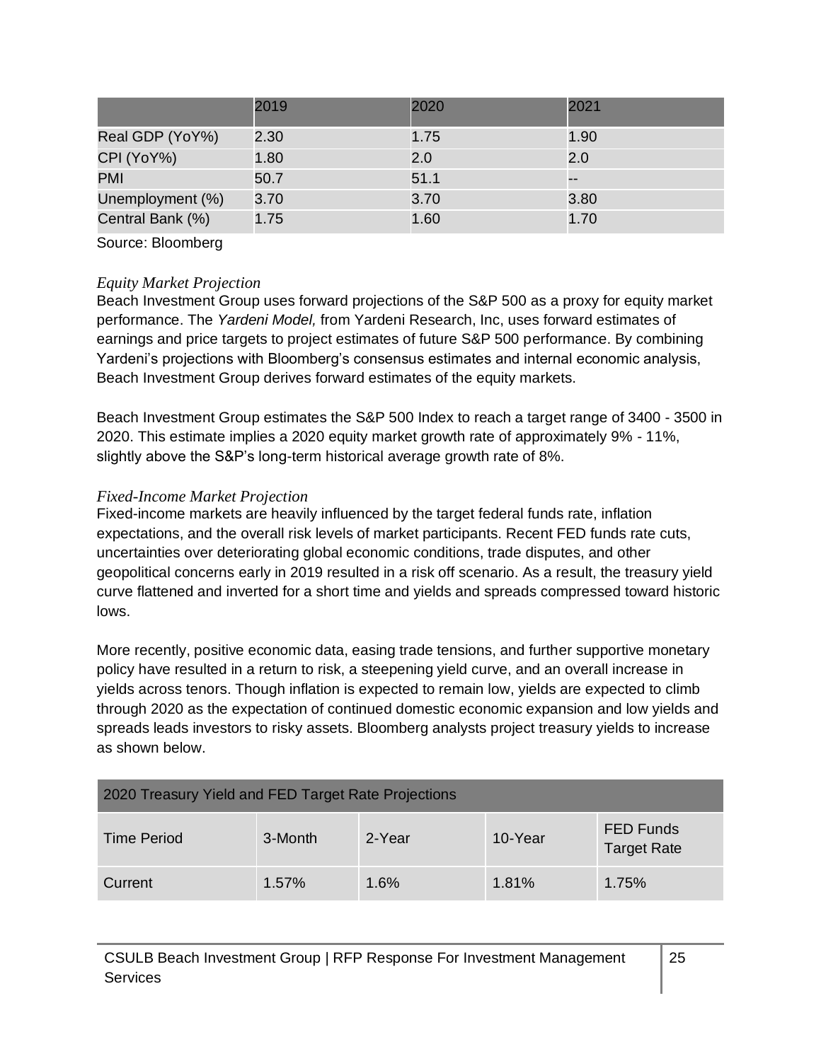| | 2019 | 2020 | 2021 |
|---|---|---|---|
| Real GDP (YoY%) | 2.30 | 1.75 | 1.90 |
| CPI (YoY%) | 1.80 | 2.0 | 2.0 |
| PMI | 50.7 | 51.1 | -- |
| Unemployment (%) | 3.70 | 3.70 | 3.80 |
| Central Bank (%) | 1.75 | 1.60 | 1.70 |

Source: Bloomberg

*Equity Market Projection*

Beach Investment Group uses forward projections of the S&P 500 as a proxy for equity market performance. The *Yardeni Model,* from Yardeni Research, Inc, uses forward estimates of earnings and price targets to project estimates of future S&P 500 performance. By combining Yardeni's projections with Bloomberg's consensus estimates and internal economic analysis, Beach Investment Group derives forward estimates of the equity markets.

Beach Investment Group estimates the S&P 500 Index to reach a target range of 3400 - 3500 in 2020. This estimate implies a 2020 equity market growth rate of approximately 9% - 11%, slightly above the S&P's long-term historical average growth rate of 8%.

*Fixed-Income Market Projection*

Fixed-income markets are heavily influenced by the target federal funds rate, inflation expectations, and the overall risk levels of market participants. Recent FED funds rate cuts, uncertainties over deteriorating global economic conditions, trade disputes, and other geopolitical concerns early in 2019 resulted in a risk off scenario. As a result, the treasury yield curve flattened and inverted for a short time and yields and spreads compressed toward historic lows.

More recently, positive economic data, easing trade tensions, and further supportive monetary policy have resulted in a return to risk, a steepening yield curve, and an overall increase in yields across tenors. Though inflation is expected to remain low, yields are expected to climb through 2020 as the expectation of continued domestic economic expansion and low yields and spreads leads investors to risky assets. Bloomberg analysts project treasury yields to increase as shown below.

| 2020 Treasury Yield and FED Target Rate Projections | | | | |
|---|---|---|---|---|
| Time Period | 3-Month | 2-Year | 10-Year | FED Funds Target Rate |
| Current | 1.57% | 1.6% | 1.81% | 1.75% |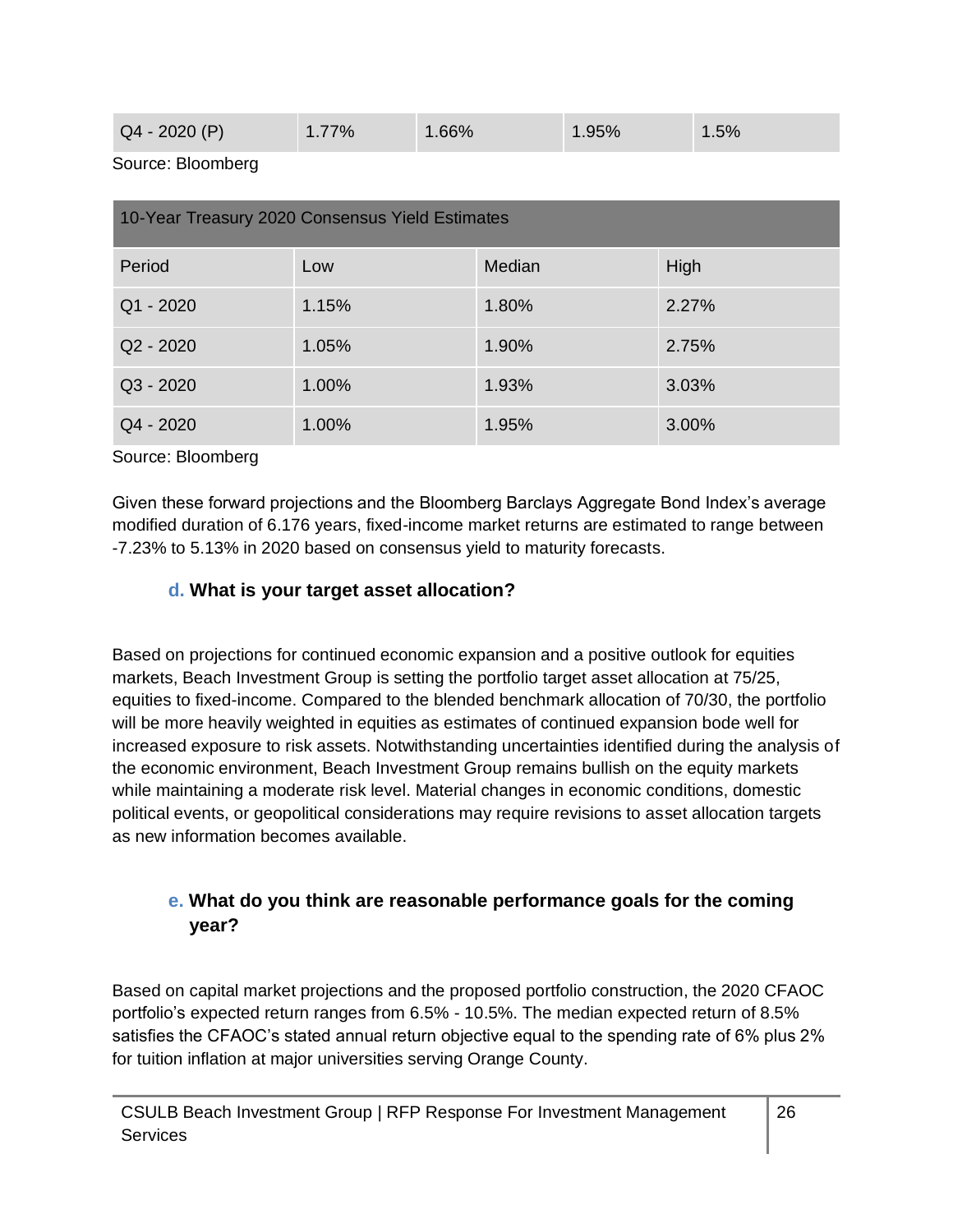| Q4 - 2020 (P) | 1.77% | 1.66% | 1.95% | 1.5% |
|---|---|---|---|---|

Source: Bloomberg

| 10-Year Treasury 2020 Consensus Yield Estimates | | | |
|---|---|---|---|
| Period | Low | Median | High |
| Q1 - 2020 | 1.15% | 1.80% | 2.27% |
| Q2 - 2020 | 1.05% | 1.90% | 2.75% |
| Q3 - 2020 | 1.00% | 1.93% | 3.03% |
| Q4 - 2020 | 1.00% | 1.95% | 3.00% |

Source: Bloomberg

Given these forward projections and the Bloomberg Barclays Aggregate Bond Index's average modified duration of 6.176 years, fixed-income market returns are estimated to range between -7.23% to 5.13% in 2020 based on consensus yield to maturity forecasts.

### d. What is your target asset allocation?

Based on projections for continued economic expansion and a positive outlook for equities markets, Beach Investment Group is setting the portfolio target asset allocation at 75/25, equities to fixed-income. Compared to the blended benchmark allocation of 70/30, the portfolio will be more heavily weighted in equities as estimates of continued expansion bode well for increased exposure to risk assets. Notwithstanding uncertainties identified during the analysis of the economic environment, Beach Investment Group remains bullish on the equity markets while maintaining a moderate risk level. Material changes in economic conditions, domestic political events, or geopolitical considerations may require revisions to asset allocation targets as new information becomes available.

### e. What do you think are reasonable performance goals for the coming year?

Based on capital market projections and the proposed portfolio construction, the 2020 CFAOC portfolio's expected return ranges from 6.5% - 10.5%. The median expected return of 8.5% satisfies the CFAOC's stated annual return objective equal to the spending rate of 6% plus 2% for tuition inflation at major universities serving Orange County.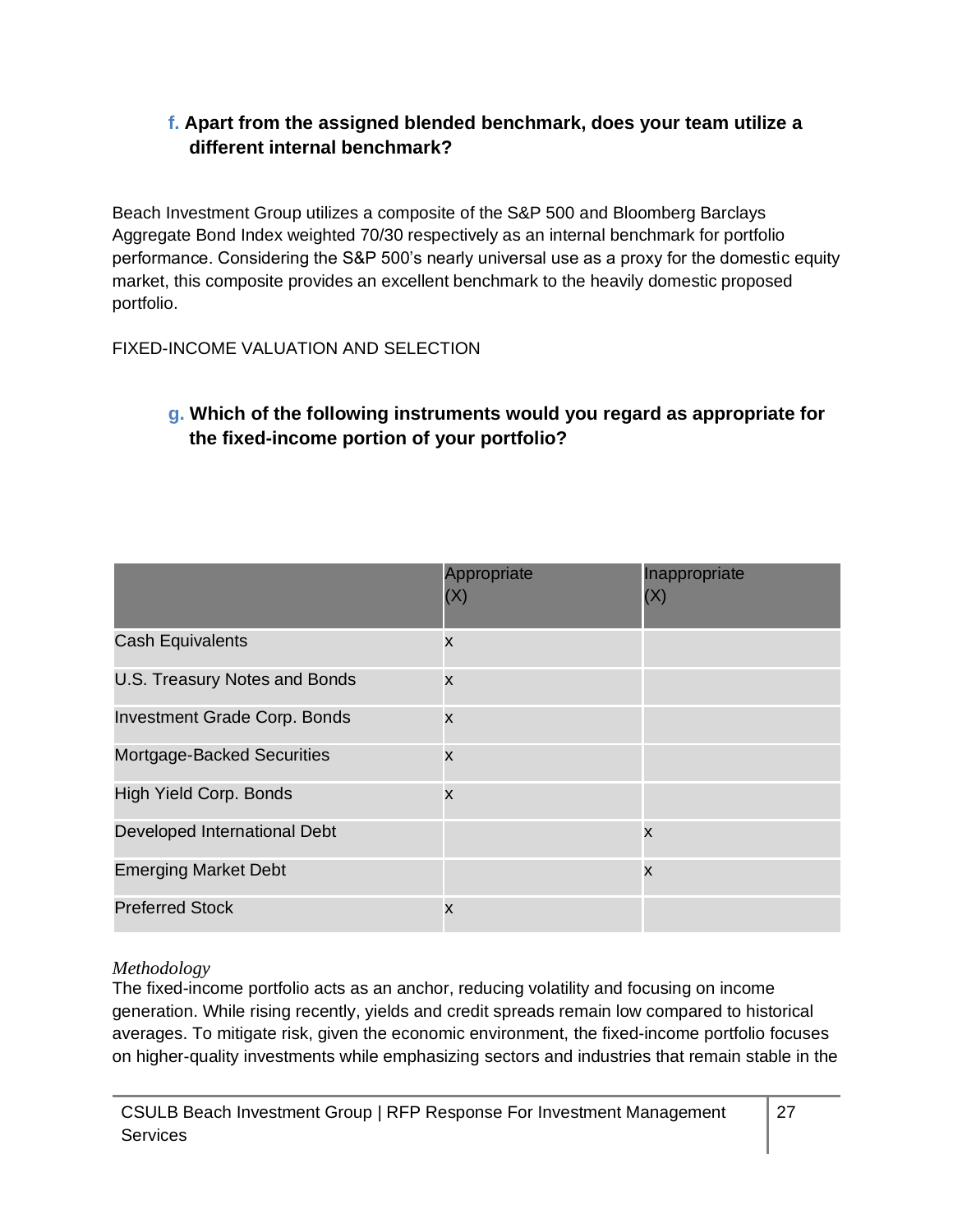### f. Apart from the assigned blended benchmark, does your team utilize a different internal benchmark?

Beach Investment Group utilizes a composite of the S&P 500 and Bloomberg Barclays Aggregate Bond Index weighted 70/30 respectively as an internal benchmark for portfolio performance. Considering the S&P 500's nearly universal use as a proxy for the domestic equity market, this composite provides an excellent benchmark to the heavily domestic proposed portfolio.

FIXED-INCOME VALUATION AND SELECTION

### g. Which of the following instruments would you regard as appropriate for the fixed-income portion of your portfolio?

| | Appropriate (X) | Inappropriate (X) |
|---|---|---|
| Cash Equivalents | x | |
| U.S. Treasury Notes and Bonds | x | |
| Investment Grade Corp. Bonds | x | |
| Mortgage-Backed Securities | x | |
| High Yield Corp. Bonds | x | |
| Developed International Debt | | x |
| Emerging Market Debt | | x |
| Preferred Stock | x | |

*Methodology*

The fixed-income portfolio acts as an anchor, reducing volatility and focusing on income generation. While rising recently, yields and credit spreads remain low compared to historical averages. To mitigate risk, given the economic environment, the fixed-income portfolio focuses on higher-quality investments while emphasizing sectors and industries that remain stable in the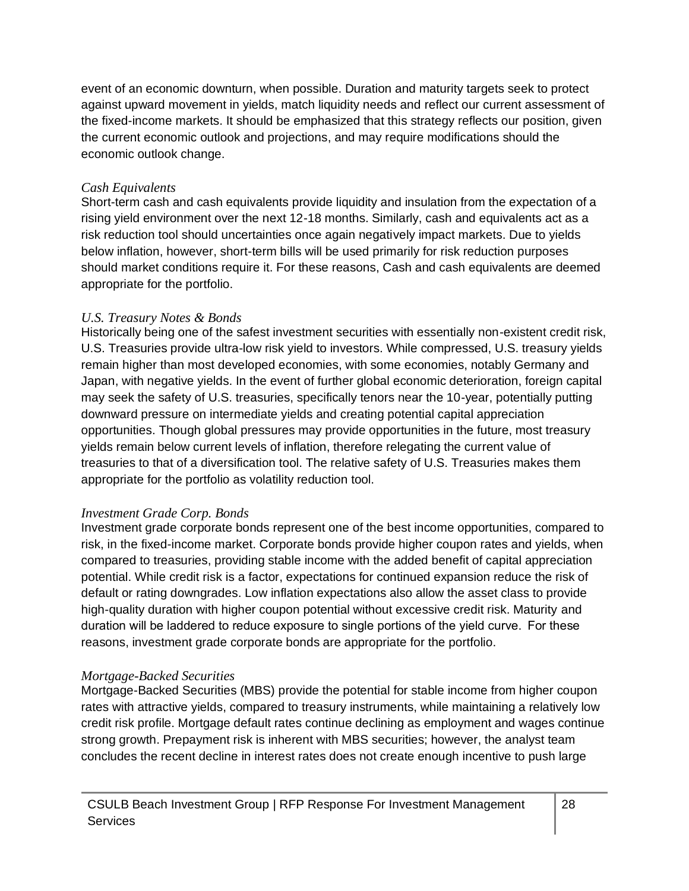event of an economic downturn, when possible. Duration and maturity targets seek to protect against upward movement in yields, match liquidity needs and reflect our current assessment of the fixed-income markets. It should be emphasized that this strategy reflects our position, given the current economic outlook and projections, and may require modifications should the economic outlook change.

*Cash Equivalents*
Short-term cash and cash equivalents provide liquidity and insulation from the expectation of a rising yield environment over the next 12-18 months. Similarly, cash and equivalents act as a risk reduction tool should uncertainties once again negatively impact markets. Due to yields below inflation, however, short-term bills will be used primarily for risk reduction purposes should market conditions require it. For these reasons, Cash and cash equivalents are deemed appropriate for the portfolio.

*U.S. Treasury Notes & Bonds*
Historically being one of the safest investment securities with essentially non-existent credit risk, U.S. Treasuries provide ultra-low risk yield to investors. While compressed, U.S. treasury yields remain higher than most developed economies, with some economies, notably Germany and Japan, with negative yields. In the event of further global economic deterioration, foreign capital may seek the safety of U.S. treasuries, specifically tenors near the 10-year, potentially putting downward pressure on intermediate yields and creating potential capital appreciation opportunities. Though global pressures may provide opportunities in the future, most treasury yields remain below current levels of inflation, therefore relegating the current value of treasuries to that of a diversification tool. The relative safety of U.S. Treasuries makes them appropriate for the portfolio as volatility reduction tool.

*Investment Grade Corp. Bonds*
Investment grade corporate bonds represent one of the best income opportunities, compared to risk, in the fixed-income market. Corporate bonds provide higher coupon rates and yields, when compared to treasuries, providing stable income with the added benefit of capital appreciation potential. While credit risk is a factor, expectations for continued expansion reduce the risk of default or rating downgrades. Low inflation expectations also allow the asset class to provide high-quality duration with higher coupon potential without excessive credit risk. Maturity and duration will be laddered to reduce exposure to single portions of the yield curve. For these reasons, investment grade corporate bonds are appropriate for the portfolio.

*Mortgage-Backed Securities*
Mortgage-Backed Securities (MBS) provide the potential for stable income from higher coupon rates with attractive yields, compared to treasury instruments, while maintaining a relatively low credit risk profile. Mortgage default rates continue declining as employment and wages continue strong growth. Prepayment risk is inherent with MBS securities; however, the analyst team concludes the recent decline in interest rates does not create enough incentive to push large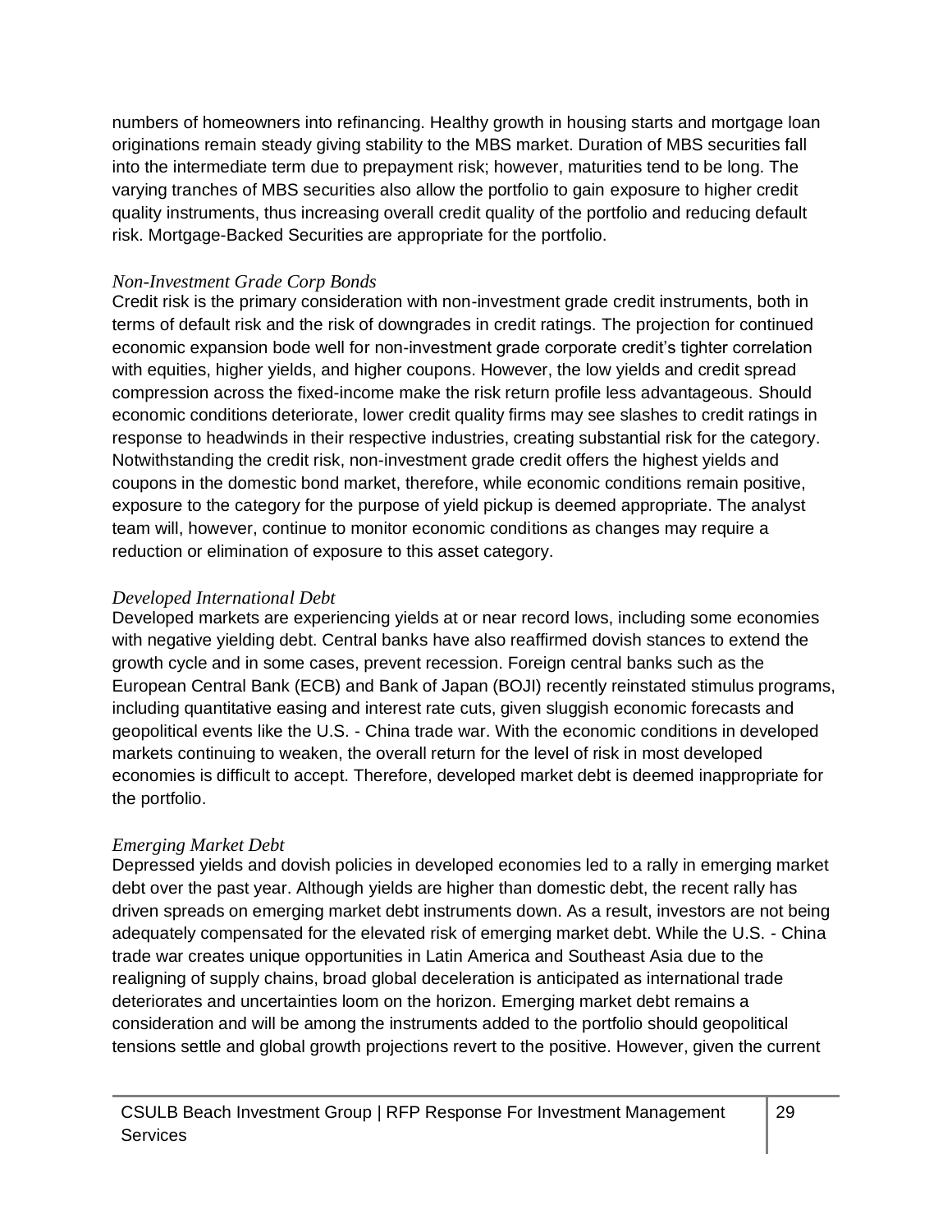numbers of homeowners into refinancing. Healthy growth in housing starts and mortgage loan originations remain steady giving stability to the MBS market. Duration of MBS securities fall into the intermediate term due to prepayment risk; however, maturities tend to be long. The varying tranches of MBS securities also allow the portfolio to gain exposure to higher credit quality instruments, thus increasing overall credit quality of the portfolio and reducing default risk. Mortgage-Backed Securities are appropriate for the portfolio.

*Non-Investment Grade Corp Bonds*

Credit risk is the primary consideration with non-investment grade credit instruments, both in terms of default risk and the risk of downgrades in credit ratings. The projection for continued economic expansion bode well for non-investment grade corporate credit's tighter correlation with equities, higher yields, and higher coupons. However, the low yields and credit spread compression across the fixed-income make the risk return profile less advantageous. Should economic conditions deteriorate, lower credit quality firms may see slashes to credit ratings in response to headwinds in their respective industries, creating substantial risk for the category. Notwithstanding the credit risk, non-investment grade credit offers the highest yields and coupons in the domestic bond market, therefore, while economic conditions remain positive, exposure to the category for the purpose of yield pickup is deemed appropriate. The analyst team will, however, continue to monitor economic conditions as changes may require a reduction or elimination of exposure to this asset category.

*Developed International Debt*

Developed markets are experiencing yields at or near record lows, including some economies with negative yielding debt. Central banks have also reaffirmed dovish stances to extend the growth cycle and in some cases, prevent recession. Foreign central banks such as the European Central Bank (ECB) and Bank of Japan (BOJI) recently reinstated stimulus programs, including quantitative easing and interest rate cuts, given sluggish economic forecasts and geopolitical events like the U.S. - China trade war. With the economic conditions in developed markets continuing to weaken, the overall return for the level of risk in most developed economies is difficult to accept. Therefore, developed market debt is deemed inappropriate for the portfolio.

*Emerging Market Debt*

Depressed yields and dovish policies in developed economies led to a rally in emerging market debt over the past year. Although yields are higher than domestic debt, the recent rally has driven spreads on emerging market debt instruments down. As a result, investors are not being adequately compensated for the elevated risk of emerging market debt. While the U.S. - China trade war creates unique opportunities in Latin America and Southeast Asia due to the realigning of supply chains, broad global deceleration is anticipated as international trade deteriorates and uncertainties loom on the horizon. Emerging market debt remains a consideration and will be among the instruments added to the portfolio should geopolitical tensions settle and global growth projections revert to the positive. However, given the current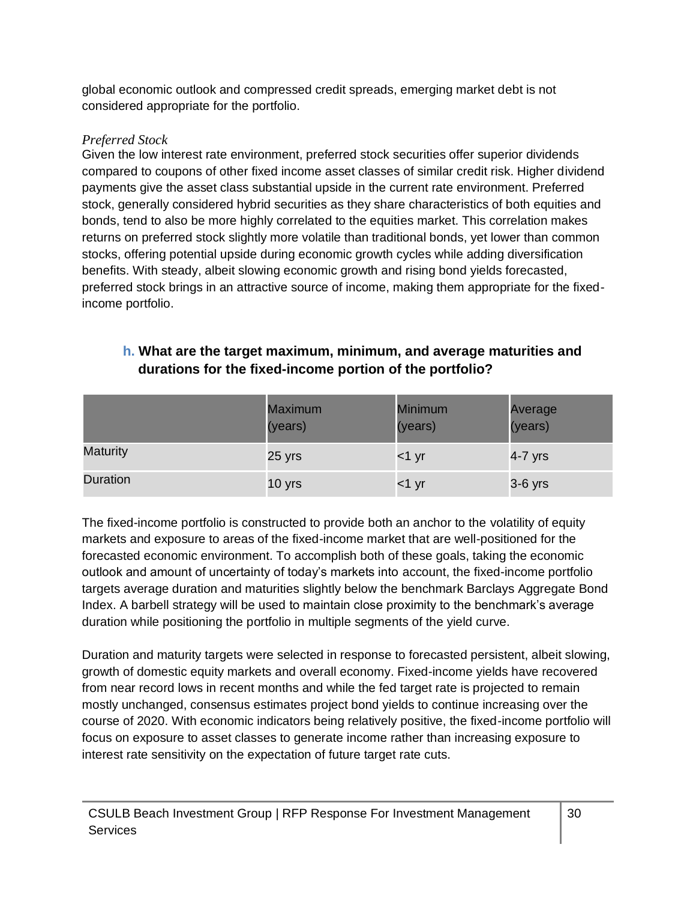global economic outlook and compressed credit spreads, emerging market debt is not considered appropriate for the portfolio.

*Preferred Stock*

Given the low interest rate environment, preferred stock securities offer superior dividends compared to coupons of other fixed income asset classes of similar credit risk. Higher dividend payments give the asset class substantial upside in the current rate environment. Preferred stock, generally considered hybrid securities as they share characteristics of both equities and bonds, tend to also be more highly correlated to the equities market. This correlation makes returns on preferred stock slightly more volatile than traditional bonds, yet lower than common stocks, offering potential upside during economic growth cycles while adding diversification benefits. With steady, albeit slowing economic growth and rising bond yields forecasted, preferred stock brings in an attractive source of income, making them appropriate for the fixed-income portfolio.

### h. What are the target maximum, minimum, and average maturities and durations for the fixed-income portion of the portfolio?

| | Maximum (years) | Minimum (years) | Average (years) |
|---|---|---|---|
| Maturity | 25 yrs | <1 yr | 4-7 yrs |
| Duration | 10 yrs | <1 yr | 3-6 yrs |

The fixed-income portfolio is constructed to provide both an anchor to the volatility of equity markets and exposure to areas of the fixed-income market that are well-positioned for the forecasted economic environment. To accomplish both of these goals, taking the economic outlook and amount of uncertainty of today's markets into account, the fixed-income portfolio targets average duration and maturities slightly below the benchmark Barclays Aggregate Bond Index. A barbell strategy will be used to maintain close proximity to the benchmark's average duration while positioning the portfolio in multiple segments of the yield curve.

Duration and maturity targets were selected in response to forecasted persistent, albeit slowing, growth of domestic equity markets and overall economy. Fixed-income yields have recovered from near record lows in recent months and while the fed target rate is projected to remain mostly unchanged, consensus estimates project bond yields to continue increasing over the course of 2020. With economic indicators being relatively positive, the fixed-income portfolio will focus on exposure to asset classes to generate income rather than increasing exposure to interest rate sensitivity on the expectation of future target rate cuts.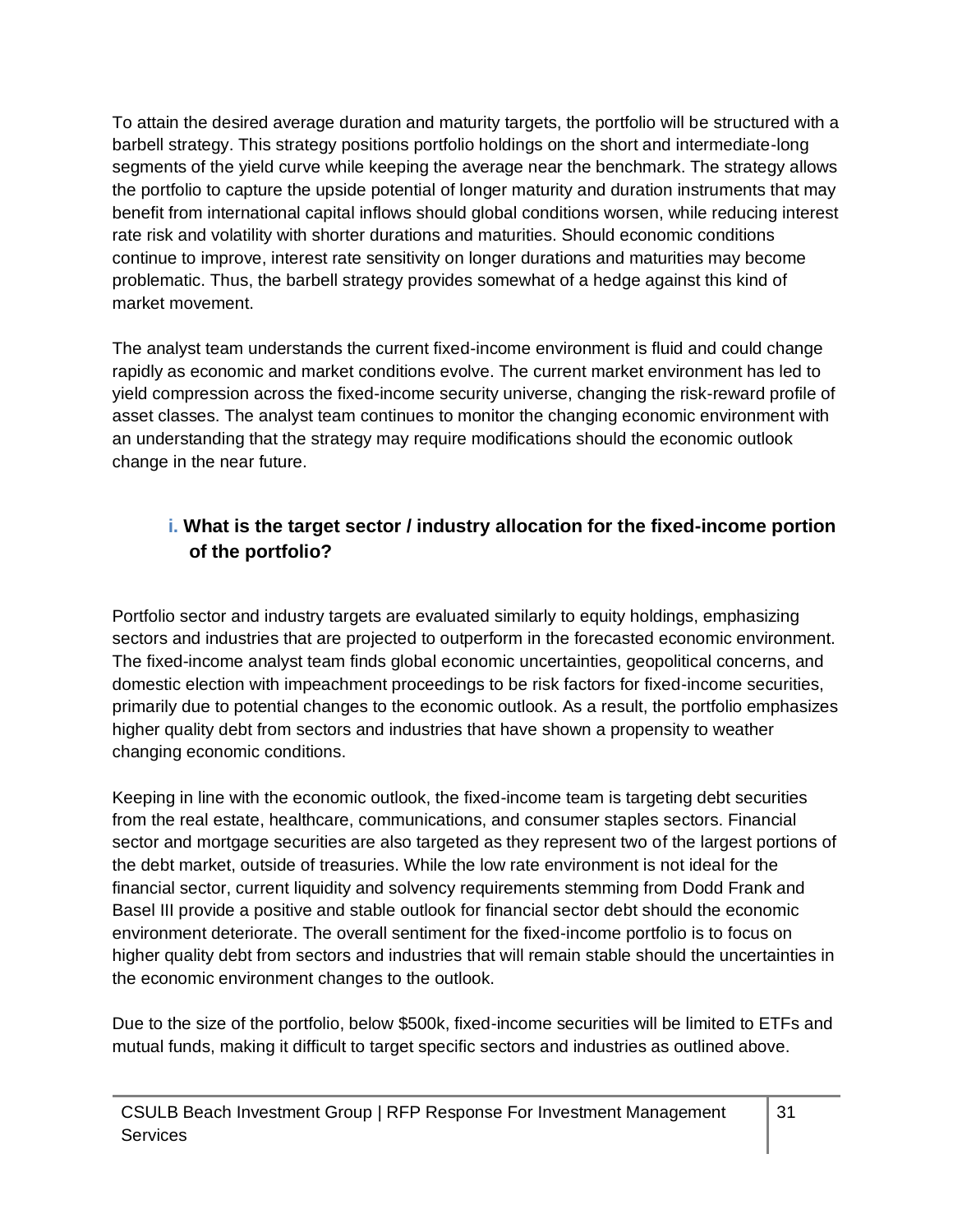To attain the desired average duration and maturity targets, the portfolio will be structured with a barbell strategy. This strategy positions portfolio holdings on the short and intermediate-long segments of the yield curve while keeping the average near the benchmark. The strategy allows the portfolio to capture the upside potential of longer maturity and duration instruments that may benefit from international capital inflows should global conditions worsen, while reducing interest rate risk and volatility with shorter durations and maturities. Should economic conditions continue to improve, interest rate sensitivity on longer durations and maturities may become problematic. Thus, the barbell strategy provides somewhat of a hedge against this kind of market movement.

The analyst team understands the current fixed-income environment is fluid and could change rapidly as economic and market conditions evolve. The current market environment has led to yield compression across the fixed-income security universe, changing the risk-reward profile of asset classes. The analyst team continues to monitor the changing economic environment with an understanding that the strategy may require modifications should the economic outlook change in the near future.

### i. What is the target sector / industry allocation for the fixed-income portion of the portfolio?

Portfolio sector and industry targets are evaluated similarly to equity holdings, emphasizing sectors and industries that are projected to outperform in the forecasted economic environment. The fixed-income analyst team finds global economic uncertainties, geopolitical concerns, and domestic election with impeachment proceedings to be risk factors for fixed-income securities, primarily due to potential changes to the economic outlook. As a result, the portfolio emphasizes higher quality debt from sectors and industries that have shown a propensity to weather changing economic conditions.

Keeping in line with the economic outlook, the fixed-income team is targeting debt securities from the real estate, healthcare, communications, and consumer staples sectors. Financial sector and mortgage securities are also targeted as they represent two of the largest portions of the debt market, outside of treasuries. While the low rate environment is not ideal for the financial sector, current liquidity and solvency requirements stemming from Dodd Frank and Basel III provide a positive and stable outlook for financial sector debt should the economic environment deteriorate. The overall sentiment for the fixed-income portfolio is to focus on higher quality debt from sectors and industries that will remain stable should the uncertainties in the economic environment changes to the outlook.

Due to the size of the portfolio, below $500k, fixed-income securities will be limited to ETFs and mutual funds, making it difficult to target specific sectors and industries as outlined above.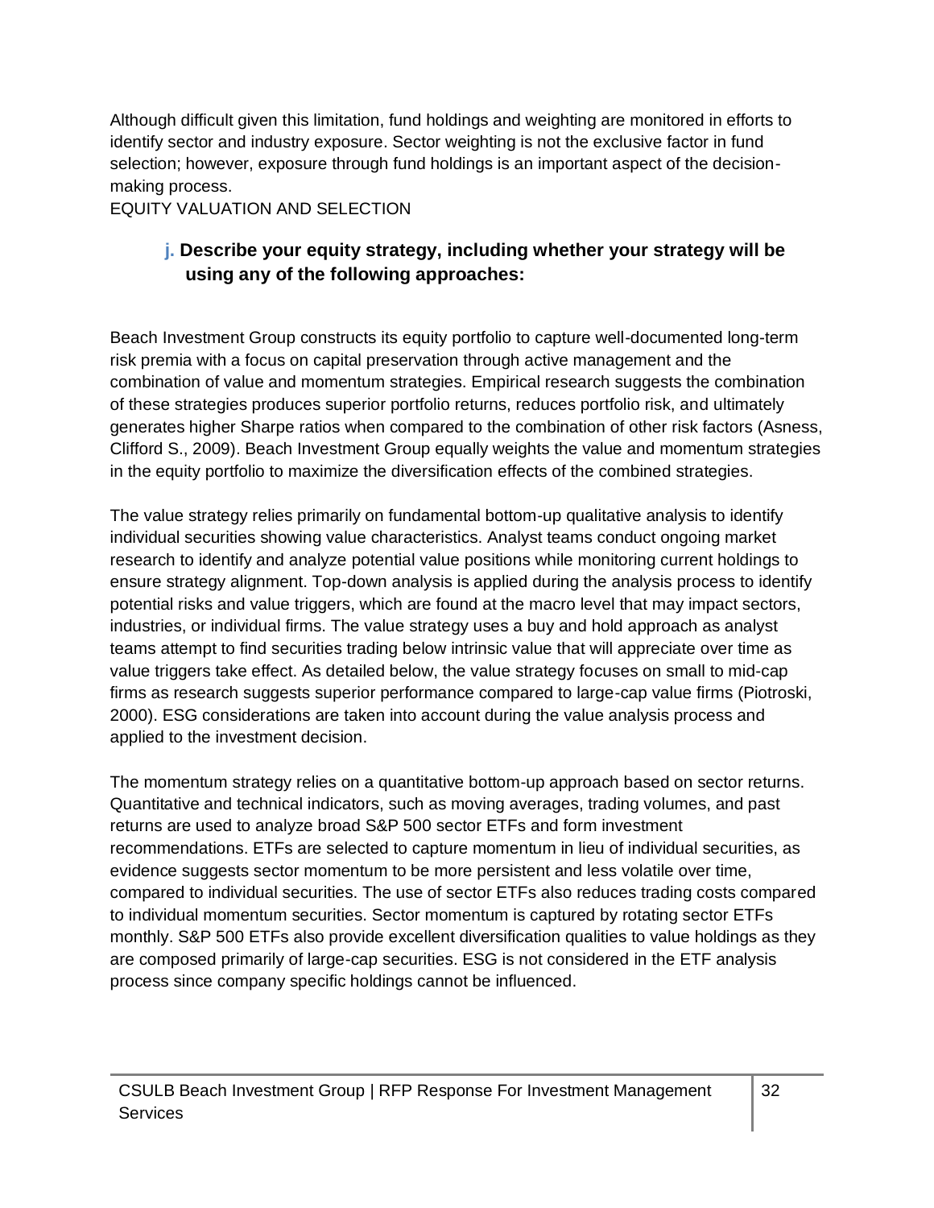Although difficult given this limitation, fund holdings and weighting are monitored in efforts to identify sector and industry exposure. Sector weighting is not the exclusive factor in fund selection; however, exposure through fund holdings is an important aspect of the decision-making process.

EQUITY VALUATION AND SELECTION

### j. Describe your equity strategy, including whether your strategy will be using any of the following approaches:

Beach Investment Group constructs its equity portfolio to capture well-documented long-term risk premia with a focus on capital preservation through active management and the combination of value and momentum strategies. Empirical research suggests the combination of these strategies produces superior portfolio returns, reduces portfolio risk, and ultimately generates higher Sharpe ratios when compared to the combination of other risk factors (Asness, Clifford S., 2009). Beach Investment Group equally weights the value and momentum strategies in the equity portfolio to maximize the diversification effects of the combined strategies.

The value strategy relies primarily on fundamental bottom-up qualitative analysis to identify individual securities showing value characteristics. Analyst teams conduct ongoing market research to identify and analyze potential value positions while monitoring current holdings to ensure strategy alignment. Top-down analysis is applied during the analysis process to identify potential risks and value triggers, which are found at the macro level that may impact sectors, industries, or individual firms. The value strategy uses a buy and hold approach as analyst teams attempt to find securities trading below intrinsic value that will appreciate over time as value triggers take effect. As detailed below, the value strategy focuses on small to mid-cap firms as research suggests superior performance compared to large-cap value firms (Piotroski, 2000). ESG considerations are taken into account during the value analysis process and applied to the investment decision.

The momentum strategy relies on a quantitative bottom-up approach based on sector returns. Quantitative and technical indicators, such as moving averages, trading volumes, and past returns are used to analyze broad S&P 500 sector ETFs and form investment recommendations. ETFs are selected to capture momentum in lieu of individual securities, as evidence suggests sector momentum to be more persistent and less volatile over time, compared to individual securities. The use of sector ETFs also reduces trading costs compared to individual momentum securities. Sector momentum is captured by rotating sector ETFs monthly. S&P 500 ETFs also provide excellent diversification qualities to value holdings as they are composed primarily of large-cap securities. ESG is not considered in the ETF analysis process since company specific holdings cannot be influenced.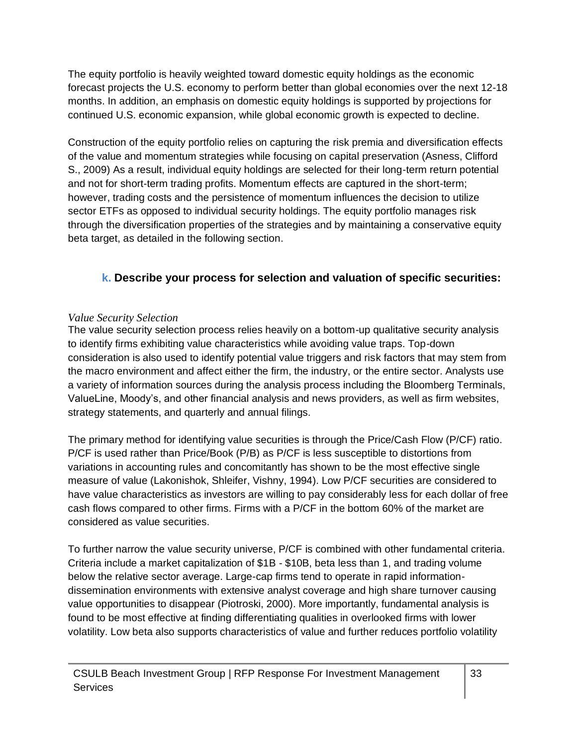The equity portfolio is heavily weighted toward domestic equity holdings as the economic forecast projects the U.S. economy to perform better than global economies over the next 12-18 months. In addition, an emphasis on domestic equity holdings is supported by projections for continued U.S. economic expansion, while global economic growth is expected to decline.

Construction of the equity portfolio relies on capturing the risk premia and diversification effects of the value and momentum strategies while focusing on capital preservation (Asness, Clifford S., 2009) As a result, individual equity holdings are selected for their long-term return potential and not for short-term trading profits. Momentum effects are captured in the short-term; however, trading costs and the persistence of momentum influences the decision to utilize sector ETFs as opposed to individual security holdings. The equity portfolio manages risk through the diversification properties of the strategies and by maintaining a conservative equity beta target, as detailed in the following section.

## k. Describe your process for selection and valuation of specific securities:

*Value Security Selection*

The value security selection process relies heavily on a bottom-up qualitative security analysis to identify firms exhibiting value characteristics while avoiding value traps. Top-down consideration is also used to identify potential value triggers and risk factors that may stem from the macro environment and affect either the firm, the industry, or the entire sector. Analysts use a variety of information sources during the analysis process including the Bloomberg Terminals, ValueLine, Moody's, and other financial analysis and news providers, as well as firm websites, strategy statements, and quarterly and annual filings.

The primary method for identifying value securities is through the Price/Cash Flow (P/CF) ratio. P/CF is used rather than Price/Book (P/B) as P/CF is less susceptible to distortions from variations in accounting rules and concomitantly has shown to be the most effective single measure of value (Lakonishok, Shleifer, Vishny, 1994). Low P/CF securities are considered to have value characteristics as investors are willing to pay considerably less for each dollar of free cash flows compared to other firms. Firms with a P/CF in the bottom 60% of the market are considered as value securities.

To further narrow the value security universe, P/CF is combined with other fundamental criteria. Criteria include a market capitalization of $1B - $10B, beta less than 1, and trading volume below the relative sector average. Large-cap firms tend to operate in rapid information-dissemination environments with extensive analyst coverage and high share turnover causing value opportunities to disappear (Piotroski, 2000). More importantly, fundamental analysis is found to be most effective at finding differentiating qualities in overlooked firms with lower volatility. Low beta also supports characteristics of value and further reduces portfolio volatility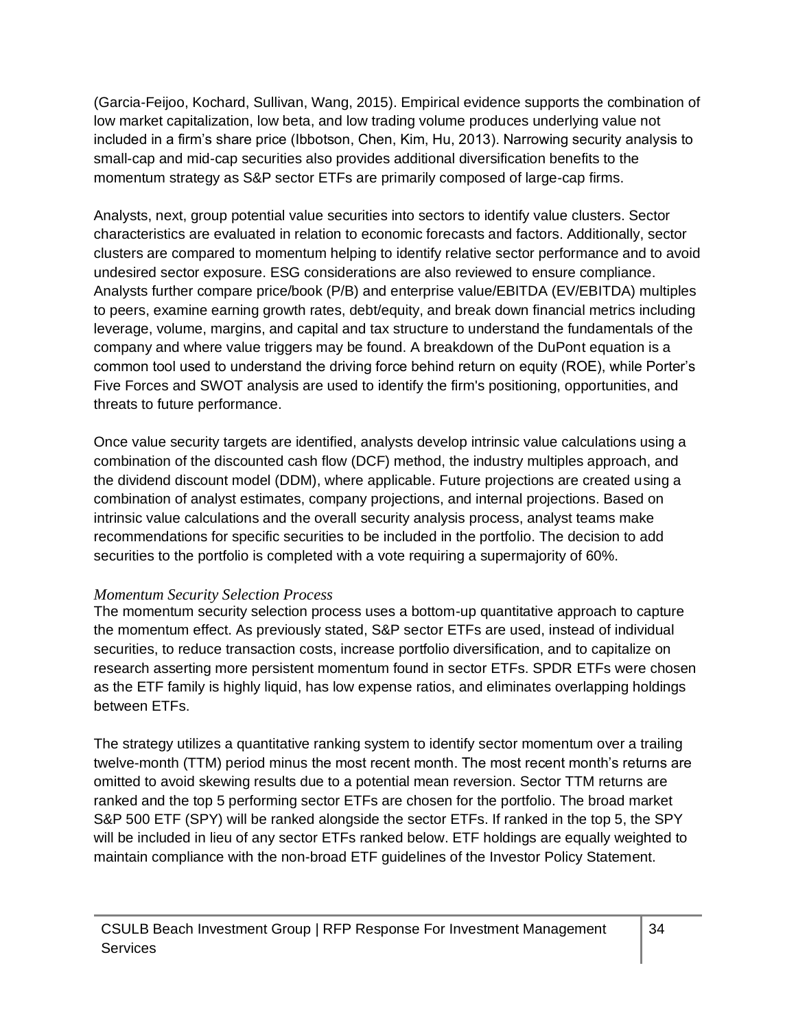(Garcia-Feijoo, Kochard, Sullivan, Wang, 2015). Empirical evidence supports the combination of low market capitalization, low beta, and low trading volume produces underlying value not included in a firm's share price (Ibbotson, Chen, Kim, Hu, 2013). Narrowing security analysis to small-cap and mid-cap securities also provides additional diversification benefits to the momentum strategy as S&P sector ETFs are primarily composed of large-cap firms.

Analysts, next, group potential value securities into sectors to identify value clusters. Sector characteristics are evaluated in relation to economic forecasts and factors. Additionally, sector clusters are compared to momentum helping to identify relative sector performance and to avoid undesired sector exposure. ESG considerations are also reviewed to ensure compliance. Analysts further compare price/book (P/B) and enterprise value/EBITDA (EV/EBITDA) multiples to peers, examine earning growth rates, debt/equity, and break down financial metrics including leverage, volume, margins, and capital and tax structure to understand the fundamentals of the company and where value triggers may be found. A breakdown of the DuPont equation is a common tool used to understand the driving force behind return on equity (ROE), while Porter's Five Forces and SWOT analysis are used to identify the firm's positioning, opportunities, and threats to future performance.

Once value security targets are identified, analysts develop intrinsic value calculations using a combination of the discounted cash flow (DCF) method, the industry multiples approach, and the dividend discount model (DDM), where applicable. Future projections are created using a combination of analyst estimates, company projections, and internal projections. Based on intrinsic value calculations and the overall security analysis process, analyst teams make recommendations for specific securities to be included in the portfolio. The decision to add securities to the portfolio is completed with a vote requiring a supermajority of 60%.

*Momentum Security Selection Process*

The momentum security selection process uses a bottom-up quantitative approach to capture the momentum effect. As previously stated, S&P sector ETFs are used, instead of individual securities, to reduce transaction costs, increase portfolio diversification, and to capitalize on research asserting more persistent momentum found in sector ETFs. SPDR ETFs were chosen as the ETF family is highly liquid, has low expense ratios, and eliminates overlapping holdings between ETFs.

The strategy utilizes a quantitative ranking system to identify sector momentum over a trailing twelve-month (TTM) period minus the most recent month. The most recent month's returns are omitted to avoid skewing results due to a potential mean reversion. Sector TTM returns are ranked and the top 5 performing sector ETFs are chosen for the portfolio. The broad market S&P 500 ETF (SPY) will be ranked alongside the sector ETFs. If ranked in the top 5, the SPY will be included in lieu of any sector ETFs ranked below. ETF holdings are equally weighted to maintain compliance with the non-broad ETF guidelines of the Investor Policy Statement.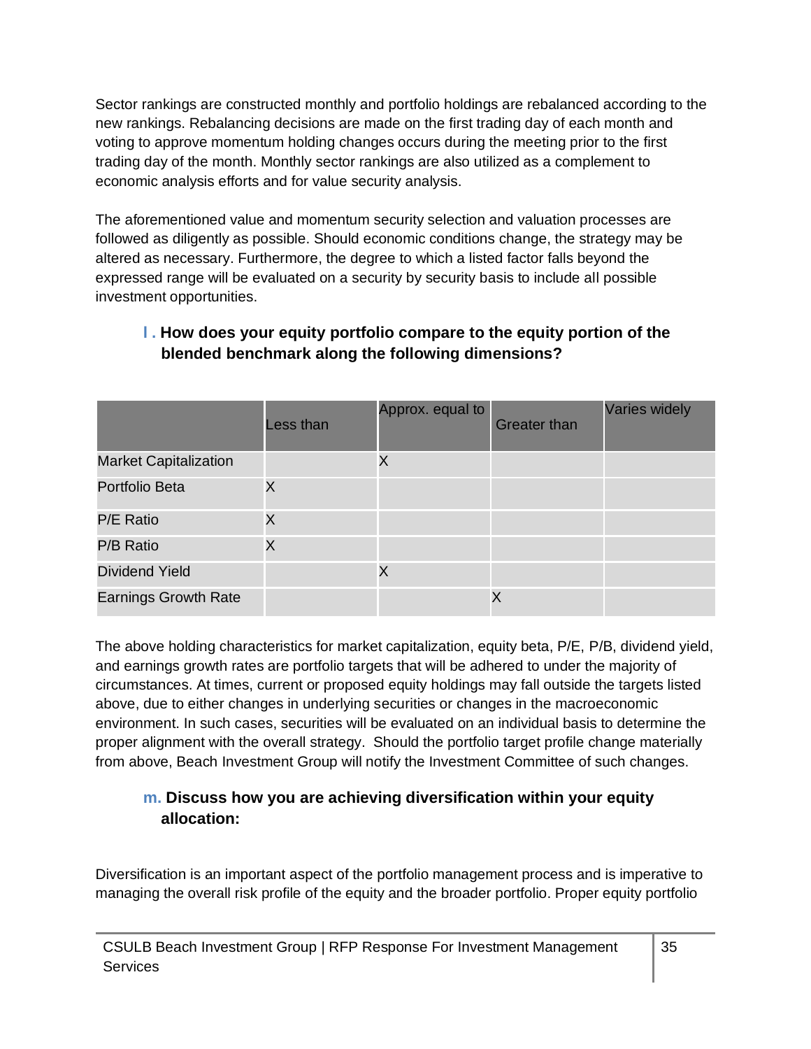Sector rankings are constructed monthly and portfolio holdings are rebalanced according to the new rankings. Rebalancing decisions are made on the first trading day of each month and voting to approve momentum holding changes occurs during the meeting prior to the first trading day of the month. Monthly sector rankings are also utilized as a complement to economic analysis efforts and for value security analysis.

The aforementioned value and momentum security selection and valuation processes are followed as diligently as possible. Should economic conditions change, the strategy may be altered as necessary. Furthermore, the degree to which a listed factor falls beyond the expressed range will be evaluated on a security by security basis to include all possible investment opportunities.

### l. How does your equity portfolio compare to the equity portion of the blended benchmark along the following dimensions?

| | Less than | Approx. equal to | Greater than | Varies widely |
|---|---|---|---|---|
| Market Capitalization | | X | | |
| Portfolio Beta | X | | | |
| P/E Ratio | X | | | |
| P/B Ratio | X | | | |
| Dividend Yield | | X | | |
| Earnings Growth Rate | | | X | |

The above holding characteristics for market capitalization, equity beta, P/E, P/B, dividend yield, and earnings growth rates are portfolio targets that will be adhered to under the majority of circumstances. At times, current or proposed equity holdings may fall outside the targets listed above, due to either changes in underlying securities or changes in the macroeconomic environment. In such cases, securities will be evaluated on an individual basis to determine the proper alignment with the overall strategy. Should the portfolio target profile change materially from above, Beach Investment Group will notify the Investment Committee of such changes.

### m. Discuss how you are achieving diversification within your equity allocation:

Diversification is an important aspect of the portfolio management process and is imperative to managing the overall risk profile of the equity and the broader portfolio. Proper equity portfolio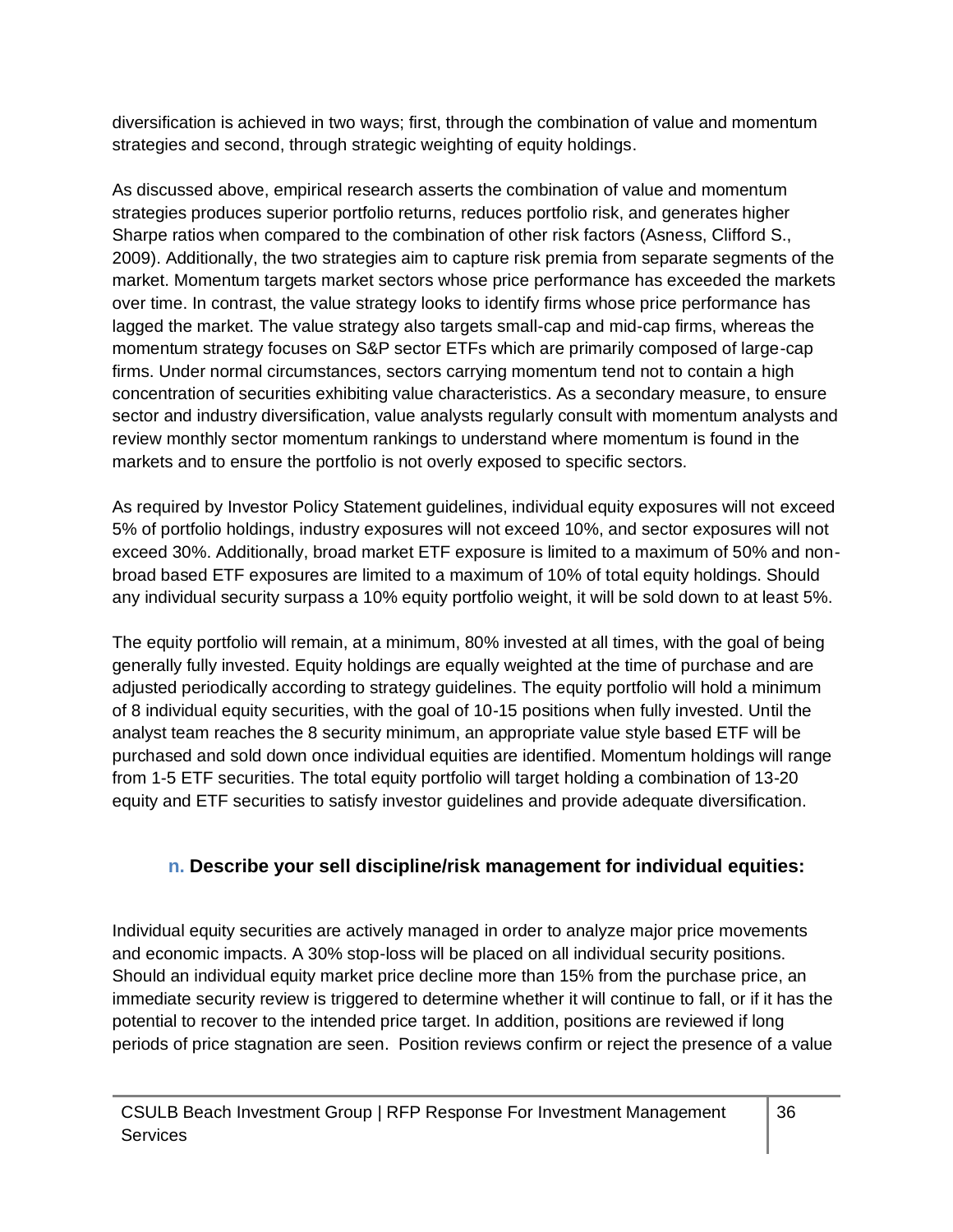diversification is achieved in two ways; first, through the combination of value and momentum strategies and second, through strategic weighting of equity holdings.

As discussed above, empirical research asserts the combination of value and momentum strategies produces superior portfolio returns, reduces portfolio risk, and generates higher Sharpe ratios when compared to the combination of other risk factors (Asness, Clifford S., 2009). Additionally, the two strategies aim to capture risk premia from separate segments of the market. Momentum targets market sectors whose price performance has exceeded the markets over time. In contrast, the value strategy looks to identify firms whose price performance has lagged the market. The value strategy also targets small-cap and mid-cap firms, whereas the momentum strategy focuses on S&P sector ETFs which are primarily composed of large-cap firms. Under normal circumstances, sectors carrying momentum tend not to contain a high concentration of securities exhibiting value characteristics. As a secondary measure, to ensure sector and industry diversification, value analysts regularly consult with momentum analysts and review monthly sector momentum rankings to understand where momentum is found in the markets and to ensure the portfolio is not overly exposed to specific sectors.

As required by Investor Policy Statement guidelines, individual equity exposures will not exceed 5% of portfolio holdings, industry exposures will not exceed 10%, and sector exposures will not exceed 30%. Additionally, broad market ETF exposure is limited to a maximum of 50% and non-broad based ETF exposures are limited to a maximum of 10% of total equity holdings. Should any individual security surpass a 10% equity portfolio weight, it will be sold down to at least 5%.

The equity portfolio will remain, at a minimum, 80% invested at all times, with the goal of being generally fully invested. Equity holdings are equally weighted at the time of purchase and are adjusted periodically according to strategy guidelines. The equity portfolio will hold a minimum of 8 individual equity securities, with the goal of 10-15 positions when fully invested. Until the analyst team reaches the 8 security minimum, an appropriate value style based ETF will be purchased and sold down once individual equities are identified. Momentum holdings will range from 1-5 ETF securities. The total equity portfolio will target holding a combination of 13-20 equity and ETF securities to satisfy investor guidelines and provide adequate diversification.

### n. Describe your sell discipline/risk management for individual equities:

Individual equity securities are actively managed in order to analyze major price movements and economic impacts. A 30% stop-loss will be placed on all individual security positions. Should an individual equity market price decline more than 15% from the purchase price, an immediate security review is triggered to determine whether it will continue to fall, or if it has the potential to recover to the intended price target. In addition, positions are reviewed if long periods of price stagnation are seen. Position reviews confirm or reject the presence of a value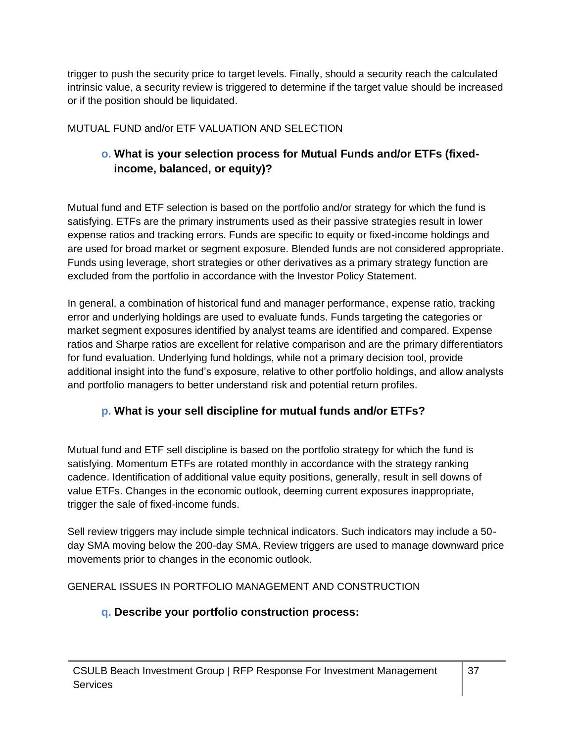trigger to push the security price to target levels. Finally, should a security reach the calculated intrinsic value, a security review is triggered to determine if the target value should be increased or if the position should be liquidated.

MUTUAL FUND and/or ETF VALUATION AND SELECTION

### o. What is your selection process for Mutual Funds and/or ETFs (fixed-income, balanced, or equity)?

Mutual fund and ETF selection is based on the portfolio and/or strategy for which the fund is satisfying. ETFs are the primary instruments used as their passive strategies result in lower expense ratios and tracking errors. Funds are specific to equity or fixed-income holdings and are used for broad market or segment exposure. Blended funds are not considered appropriate. Funds using leverage, short strategies or other derivatives as a primary strategy function are excluded from the portfolio in accordance with the Investor Policy Statement.

In general, a combination of historical fund and manager performance, expense ratio, tracking error and underlying holdings are used to evaluate funds. Funds targeting the categories or market segment exposures identified by analyst teams are identified and compared. Expense ratios and Sharpe ratios are excellent for relative comparison and are the primary differentiators for fund evaluation. Underlying fund holdings, while not a primary decision tool, provide additional insight into the fund's exposure, relative to other portfolio holdings, and allow analysts and portfolio managers to better understand risk and potential return profiles.

### p. What is your sell discipline for mutual funds and/or ETFs?

Mutual fund and ETF sell discipline is based on the portfolio strategy for which the fund is satisfying. Momentum ETFs are rotated monthly in accordance with the strategy ranking cadence. Identification of additional value equity positions, generally, result in sell downs of value ETFs. Changes in the economic outlook, deeming current exposures inappropriate, trigger the sale of fixed-income funds.

Sell review triggers may include simple technical indicators. Such indicators may include a 50-day SMA moving below the 200-day SMA. Review triggers are used to manage downward price movements prior to changes in the economic outlook.

GENERAL ISSUES IN PORTFOLIO MANAGEMENT AND CONSTRUCTION

### q. Describe your portfolio construction process: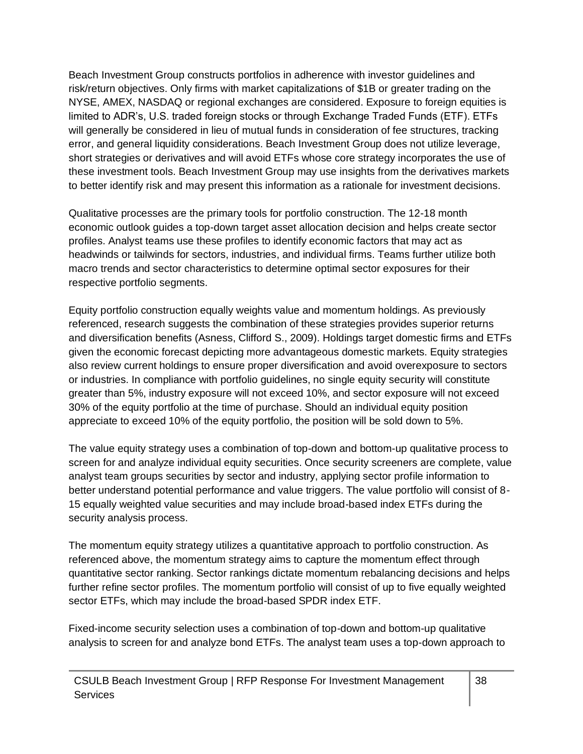Beach Investment Group constructs portfolios in adherence with investor guidelines and risk/return objectives. Only firms with market capitalizations of $1B or greater trading on the NYSE, AMEX, NASDAQ or regional exchanges are considered. Exposure to foreign equities is limited to ADR's, U.S. traded foreign stocks or through Exchange Traded Funds (ETF). ETFs will generally be considered in lieu of mutual funds in consideration of fee structures, tracking error, and general liquidity considerations. Beach Investment Group does not utilize leverage, short strategies or derivatives and will avoid ETFs whose core strategy incorporates the use of these investment tools. Beach Investment Group may use insights from the derivatives markets to better identify risk and may present this information as a rationale for investment decisions.

Qualitative processes are the primary tools for portfolio construction. The 12-18 month economic outlook guides a top-down target asset allocation decision and helps create sector profiles. Analyst teams use these profiles to identify economic factors that may act as headwinds or tailwinds for sectors, industries, and individual firms. Teams further utilize both macro trends and sector characteristics to determine optimal sector exposures for their respective portfolio segments.

Equity portfolio construction equally weights value and momentum holdings. As previously referenced, research suggests the combination of these strategies provides superior returns and diversification benefits (Asness, Clifford S., 2009). Holdings target domestic firms and ETFs given the economic forecast depicting more advantageous domestic markets. Equity strategies also review current holdings to ensure proper diversification and avoid overexposure to sectors or industries. In compliance with portfolio guidelines, no single equity security will constitute greater than 5%, industry exposure will not exceed 10%, and sector exposure will not exceed 30% of the equity portfolio at the time of purchase. Should an individual equity position appreciate to exceed 10% of the equity portfolio, the position will be sold down to 5%.

The value equity strategy uses a combination of top-down and bottom-up qualitative process to screen for and analyze individual equity securities. Once security screeners are complete, value analyst team groups securities by sector and industry, applying sector profile information to better understand potential performance and value triggers. The value portfolio will consist of 8-15 equally weighted value securities and may include broad-based index ETFs during the security analysis process.

The momentum equity strategy utilizes a quantitative approach to portfolio construction. As referenced above, the momentum strategy aims to capture the momentum effect through quantitative sector ranking. Sector rankings dictate momentum rebalancing decisions and helps further refine sector profiles. The momentum portfolio will consist of up to five equally weighted sector ETFs, which may include the broad-based SPDR index ETF.

Fixed-income security selection uses a combination of top-down and bottom-up qualitative analysis to screen for and analyze bond ETFs. The analyst team uses a top-down approach to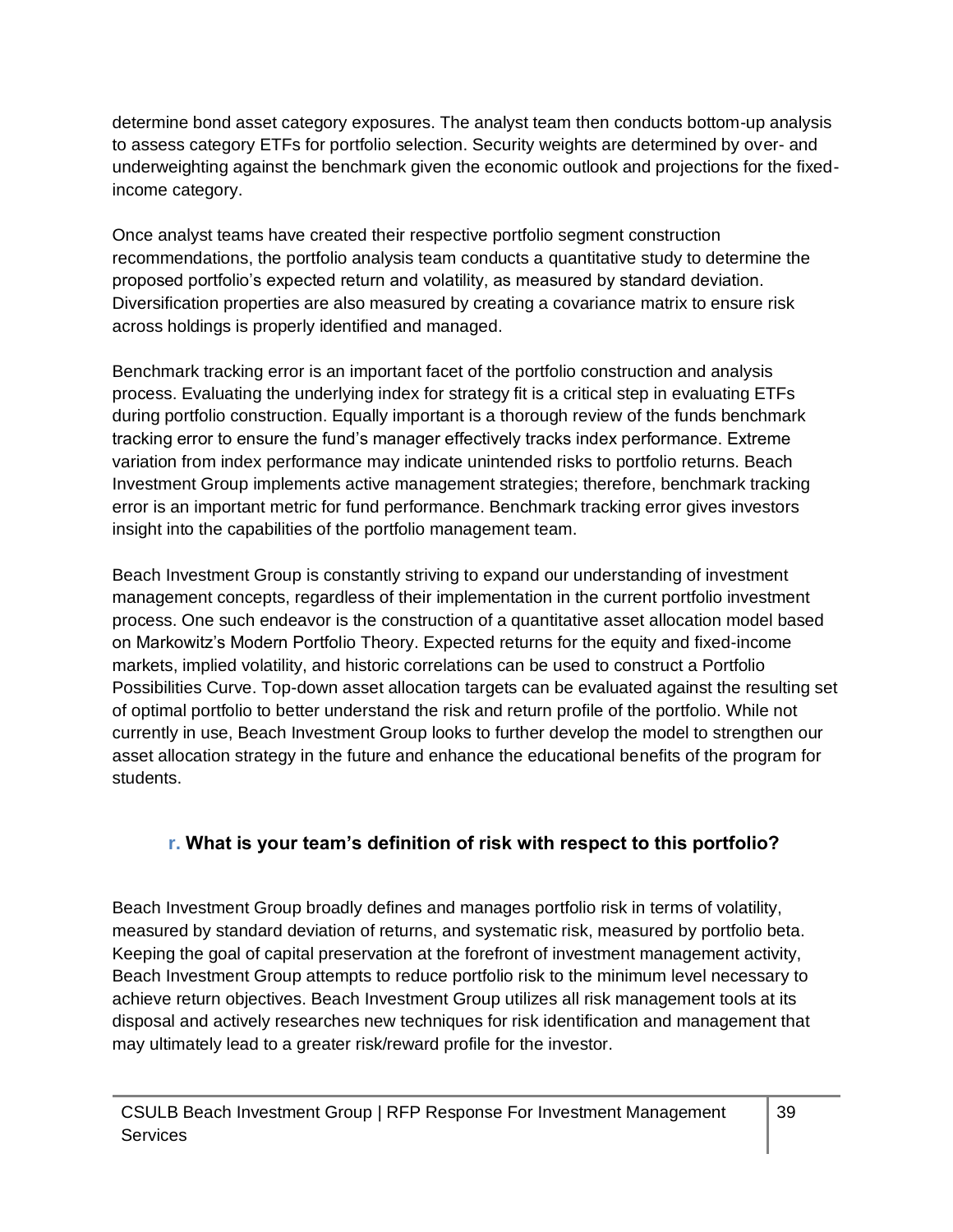determine bond asset category exposures. The analyst team then conducts bottom-up analysis to assess category ETFs for portfolio selection. Security weights are determined by over- and underweighting against the benchmark given the economic outlook and projections for the fixed-income category.

Once analyst teams have created their respective portfolio segment construction recommendations, the portfolio analysis team conducts a quantitative study to determine the proposed portfolio's expected return and volatility, as measured by standard deviation. Diversification properties are also measured by creating a covariance matrix to ensure risk across holdings is properly identified and managed.

Benchmark tracking error is an important facet of the portfolio construction and analysis process. Evaluating the underlying index for strategy fit is a critical step in evaluating ETFs during portfolio construction. Equally important is a thorough review of the funds benchmark tracking error to ensure the fund's manager effectively tracks index performance. Extreme variation from index performance may indicate unintended risks to portfolio returns. Beach Investment Group implements active management strategies; therefore, benchmark tracking error is an important metric for fund performance. Benchmark tracking error gives investors insight into the capabilities of the portfolio management team.

Beach Investment Group is constantly striving to expand our understanding of investment management concepts, regardless of their implementation in the current portfolio investment process. One such endeavor is the construction of a quantitative asset allocation model based on Markowitz's Modern Portfolio Theory. Expected returns for the equity and fixed-income markets, implied volatility, and historic correlations can be used to construct a Portfolio Possibilities Curve. Top-down asset allocation targets can be evaluated against the resulting set of optimal portfolio to better understand the risk and return profile of the portfolio. While not currently in use, Beach Investment Group looks to further develop the model to strengthen our asset allocation strategy in the future and enhance the educational benefits of the program for students.

### r. What is your team's definition of risk with respect to this portfolio?

Beach Investment Group broadly defines and manages portfolio risk in terms of volatility, measured by standard deviation of returns, and systematic risk, measured by portfolio beta. Keeping the goal of capital preservation at the forefront of investment management activity, Beach Investment Group attempts to reduce portfolio risk to the minimum level necessary to achieve return objectives. Beach Investment Group utilizes all risk management tools at its disposal and actively researches new techniques for risk identification and management that may ultimately lead to a greater risk/reward profile for the investor.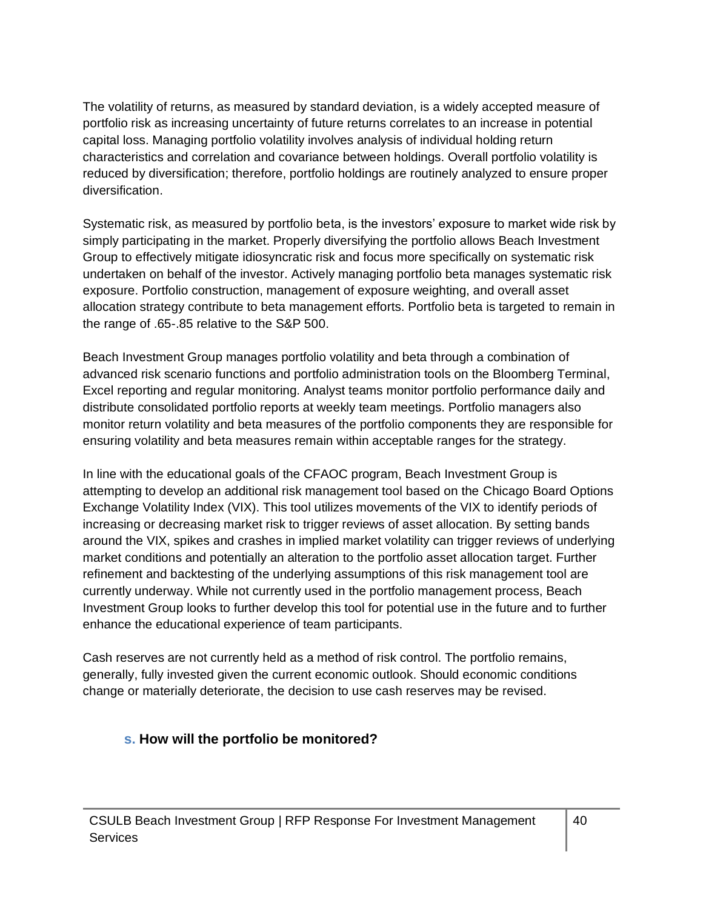The volatility of returns, as measured by standard deviation, is a widely accepted measure of portfolio risk as increasing uncertainty of future returns correlates to an increase in potential capital loss. Managing portfolio volatility involves analysis of individual holding return characteristics and correlation and covariance between holdings. Overall portfolio volatility is reduced by diversification; therefore, portfolio holdings are routinely analyzed to ensure proper diversification.

Systematic risk, as measured by portfolio beta, is the investors' exposure to market wide risk by simply participating in the market. Properly diversifying the portfolio allows Beach Investment Group to effectively mitigate idiosyncratic risk and focus more specifically on systematic risk undertaken on behalf of the investor. Actively managing portfolio beta manages systematic risk exposure. Portfolio construction, management of exposure weighting, and overall asset allocation strategy contribute to beta management efforts. Portfolio beta is targeted to remain in the range of .65-.85 relative to the S&P 500.

Beach Investment Group manages portfolio volatility and beta through a combination of advanced risk scenario functions and portfolio administration tools on the Bloomberg Terminal, Excel reporting and regular monitoring. Analyst teams monitor portfolio performance daily and distribute consolidated portfolio reports at weekly team meetings. Portfolio managers also monitor return volatility and beta measures of the portfolio components they are responsible for ensuring volatility and beta measures remain within acceptable ranges for the strategy.

In line with the educational goals of the CFAOC program, Beach Investment Group is attempting to develop an additional risk management tool based on the Chicago Board Options Exchange Volatility Index (VIX). This tool utilizes movements of the VIX to identify periods of increasing or decreasing market risk to trigger reviews of asset allocation. By setting bands around the VIX, spikes and crashes in implied market volatility can trigger reviews of underlying market conditions and potentially an alteration to the portfolio asset allocation target. Further refinement and backtesting of the underlying assumptions of this risk management tool are currently underway. While not currently used in the portfolio management process, Beach Investment Group looks to further develop this tool for potential use in the future and to further enhance the educational experience of team participants.

Cash reserves are not currently held as a method of risk control. The portfolio remains, generally, fully invested given the current economic outlook. Should economic conditions change or materially deteriorate, the decision to use cash reserves may be revised.

### s. How will the portfolio be monitored?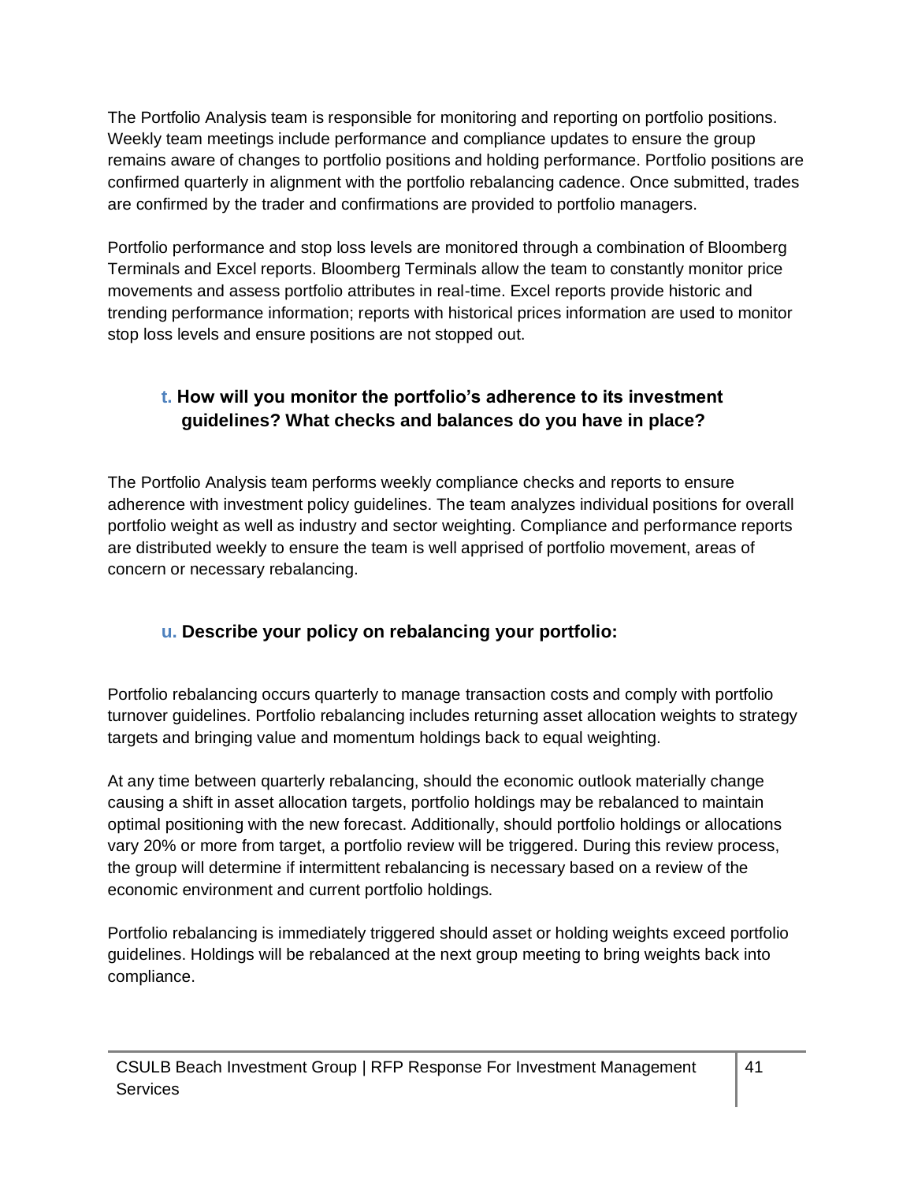The Portfolio Analysis team is responsible for monitoring and reporting on portfolio positions. Weekly team meetings include performance and compliance updates to ensure the group remains aware of changes to portfolio positions and holding performance. Portfolio positions are confirmed quarterly in alignment with the portfolio rebalancing cadence. Once submitted, trades are confirmed by the trader and confirmations are provided to portfolio managers.

Portfolio performance and stop loss levels are monitored through a combination of Bloomberg Terminals and Excel reports. Bloomberg Terminals allow the team to constantly monitor price movements and assess portfolio attributes in real-time. Excel reports provide historic and trending performance information; reports with historical prices information are used to monitor stop loss levels and ensure positions are not stopped out.

### t. How will you monitor the portfolio's adherence to its investment guidelines? What checks and balances do you have in place?

The Portfolio Analysis team performs weekly compliance checks and reports to ensure adherence with investment policy guidelines. The team analyzes individual positions for overall portfolio weight as well as industry and sector weighting. Compliance and performance reports are distributed weekly to ensure the team is well apprised of portfolio movement, areas of concern or necessary rebalancing.

### u. Describe your policy on rebalancing your portfolio:

Portfolio rebalancing occurs quarterly to manage transaction costs and comply with portfolio turnover guidelines. Portfolio rebalancing includes returning asset allocation weights to strategy targets and bringing value and momentum holdings back to equal weighting.

At any time between quarterly rebalancing, should the economic outlook materially change causing a shift in asset allocation targets, portfolio holdings may be rebalanced to maintain optimal positioning with the new forecast. Additionally, should portfolio holdings or allocations vary 20% or more from target, a portfolio review will be triggered. During this review process, the group will determine if intermittent rebalancing is necessary based on a review of the economic environment and current portfolio holdings.

Portfolio rebalancing is immediately triggered should asset or holding weights exceed portfolio guidelines. Holdings will be rebalanced at the next group meeting to bring weights back into compliance.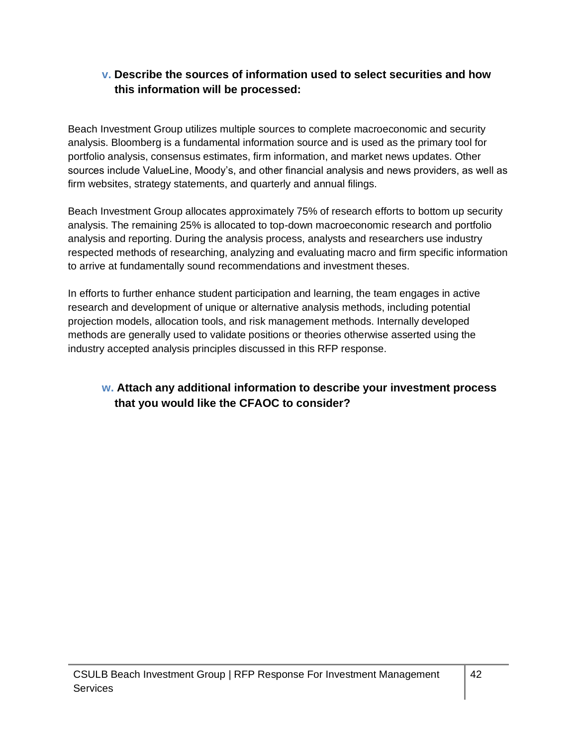### v. Describe the sources of information used to select securities and how this information will be processed:

Beach Investment Group utilizes multiple sources to complete macroeconomic and security analysis. Bloomberg is a fundamental information source and is used as the primary tool for portfolio analysis, consensus estimates, firm information, and market news updates. Other sources include ValueLine, Moody's, and other financial analysis and news providers, as well as firm websites, strategy statements, and quarterly and annual filings.

Beach Investment Group allocates approximately 75% of research efforts to bottom up security analysis. The remaining 25% is allocated to top-down macroeconomic research and portfolio analysis and reporting. During the analysis process, analysts and researchers use industry respected methods of researching, analyzing and evaluating macro and firm specific information to arrive at fundamentally sound recommendations and investment theses.

In efforts to further enhance student participation and learning, the team engages in active research and development of unique or alternative analysis methods, including potential projection models, allocation tools, and risk management methods. Internally developed methods are generally used to validate positions or theories otherwise asserted using the industry accepted analysis principles discussed in this RFP response.

### w. Attach any additional information to describe your investment process that you would like the CFAOC to consider?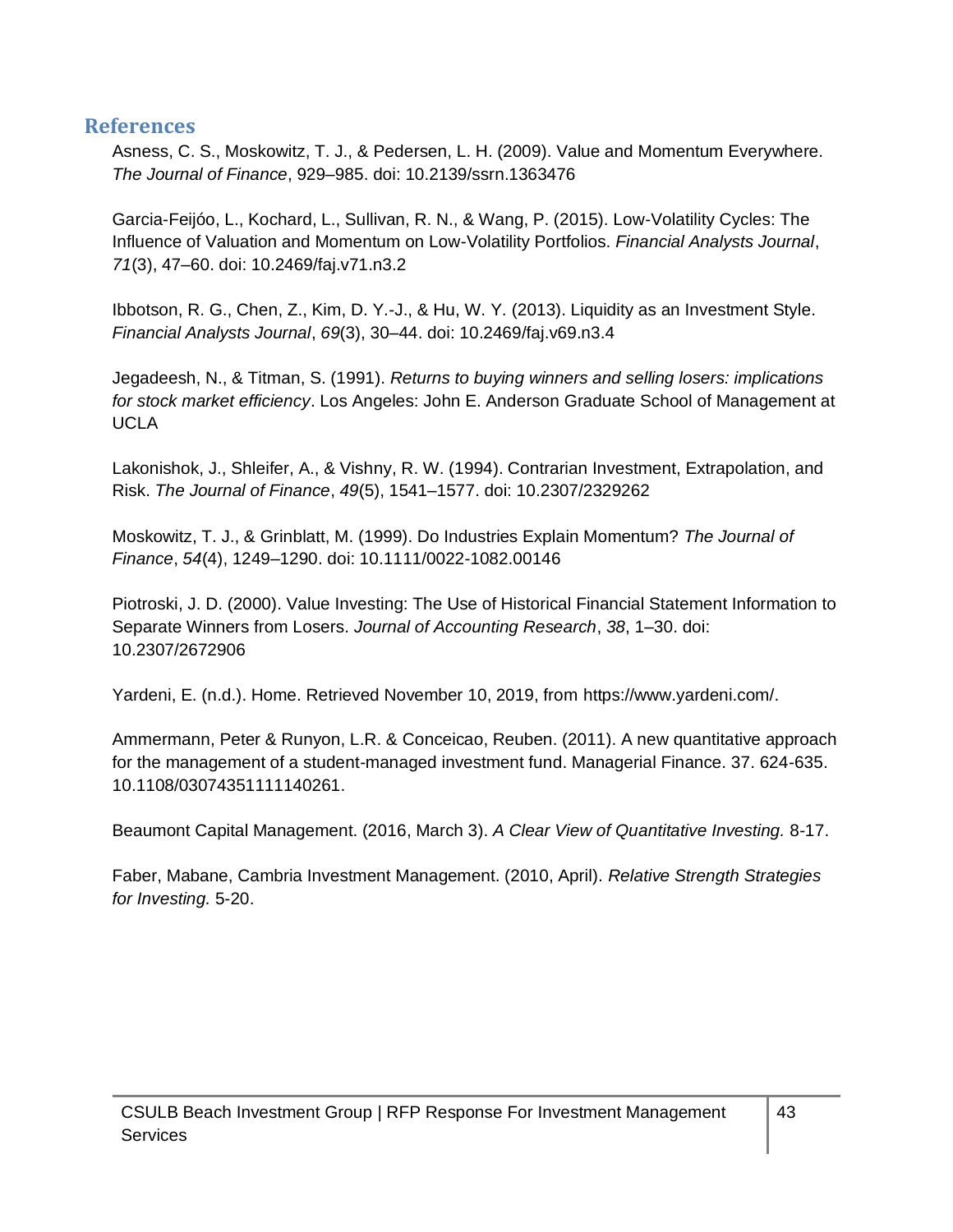## References

Asness, C. S., Moskowitz, T. J., & Pedersen, L. H. (2009). Value and Momentum Everywhere. *The Journal of Finance*, 929–985. doi: 10.2139/ssrn.1363476

Garcia-Feijóo, L., Kochard, L., Sullivan, R. N., & Wang, P. (2015). Low-Volatility Cycles: The Influence of Valuation and Momentum on Low-Volatility Portfolios. *Financial Analysts Journal*, *71*(3), 47–60. doi: 10.2469/faj.v71.n3.2

Ibbotson, R. G., Chen, Z., Kim, D. Y.-J., & Hu, W. Y. (2013). Liquidity as an Investment Style. *Financial Analysts Journal*, *69*(3), 30–44. doi: 10.2469/faj.v69.n3.4

Jegadeesh, N., & Titman, S. (1991). *Returns to buying winners and selling losers: implications for stock market efficiency*. Los Angeles: John E. Anderson Graduate School of Management at UCLA

Lakonishok, J., Shleifer, A., & Vishny, R. W. (1994). Contrarian Investment, Extrapolation, and Risk. *The Journal of Finance*, *49*(5), 1541–1577. doi: 10.2307/2329262

Moskowitz, T. J., & Grinblatt, M. (1999). Do Industries Explain Momentum? *The Journal of Finance*, *54*(4), 1249–1290. doi: 10.1111/0022-1082.00146

Piotroski, J. D. (2000). Value Investing: The Use of Historical Financial Statement Information to Separate Winners from Losers. *Journal of Accounting Research*, *38*, 1–30. doi: 10.2307/2672906

Yardeni, E. (n.d.). Home. Retrieved November 10, 2019, from https://www.yardeni.com/.

Ammermann, Peter & Runyon, L.R. & Conceicao, Reuben. (2011). A new quantitative approach for the management of a student-managed investment fund. Managerial Finance. 37. 624-635. 10.1108/03074351111140261.

Beaumont Capital Management. (2016, March 3). *A Clear View of Quantitative Investing.* 8-17.

Faber, Mabane, Cambria Investment Management. (2010, April). *Relative Strength Strategies for Investing.* 5-20.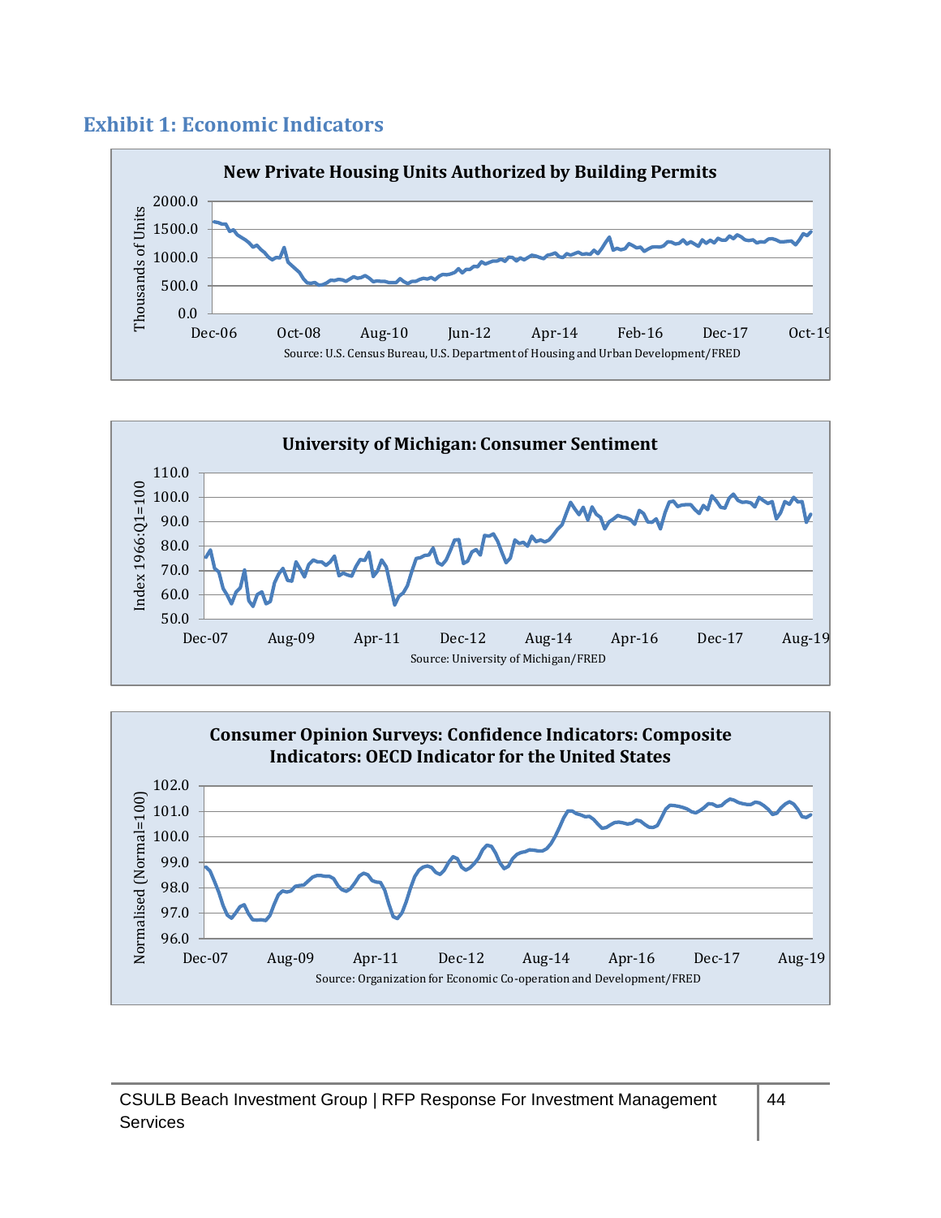## Exhibit 1: Economic Indicators

**New Private Housing Units Authorized by Building Permits**

Thousands of Units

2000.0
1500.0
1000.0
500.0
0.0

Dec-06 Oct-08 Aug-10 Jun-12 Apr-14 Feb-16 Dec-17 Oct-19

Source: U.S. Census Bureau, U.S. Department of Housing and Urban Development/FRED

**University of Michigan: Consumer Sentiment**

Index 1966:Q1=100

110.0
100.0
90.0
80.0
70.0
60.0
50.0

Dec-07 Aug-09 Apr-11 Dec-12 Aug-14 Apr-16 Dec-17 Aug-19

Source: University of Michigan/FRED

**Consumer Opinion Surveys: Confidence Indicators: Composite Indicators: OECD Indicator for the United States**

Normalised (Normal=100)

102.0
101.0
100.0
99.0
98.0
97.0
96.0

Dec-07 Aug-09 Apr-11 Dec-12 Aug-14 Apr-16 Dec-17 Aug-19

Source: Organization for Economic Co-operation and Development/FRED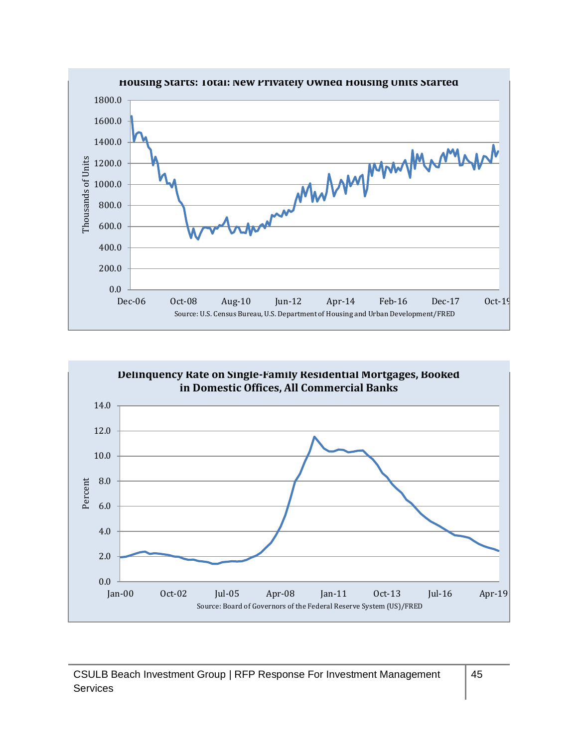**Housing Starts: Total: New Privately Owned Housing Units Started**

Source: U.S. Census Bureau, U.S. Department of Housing and Urban Development/FRED

**Delinquency Rate on Single-Family Residential Mortgages, Booked in Domestic Offices, All Commercial Banks**

Source: Board of Governors of the Federal Reserve System (US)/FRED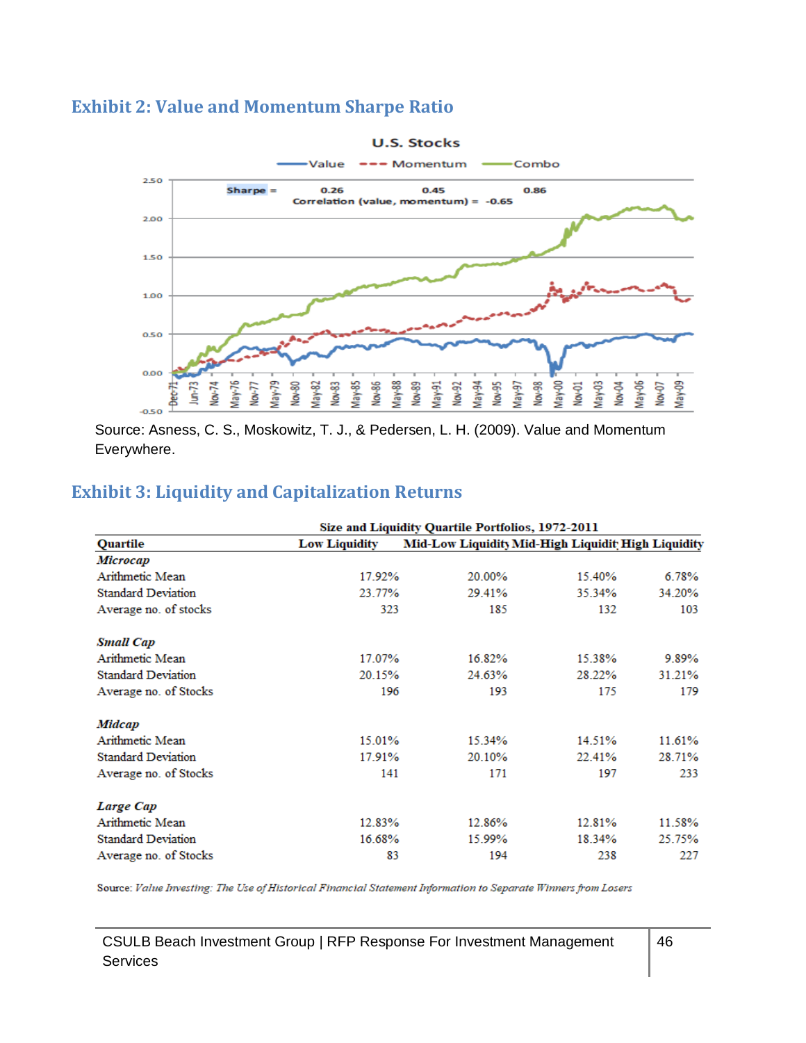## Exhibit 2: Value and Momentum Sharpe Ratio

Source: Asness, C. S., Moskowitz, T. J., & Pedersen, L. H. (2009). Value and Momentum Everywhere.

## Exhibit 3: Liquidity and Capitalization Returns

| Size and Liquidity Quartile Portfolios, 1972-2011 | | | | |
|---|---|---|---|---|
| **Quartile** | **Low Liquidity** | **Mid-Low Liquidity** | **Mid-High Liquidit** | **High Liquidity** |
| ***Microcap*** | | | | |
| Arithmetic Mean | 17.92% | 20.00% | 15.40% | 6.78% |
| Standard Deviation | 23.77% | 29.41% | 35.34% | 34.20% |
| Average no. of stocks | 323 | 185 | 132 | 103 |
| ***Small Cap*** | | | | |
| Arithmetic Mean | 17.07% | 16.82% | 15.38% | 9.89% |
| Standard Deviation | 20.15% | 24.63% | 28.22% | 31.21% |
| Average no. of Stocks | 196 | 193 | 175 | 179 |
| ***Midcap*** | | | | |
| Arithmetic Mean | 15.01% | 15.34% | 14.51% | 11.61% |
| Standard Deviation | 17.91% | 20.10% | 22.41% | 28.71% |
| Average no. of Stocks | 141 | 171 | 197 | 233 |
| ***Large Cap*** | | | | |
| Arithmetic Mean | 12.83% | 12.86% | 12.81% | 11.58% |
| Standard Deviation | 16.68% | 15.99% | 18.34% | 25.75% |
| Average no. of Stocks | 83 | 194 | 238 | 227 |

Source: *Value Investing: The Use of Historical Financial Statement Information to Separate Winners from Losers*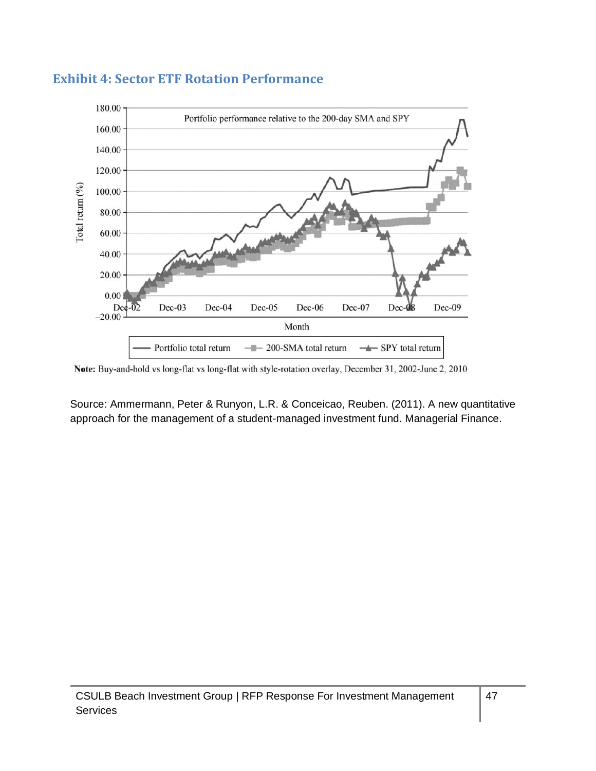## Exhibit 4: Sector ETF Rotation Performance

Portfolio performance relative to the 200-day SMA and SPY

Total return (%)

Month

Portfolio total return — 200-SMA total return — SPY total return

**Note:** Buy-and-hold vs long-flat vs long-flat with style-rotation overlay, December 31, 2002-June 2, 2010

Source: Ammermann, Peter & Runyon, L.R. & Conceicao, Reuben. (2011). A new quantitative approach for the management of a student-managed investment fund. Managerial Finance.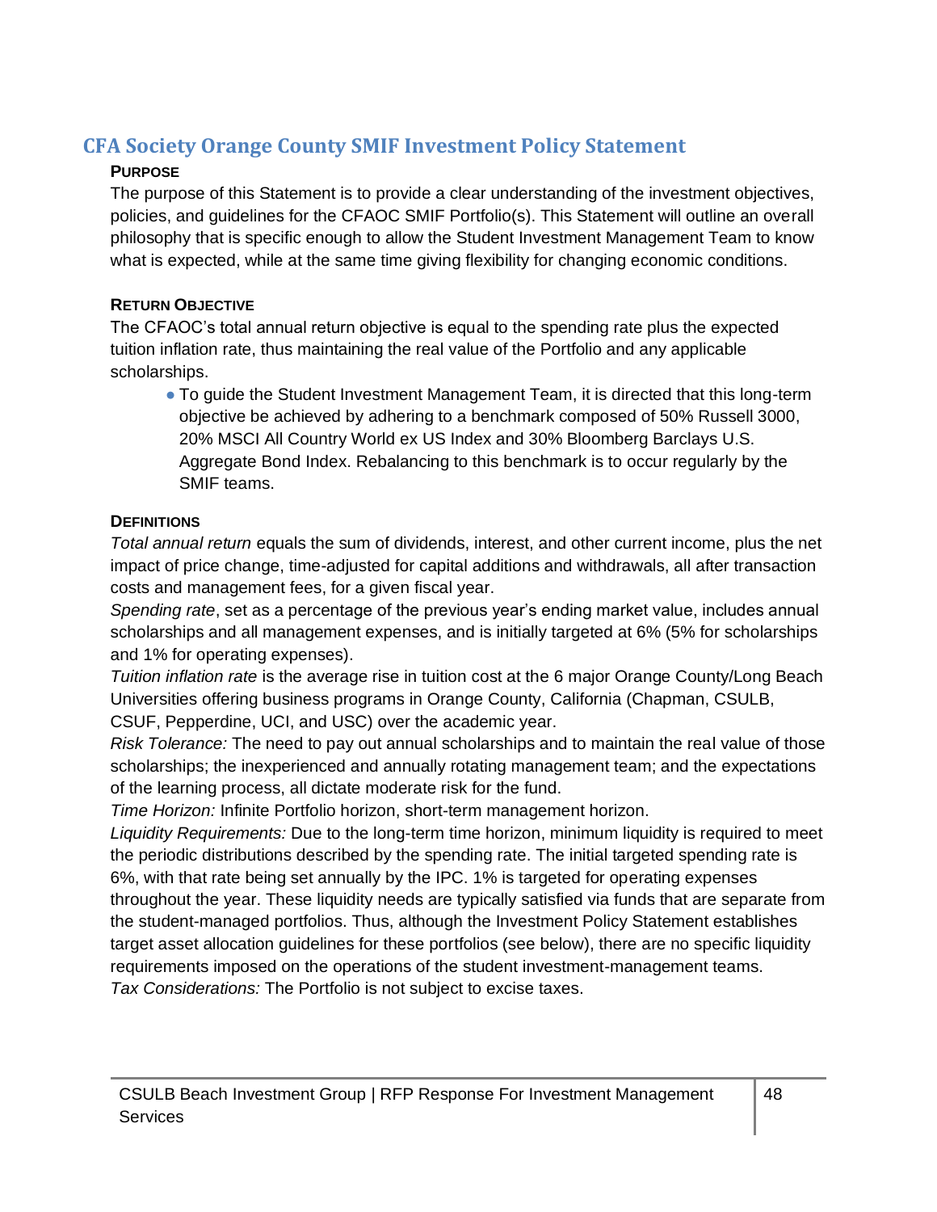## CFA Society Orange County SMIF Investment Policy Statement

### PURPOSE

The purpose of this Statement is to provide a clear understanding of the investment objectives, policies, and guidelines for the CFAOC SMIF Portfolio(s). This Statement will outline an overall philosophy that is specific enough to allow the Student Investment Management Team to know what is expected, while at the same time giving flexibility for changing economic conditions.

### RETURN OBJECTIVE

The CFAOC's total annual return objective is equal to the spending rate plus the expected tuition inflation rate, thus maintaining the real value of the Portfolio and any applicable scholarships.

- To guide the Student Investment Management Team, it is directed that this long-term objective be achieved by adhering to a benchmark composed of 50% Russell 3000, 20% MSCI All Country World ex US Index and 30% Bloomberg Barclays U.S. Aggregate Bond Index. Rebalancing to this benchmark is to occur regularly by the SMIF teams.

### DEFINITIONS

*Total annual return* equals the sum of dividends, interest, and other current income, plus the net impact of price change, time-adjusted for capital additions and withdrawals, all after transaction costs and management fees, for a given fiscal year.

*Spending rate*, set as a percentage of the previous year's ending market value, includes annual scholarships and all management expenses, and is initially targeted at 6% (5% for scholarships and 1% for operating expenses).

*Tuition inflation rate* is the average rise in tuition cost at the 6 major Orange County/Long Beach Universities offering business programs in Orange County, California (Chapman, CSULB, CSUF, Pepperdine, UCI, and USC) over the academic year.

*Risk Tolerance:* The need to pay out annual scholarships and to maintain the real value of those scholarships; the inexperienced and annually rotating management team; and the expectations of the learning process, all dictate moderate risk for the fund.

*Time Horizon:* Infinite Portfolio horizon, short-term management horizon.

*Liquidity Requirements:* Due to the long-term time horizon, minimum liquidity is required to meet the periodic distributions described by the spending rate. The initial targeted spending rate is 6%, with that rate being set annually by the IPC. 1% is targeted for operating expenses throughout the year. These liquidity needs are typically satisfied via funds that are separate from the student-managed portfolios. Thus, although the Investment Policy Statement establishes target asset allocation guidelines for these portfolios (see below), there are no specific liquidity requirements imposed on the operations of the student investment-management teams.

*Tax Considerations:* The Portfolio is not subject to excise taxes.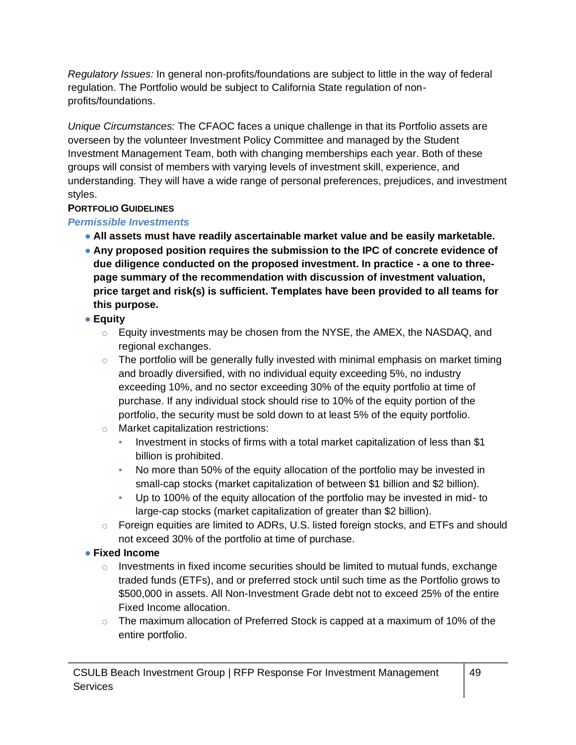*Regulatory Issues:* In general non-profits/foundations are subject to little in the way of federal regulation. The Portfolio would be subject to California State regulation of non-profits/foundations.

*Unique Circumstances:* The CFAOC faces a unique challenge in that its Portfolio assets are overseen by the volunteer Investment Policy Committee and managed by the Student Investment Management Team, both with changing memberships each year. Both of these groups will consist of members with varying levels of investment skill, experience, and understanding. They will have a wide range of personal preferences, prejudices, and investment styles.

**PORTFOLIO GUIDELINES**

***Permissible Investments***

- **All assets must have readily ascertainable market value and be easily marketable.**
- **Any proposed position requires the submission to the IPC of concrete evidence of due diligence conducted on the proposed investment. In practice - a one to three-page summary of the recommendation with discussion of investment valuation, price target and risk(s) is sufficient. Templates have been provided to all teams for this purpose.**
- **Equity**
  - Equity investments may be chosen from the NYSE, the AMEX, the NASDAQ, and regional exchanges.
  - The portfolio will be generally fully invested with minimal emphasis on market timing and broadly diversified, with no individual equity exceeding 5%, no industry exceeding 10%, and no sector exceeding 30% of the equity portfolio at time of purchase. If any individual stock should rise to 10% of the equity portion of the portfolio, the security must be sold down to at least 5% of the equity portfolio.
  - Market capitalization restrictions:
    - Investment in stocks of firms with a total market capitalization of less than $1 billion is prohibited.
    - No more than 50% of the equity allocation of the portfolio may be invested in small-cap stocks (market capitalization of between $1 billion and $2 billion).
    - Up to 100% of the equity allocation of the portfolio may be invested in mid- to large-cap stocks (market capitalization of greater than $2 billion).
  - Foreign equities are limited to ADRs, U.S. listed foreign stocks, and ETFs and should not exceed 30% of the portfolio at time of purchase.
- **Fixed Income**
  - Investments in fixed income securities should be limited to mutual funds, exchange traded funds (ETFs), and or preferred stock until such time as the Portfolio grows to $500,000 in assets. All Non-Investment Grade debt not to exceed 25% of the entire Fixed Income allocation.
  - The maximum allocation of Preferred Stock is capped at a maximum of 10% of the entire portfolio.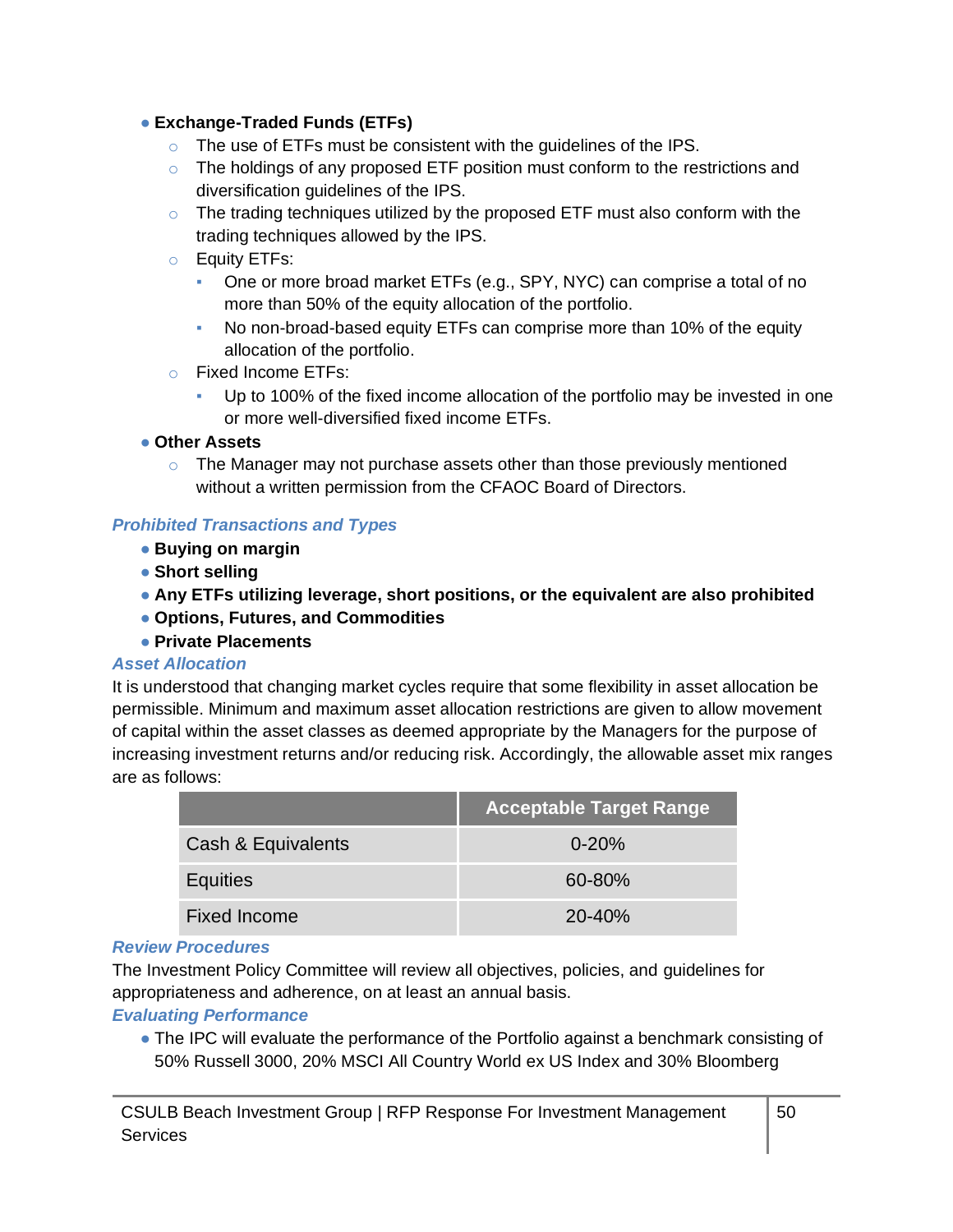- **Exchange-Traded Funds (ETFs)**
  - The use of ETFs must be consistent with the guidelines of the IPS.
  - The holdings of any proposed ETF position must conform to the restrictions and diversification guidelines of the IPS.
  - The trading techniques utilized by the proposed ETF must also conform with the trading techniques allowed by the IPS.
  - Equity ETFs:
    - One or more broad market ETFs (e.g., SPY, NYC) can comprise a total of no more than 50% of the equity allocation of the portfolio.
    - No non-broad-based equity ETFs can comprise more than 10% of the equity allocation of the portfolio.
  - Fixed Income ETFs:
    - Up to 100% of the fixed income allocation of the portfolio may be invested in one or more well-diversified fixed income ETFs.
- **Other Assets**
  - The Manager may not purchase assets other than those previously mentioned without a written permission from the CFAOC Board of Directors.

### *Prohibited Transactions and Types*

- **Buying on margin**
- **Short selling**
- **Any ETFs utilizing leverage, short positions, or the equivalent are also prohibited**
- **Options, Futures, and Commodities**
- **Private Placements**

### *Asset Allocation*

It is understood that changing market cycles require that some flexibility in asset allocation be permissible. Minimum and maximum asset allocation restrictions are given to allow movement of capital within the asset classes as deemed appropriate by the Managers for the purpose of increasing investment returns and/or reducing risk. Accordingly, the allowable asset mix ranges are as follows:

| | Acceptable Target Range |
|---|---|
| Cash & Equivalents | 0-20% |
| Equities | 60-80% |
| Fixed Income | 20-40% |

### *Review Procedures*

The Investment Policy Committee will review all objectives, policies, and guidelines for appropriateness and adherence, on at least an annual basis.

### *Evaluating Performance*

- The IPC will evaluate the performance of the Portfolio against a benchmark consisting of 50% Russell 3000, 20% MSCI All Country World ex US Index and 30% Bloomberg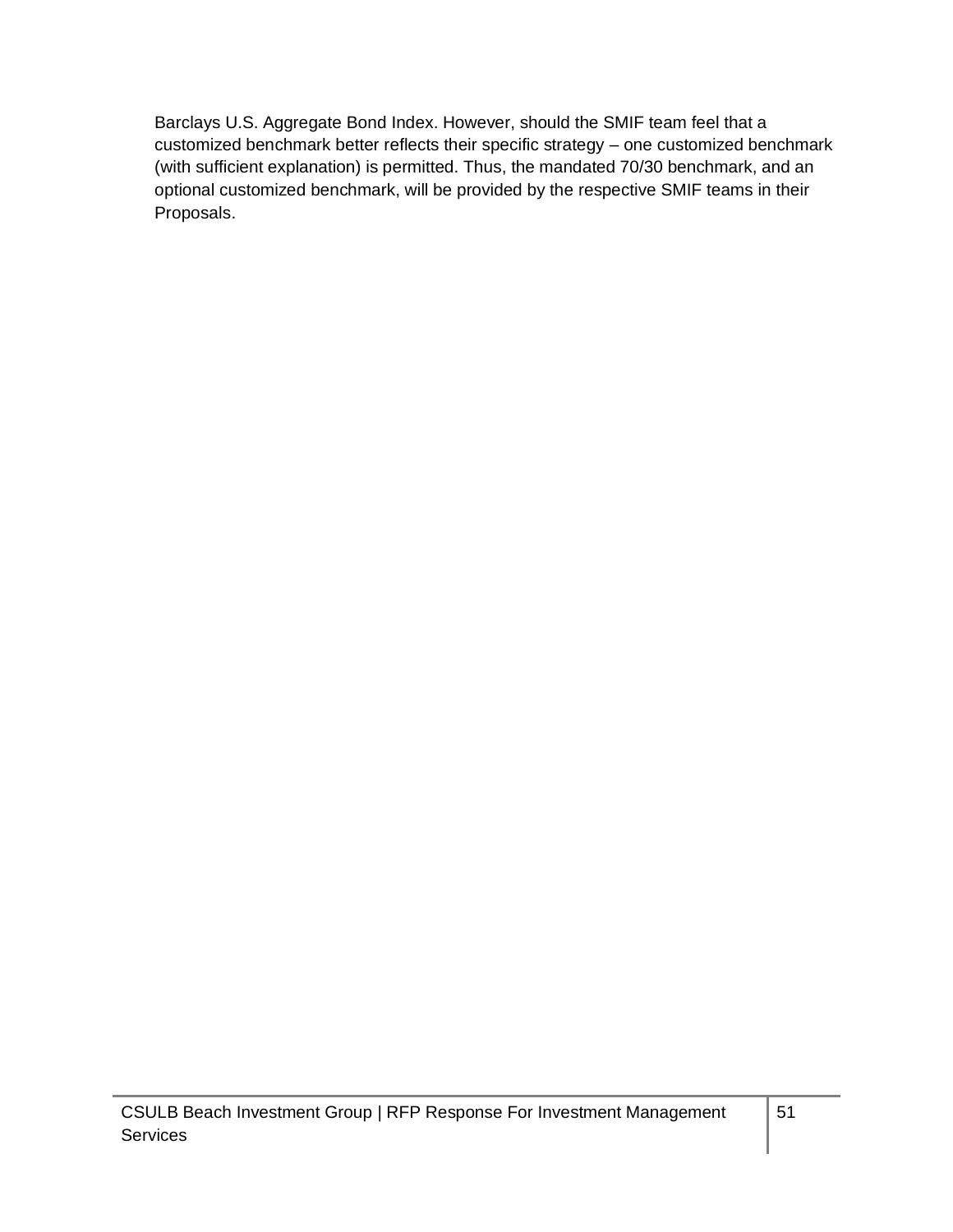Barclays U.S. Aggregate Bond Index. However, should the SMIF team feel that a customized benchmark better reflects their specific strategy – one customized benchmark (with sufficient explanation) is permitted. Thus, the mandated 70/30 benchmark, and an optional customized benchmark, will be provided by the respective SMIF teams in their Proposals.